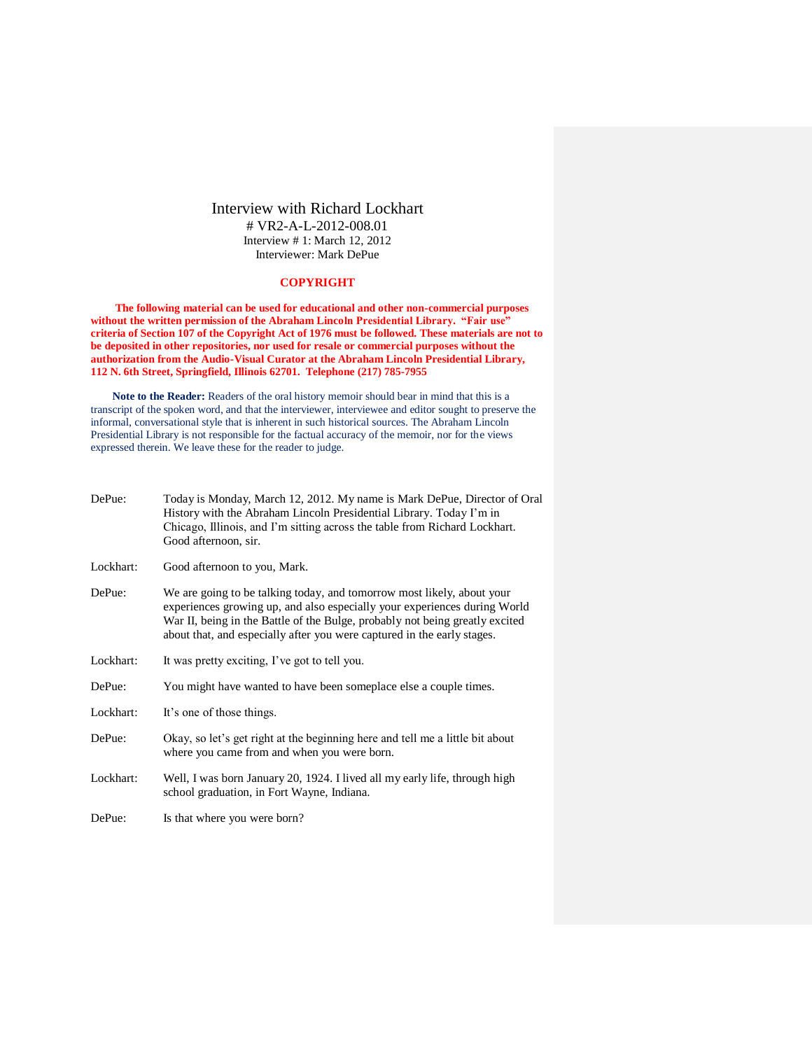# Interview with Richard Lockhart

# VR2-A-L-2012-008.01
Interview # 1: March 12, 2012
Interviewer: Mark DePue

**COPYRIGHT**

**The following material can be used for educational and other non-commercial purposes without the written permission of the Abraham Lincoln Presidential Library. "Fair use" criteria of Section 107 of the Copyright Act of 1976 must be followed. These materials are not to be deposited in other repositories, nor used for resale or commercial purposes without the authorization from the Audio-Visual Curator at the Abraham Lincoln Presidential Library, 112 N. 6th Street, Springfield, Illinois 62701. Telephone (217) 785-7955**

**Note to the Reader:** Readers of the oral history memoir should bear in mind that this is a transcript of the spoken word, and that the interviewer, interviewee and editor sought to preserve the informal, conversational style that is inherent in such historical sources. The Abraham Lincoln Presidential Library is not responsible for the factual accuracy of the memoir, nor for the views expressed therein. We leave these for the reader to judge.

DePue: Today is Monday, March 12, 2012. My name is Mark DePue, Director of Oral History with the Abraham Lincoln Presidential Library. Today I'm in Chicago, Illinois, and I'm sitting across the table from Richard Lockhart. Good afternoon, sir.

Lockhart: Good afternoon to you, Mark.

DePue: We are going to be talking today, and tomorrow most likely, about your experiences growing up, and also especially your experiences during World War II, being in the Battle of the Bulge, probably not being greatly excited about that, and especially after you were captured in the early stages.

Lockhart: It was pretty exciting, I've got to tell you.

DePue: You might have wanted to have been someplace else a couple times.

Lockhart: It's one of those things.

DePue: Okay, so let's get right at the beginning here and tell me a little bit about where you came from and when you were born.

Lockhart: Well, I was born January 20, 1924. I lived all my early life, through high school graduation, in Fort Wayne, Indiana.

DePue: Is that where you were born?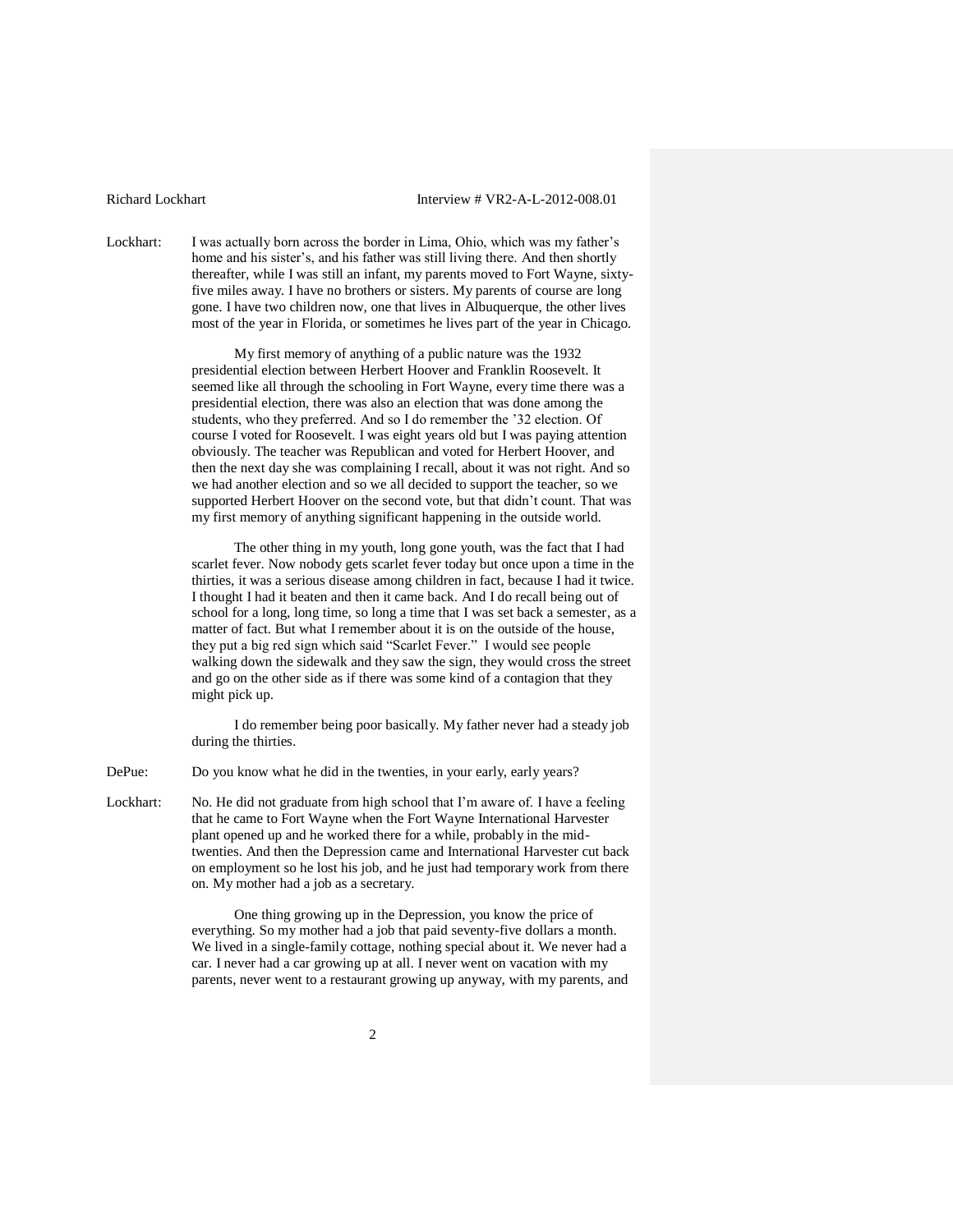Lockhart: I was actually born across the border in Lima, Ohio, which was my father's home and his sister's, and his father was still living there. And then shortly thereafter, while I was still an infant, my parents moved to Fort Wayne, sixty-five miles away. I have no brothers or sisters. My parents of course are long gone. I have two children now, one that lives in Albuquerque, the other lives most of the year in Florida, or sometimes he lives part of the year in Chicago.

My first memory of anything of a public nature was the 1932 presidential election between Herbert Hoover and Franklin Roosevelt. It seemed like all through the schooling in Fort Wayne, every time there was a presidential election, there was also an election that was done among the students, who they preferred. And so I do remember the '32 election. Of course I voted for Roosevelt. I was eight years old but I was paying attention obviously. The teacher was Republican and voted for Herbert Hoover, and then the next day she was complaining I recall, about it was not right. And so we had another election and so we all decided to support the teacher, so we supported Herbert Hoover on the second vote, but that didn't count. That was my first memory of anything significant happening in the outside world.

The other thing in my youth, long gone youth, was the fact that I had scarlet fever. Now nobody gets scarlet fever today but once upon a time in the thirties, it was a serious disease among children in fact, because I had it twice. I thought I had it beaten and then it came back. And I do recall being out of school for a long, long time, so long a time that I was set back a semester, as a matter of fact. But what I remember about it is on the outside of the house, they put a big red sign which said "Scarlet Fever." I would see people walking down the sidewalk and they saw the sign, they would cross the street and go on the other side as if there was some kind of a contagion that they might pick up.

I do remember being poor basically. My father never had a steady job during the thirties.

DePue: Do you know what he did in the twenties, in your early, early years?

Lockhart: No. He did not graduate from high school that I'm aware of. I have a feeling that he came to Fort Wayne when the Fort Wayne International Harvester plant opened up and he worked there for a while, probably in the mid-twenties. And then the Depression came and International Harvester cut back on employment so he lost his job, and he just had temporary work from there on. My mother had a job as a secretary.

One thing growing up in the Depression, you know the price of everything. So my mother had a job that paid seventy-five dollars a month. We lived in a single-family cottage, nothing special about it. We never had a car. I never had a car growing up at all. I never went on vacation with my parents, never went to a restaurant growing up anyway, with my parents, and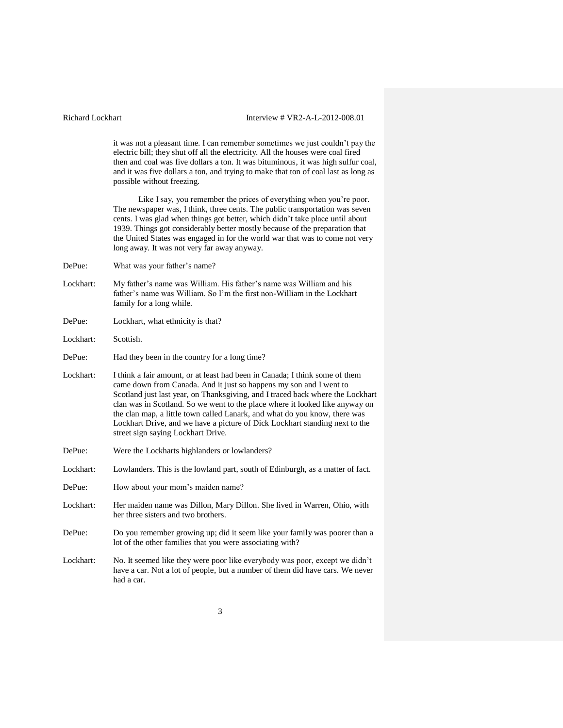it was not a pleasant time. I can remember sometimes we just couldn't pay the electric bill; they shut off all the electricity. All the houses were coal fired then and coal was five dollars a ton. It was bituminous, it was high sulfur coal, and it was five dollars a ton, and trying to make that ton of coal last as long as possible without freezing.

Like I say, you remember the prices of everything when you're poor. The newspaper was, I think, three cents. The public transportation was seven cents. I was glad when things got better, which didn't take place until about 1939. Things got considerably better mostly because of the preparation that the United States was engaged in for the world war that was to come not very long away. It was not very far away anyway.

DePue: What was your father's name?

Lockhart: My father's name was William. His father's name was William and his father's name was William. So I'm the first non-William in the Lockhart family for a long while.

DePue: Lockhart, what ethnicity is that?

Lockhart: Scottish.

DePue: Had they been in the country for a long time?

Lockhart: I think a fair amount, or at least had been in Canada; I think some of them came down from Canada. And it just so happens my son and I went to Scotland just last year, on Thanksgiving, and I traced back where the Lockhart clan was in Scotland. So we went to the place where it looked like anyway on the clan map, a little town called Lanark, and what do you know, there was Lockhart Drive, and we have a picture of Dick Lockhart standing next to the street sign saying Lockhart Drive.

DePue: Were the Lockharts highlanders or lowlanders?

Lockhart: Lowlanders. This is the lowland part, south of Edinburgh, as a matter of fact.

DePue: How about your mom's maiden name?

Lockhart: Her maiden name was Dillon, Mary Dillon. She lived in Warren, Ohio, with her three sisters and two brothers.

DePue: Do you remember growing up; did it seem like your family was poorer than a lot of the other families that you were associating with?

Lockhart: No. It seemed like they were poor like everybody was poor, except we didn't have a car. Not a lot of people, but a number of them did have cars. We never had a car.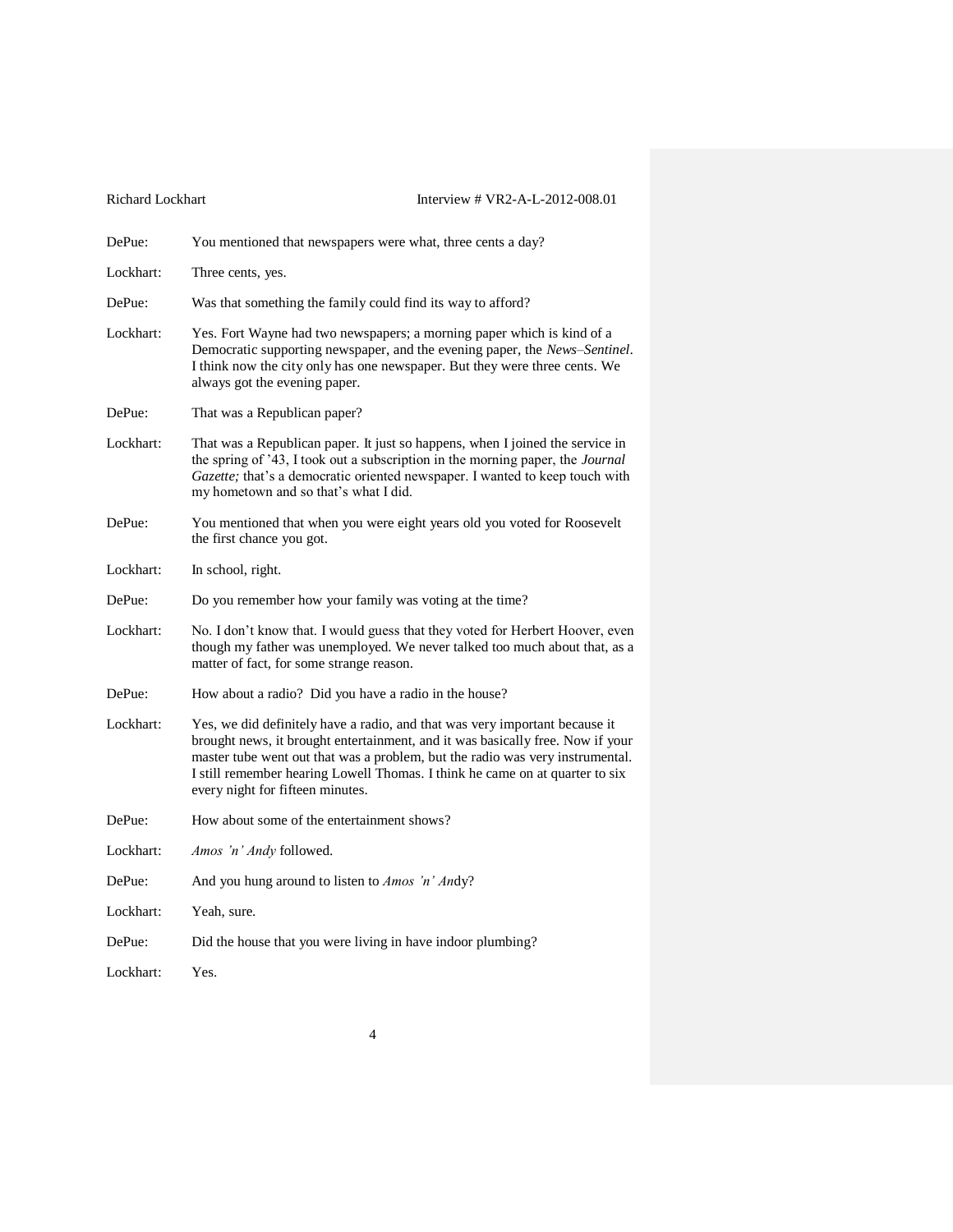DePue: You mentioned that newspapers were what, three cents a day?

Lockhart: Three cents, yes.

DePue: Was that something the family could find its way to afford?

Lockhart: Yes. Fort Wayne had two newspapers; a morning paper which is kind of a Democratic supporting newspaper, and the evening paper, the *News–Sentinel*. I think now the city only has one newspaper. But they were three cents. We always got the evening paper.

DePue: That was a Republican paper?

Lockhart: That was a Republican paper. It just so happens, when I joined the service in the spring of '43, I took out a subscription in the morning paper, the *Journal Gazette;* that's a democratic oriented newspaper. I wanted to keep touch with my hometown and so that's what I did.

DePue: You mentioned that when you were eight years old you voted for Roosevelt the first chance you got.

Lockhart: In school, right.

DePue: Do you remember how your family was voting at the time?

Lockhart: No. I don't know that. I would guess that they voted for Herbert Hoover, even though my father was unemployed. We never talked too much about that, as a matter of fact, for some strange reason.

DePue: How about a radio? Did you have a radio in the house?

Lockhart: Yes, we did definitely have a radio, and that was very important because it brought news, it brought entertainment, and it was basically free. Now if your master tube went out that was a problem, but the radio was very instrumental. I still remember hearing Lowell Thomas. I think he came on at quarter to six every night for fifteen minutes.

DePue: How about some of the entertainment shows?

Lockhart: *Amos 'n' Andy* followed.

DePue: And you hung around to listen to *Amos 'n' An*dy?

Lockhart: Yeah, sure.

DePue: Did the house that you were living in have indoor plumbing?

Lockhart: Yes.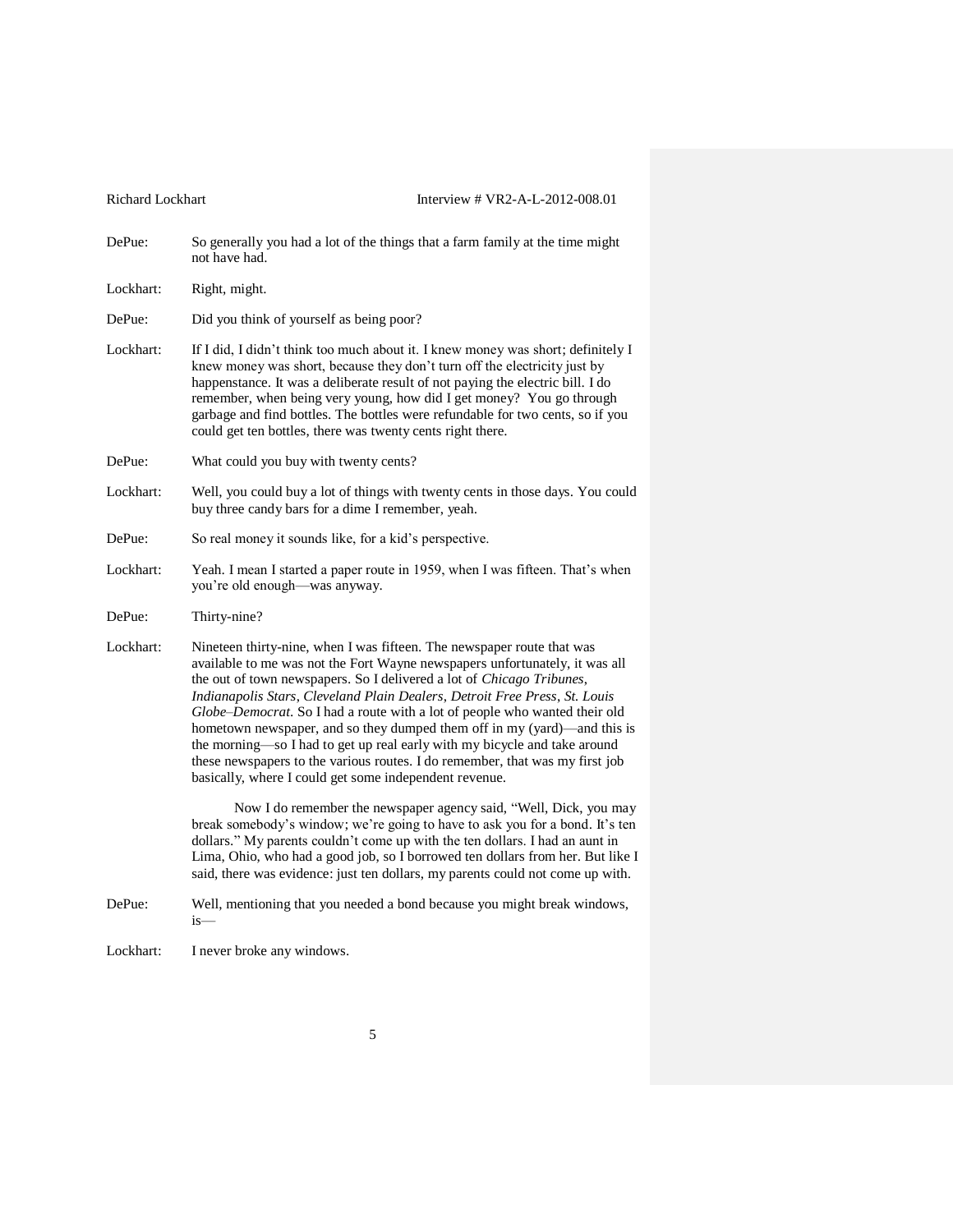DePue: So generally you had a lot of the things that a farm family at the time might not have had.

Lockhart: Right, might.

DePue: Did you think of yourself as being poor?

Lockhart: If I did, I didn't think too much about it. I knew money was short; definitely I knew money was short, because they don't turn off the electricity just by happenstance. It was a deliberate result of not paying the electric bill. I do remember, when being very young, how did I get money? You go through garbage and find bottles. The bottles were refundable for two cents, so if you could get ten bottles, there was twenty cents right there.

DePue: What could you buy with twenty cents?

Lockhart: Well, you could buy a lot of things with twenty cents in those days. You could buy three candy bars for a dime I remember, yeah.

DePue: So real money it sounds like, for a kid's perspective.

Lockhart: Yeah. I mean I started a paper route in 1959, when I was fifteen. That's when you're old enough—was anyway.

DePue: Thirty-nine?

Lockhart: Nineteen thirty-nine, when I was fifteen. The newspaper route that was available to me was not the Fort Wayne newspapers unfortunately, it was all the out of town newspapers. So I delivered a lot of *Chicago Tribunes*, *Indianapolis Stars*, *Cleveland Plain Dealers*, *Detroit Free Press*, *St. Louis Globe–Democrat*. So I had a route with a lot of people who wanted their old hometown newspaper, and so they dumped them off in my (yard)—and this is the morning—so I had to get up real early with my bicycle and take around these newspapers to the various routes. I do remember, that was my first job basically, where I could get some independent revenue.

Now I do remember the newspaper agency said, "Well, Dick, you may break somebody's window; we're going to have to ask you for a bond. It's ten dollars." My parents couldn't come up with the ten dollars. I had an aunt in Lima, Ohio, who had a good job, so I borrowed ten dollars from her. But like I said, there was evidence: just ten dollars, my parents could not come up with.

DePue: Well, mentioning that you needed a bond because you might break windows, is—

Lockhart: I never broke any windows.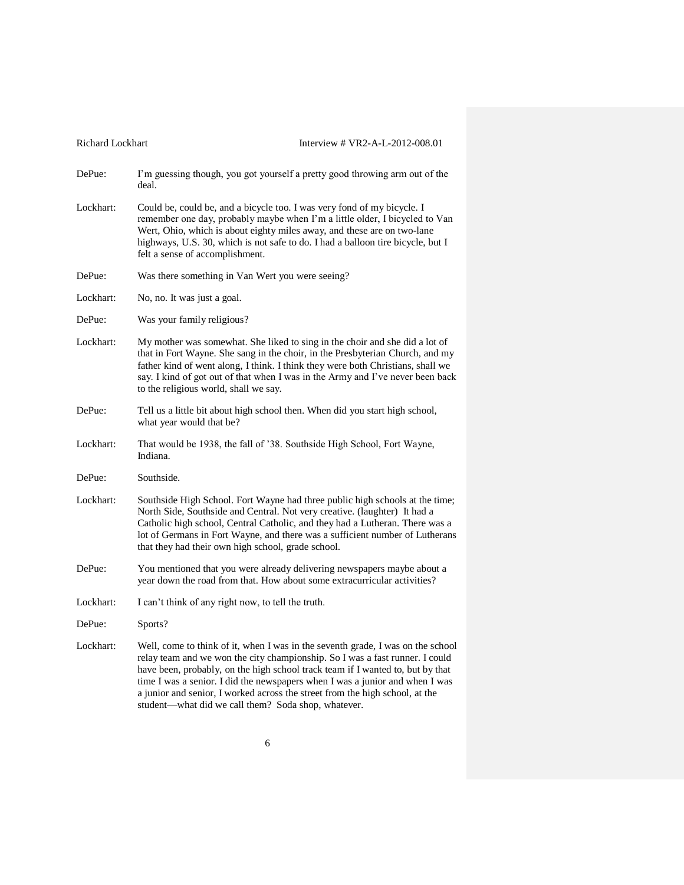DePue: I'm guessing though, you got yourself a pretty good throwing arm out of the deal.

Lockhart: Could be, could be, and a bicycle too. I was very fond of my bicycle. I remember one day, probably maybe when I'm a little older, I bicycled to Van Wert, Ohio, which is about eighty miles away, and these are on two-lane highways, U.S. 30, which is not safe to do. I had a balloon tire bicycle, but I felt a sense of accomplishment.

DePue: Was there something in Van Wert you were seeing?

Lockhart: No, no. It was just a goal.

DePue: Was your family religious?

Lockhart: My mother was somewhat. She liked to sing in the choir and she did a lot of that in Fort Wayne. She sang in the choir, in the Presbyterian Church, and my father kind of went along, I think. I think they were both Christians, shall we say. I kind of got out of that when I was in the Army and I've never been back to the religious world, shall we say.

DePue: Tell us a little bit about high school then. When did you start high school, what year would that be?

Lockhart: That would be 1938, the fall of '38. Southside High School, Fort Wayne, Indiana.

DePue: Southside.

Lockhart: Southside High School. Fort Wayne had three public high schools at the time; North Side, Southside and Central. Not very creative. (laughter) It had a Catholic high school, Central Catholic, and they had a Lutheran. There was a lot of Germans in Fort Wayne, and there was a sufficient number of Lutherans that they had their own high school, grade school.

DePue: You mentioned that you were already delivering newspapers maybe about a year down the road from that. How about some extracurricular activities?

Lockhart: I can't think of any right now, to tell the truth.

DePue: Sports?

Lockhart: Well, come to think of it, when I was in the seventh grade, I was on the school relay team and we won the city championship. So I was a fast runner. I could have been, probably, on the high school track team if I wanted to, but by that time I was a senior. I did the newspapers when I was a junior and when I was a junior and senior, I worked across the street from the high school, at the student—what did we call them? Soda shop, whatever.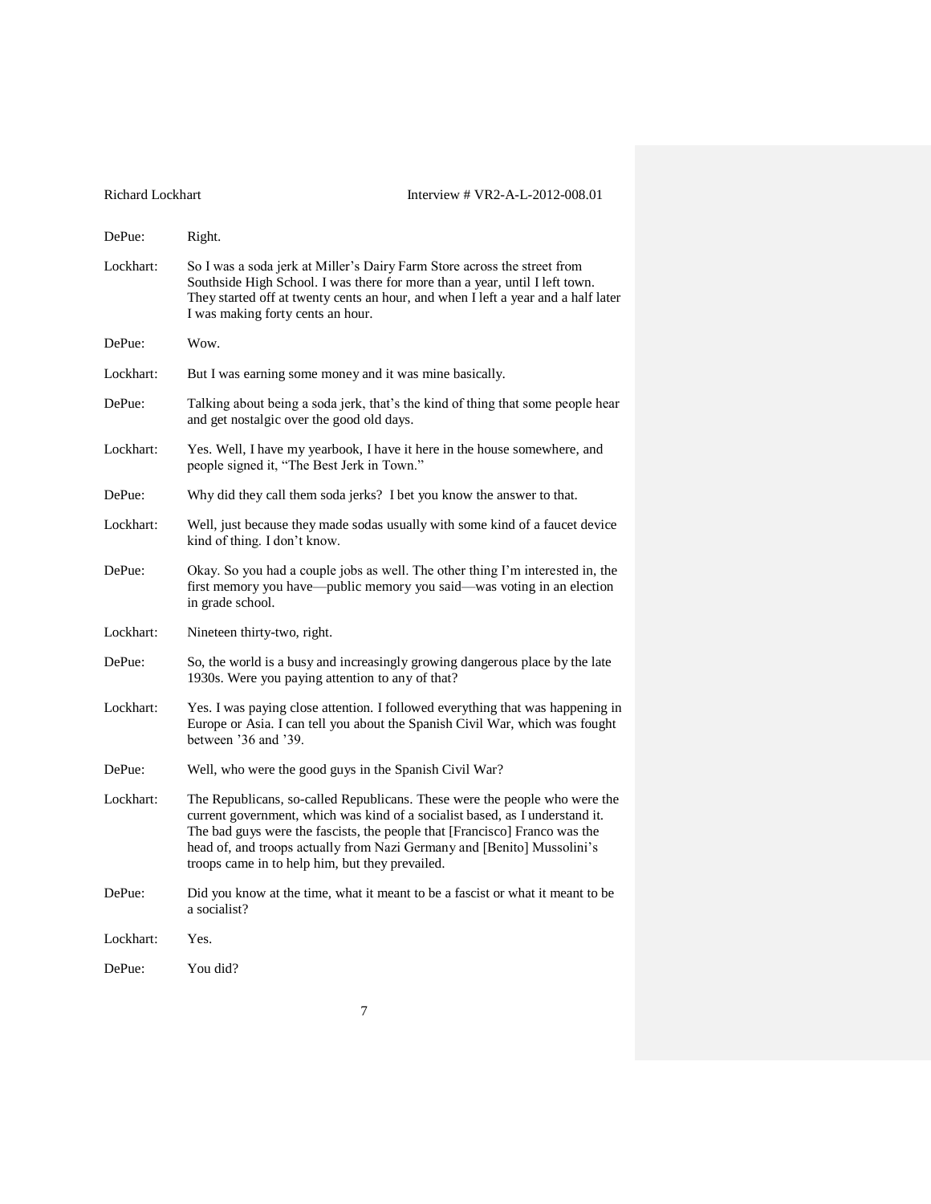DePue: Right.

Lockhart: So I was a soda jerk at Miller's Dairy Farm Store across the street from Southside High School. I was there for more than a year, until I left town. They started off at twenty cents an hour, and when I left a year and a half later I was making forty cents an hour.

DePue: Wow.

Lockhart: But I was earning some money and it was mine basically.

DePue: Talking about being a soda jerk, that's the kind of thing that some people hear and get nostalgic over the good old days.

Lockhart: Yes. Well, I have my yearbook, I have it here in the house somewhere, and people signed it, "The Best Jerk in Town."

DePue: Why did they call them soda jerks? I bet you know the answer to that.

Lockhart: Well, just because they made sodas usually with some kind of a faucet device kind of thing. I don't know.

DePue: Okay. So you had a couple jobs as well. The other thing I'm interested in, the first memory you have—public memory you said—was voting in an election in grade school.

Lockhart: Nineteen thirty-two, right.

DePue: So, the world is a busy and increasingly growing dangerous place by the late 1930s. Were you paying attention to any of that?

Lockhart: Yes. I was paying close attention. I followed everything that was happening in Europe or Asia. I can tell you about the Spanish Civil War, which was fought between '36 and '39.

DePue: Well, who were the good guys in the Spanish Civil War?

Lockhart: The Republicans, so-called Republicans. These were the people who were the current government, which was kind of a socialist based, as I understand it. The bad guys were the fascists, the people that [Francisco] Franco was the head of, and troops actually from Nazi Germany and [Benito] Mussolini's troops came in to help him, but they prevailed.

DePue: Did you know at the time, what it meant to be a fascist or what it meant to be a socialist?

Lockhart: Yes.

DePue: You did?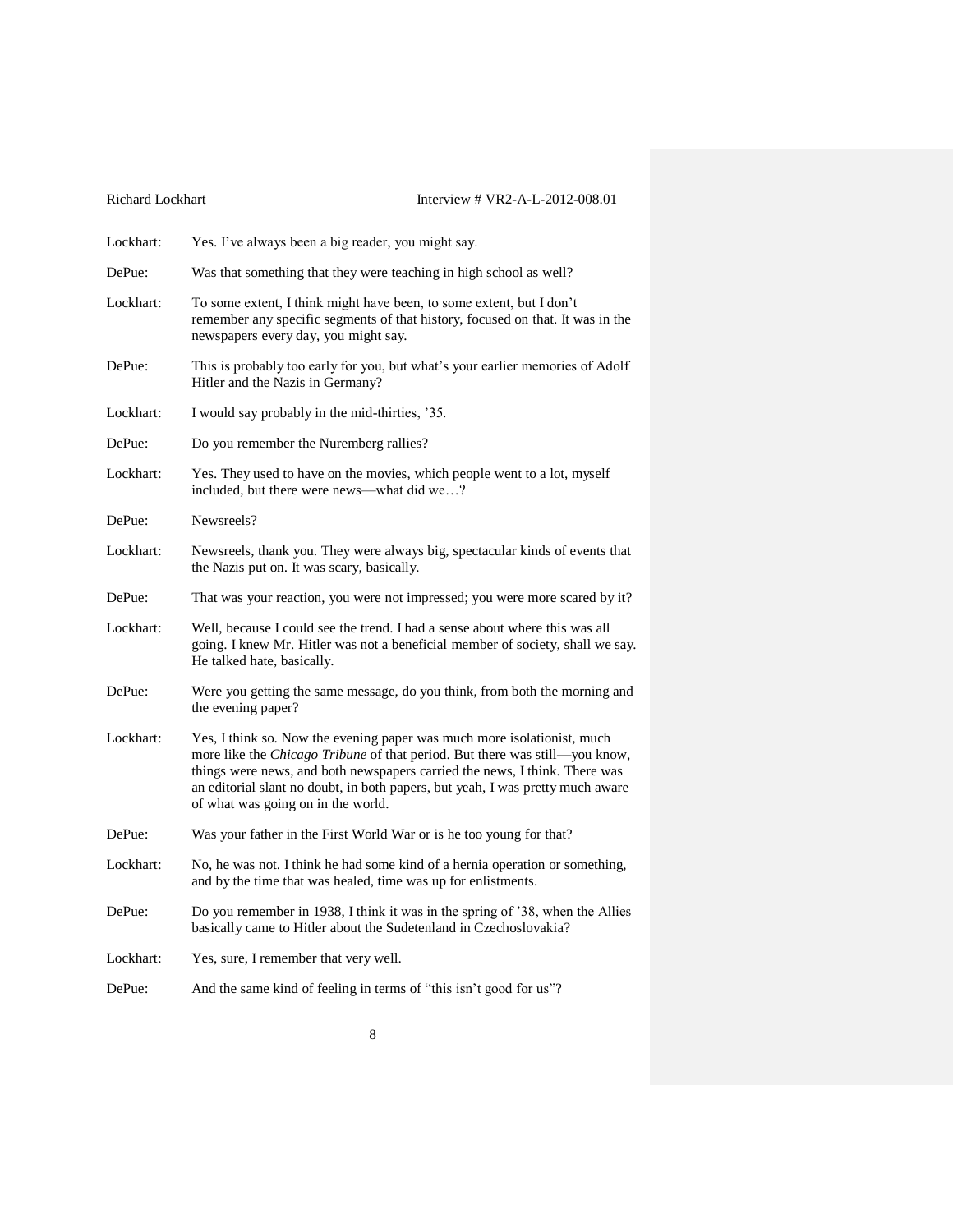Lockhart: Yes. I've always been a big reader, you might say.

DePue: Was that something that they were teaching in high school as well?

Lockhart: To some extent, I think might have been, to some extent, but I don't remember any specific segments of that history, focused on that. It was in the newspapers every day, you might say.

DePue: This is probably too early for you, but what's your earlier memories of Adolf Hitler and the Nazis in Germany?

Lockhart: I would say probably in the mid-thirties, '35.

DePue: Do you remember the Nuremberg rallies?

Lockhart: Yes. They used to have on the movies, which people went to a lot, myself included, but there were news—what did we…?

DePue: Newsreels?

Lockhart: Newsreels, thank you. They were always big, spectacular kinds of events that the Nazis put on. It was scary, basically.

DePue: That was your reaction, you were not impressed; you were more scared by it?

Lockhart: Well, because I could see the trend. I had a sense about where this was all going. I knew Mr. Hitler was not a beneficial member of society, shall we say. He talked hate, basically.

DePue: Were you getting the same message, do you think, from both the morning and the evening paper?

Lockhart: Yes, I think so. Now the evening paper was much more isolationist, much more like the *Chicago Tribune* of that period. But there was still—you know, things were news, and both newspapers carried the news, I think. There was an editorial slant no doubt, in both papers, but yeah, I was pretty much aware of what was going on in the world.

DePue: Was your father in the First World War or is he too young for that?

Lockhart: No, he was not. I think he had some kind of a hernia operation or something, and by the time that was healed, time was up for enlistments.

DePue: Do you remember in 1938, I think it was in the spring of '38, when the Allies basically came to Hitler about the Sudetenland in Czechoslovakia?

Lockhart: Yes, sure, I remember that very well.

DePue: And the same kind of feeling in terms of "this isn't good for us"?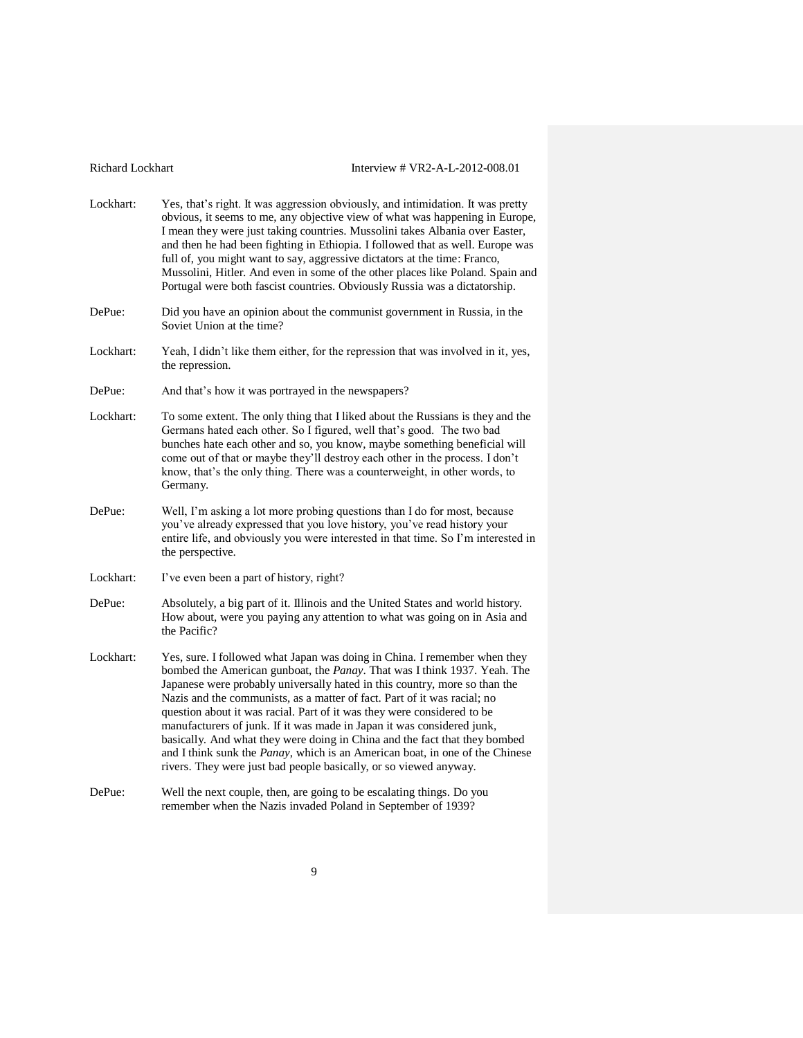Lockhart: Yes, that's right. It was aggression obviously, and intimidation. It was pretty obvious, it seems to me, any objective view of what was happening in Europe, I mean they were just taking countries. Mussolini takes Albania over Easter, and then he had been fighting in Ethiopia. I followed that as well. Europe was full of, you might want to say, aggressive dictators at the time: Franco, Mussolini, Hitler. And even in some of the other places like Poland. Spain and Portugal were both fascist countries. Obviously Russia was a dictatorship.

DePue: Did you have an opinion about the communist government in Russia, in the Soviet Union at the time?

Lockhart: Yeah, I didn't like them either, for the repression that was involved in it, yes, the repression.

DePue: And that's how it was portrayed in the newspapers?

Lockhart: To some extent. The only thing that I liked about the Russians is they and the Germans hated each other. So I figured, well that's good. The two bad bunches hate each other and so, you know, maybe something beneficial will come out of that or maybe they'll destroy each other in the process. I don't know, that's the only thing. There was a counterweight, in other words, to Germany.

DePue: Well, I'm asking a lot more probing questions than I do for most, because you've already expressed that you love history, you've read history your entire life, and obviously you were interested in that time. So I'm interested in the perspective.

Lockhart: I've even been a part of history, right?

DePue: Absolutely, a big part of it. Illinois and the United States and world history. How about, were you paying any attention to what was going on in Asia and the Pacific?

Lockhart: Yes, sure. I followed what Japan was doing in China. I remember when they bombed the American gunboat, the *Panay*. That was I think 1937. Yeah. The Japanese were probably universally hated in this country, more so than the Nazis and the communists, as a matter of fact. Part of it was racial; no question about it was racial. Part of it was they were considered to be manufacturers of junk. If it was made in Japan it was considered junk, basically. And what they were doing in China and the fact that they bombed and I think sunk the *Panay*, which is an American boat, in one of the Chinese rivers. They were just bad people basically, or so viewed anyway.

DePue: Well the next couple, then, are going to be escalating things. Do you remember when the Nazis invaded Poland in September of 1939?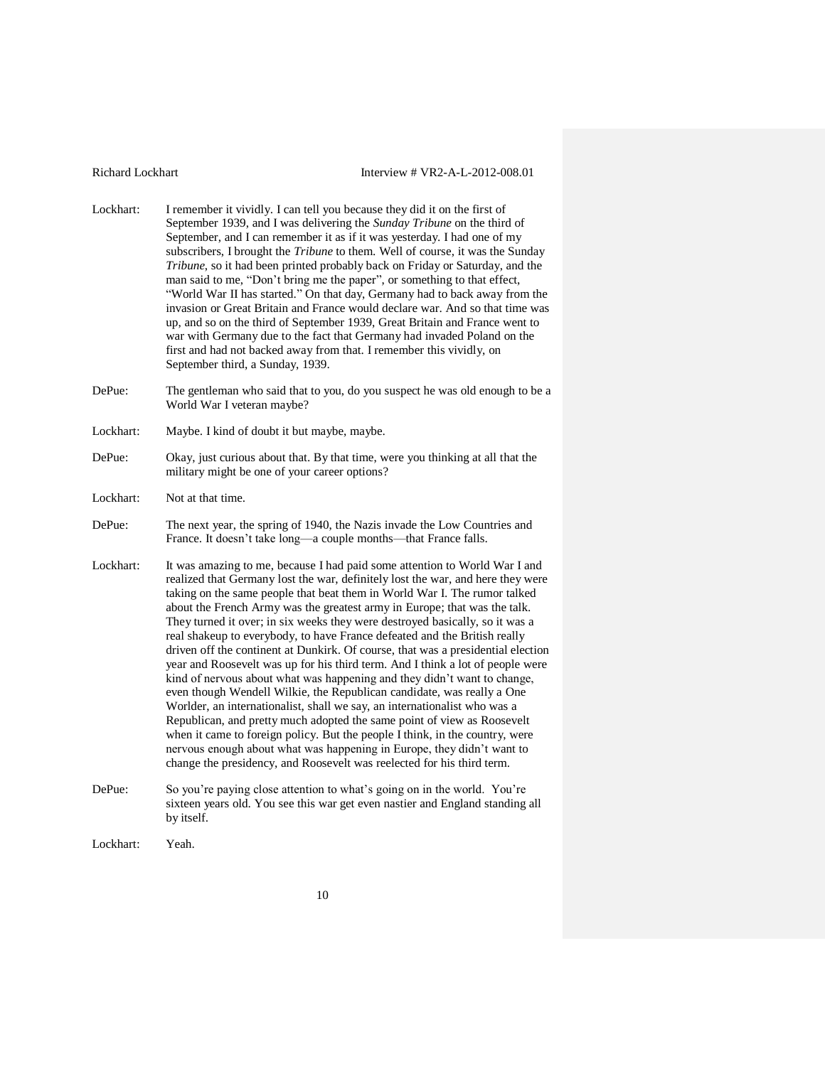Lockhart: I remember it vividly. I can tell you because they did it on the first of September 1939, and I was delivering the *Sunday Tribune* on the third of September, and I can remember it as if it was yesterday. I had one of my subscribers, I brought the *Tribune* to them. Well of course, it was the Sunday *Tribune*, so it had been printed probably back on Friday or Saturday, and the man said to me, "Don't bring me the paper", or something to that effect, "World War II has started." On that day, Germany had to back away from the invasion or Great Britain and France would declare war. And so that time was up, and so on the third of September 1939, Great Britain and France went to war with Germany due to the fact that Germany had invaded Poland on the first and had not backed away from that. I remember this vividly, on September third, a Sunday, 1939.

DePue: The gentleman who said that to you, do you suspect he was old enough to be a World War I veteran maybe?

Lockhart: Maybe. I kind of doubt it but maybe, maybe.

DePue: Okay, just curious about that. By that time, were you thinking at all that the military might be one of your career options?

Lockhart: Not at that time.

DePue: The next year, the spring of 1940, the Nazis invade the Low Countries and France. It doesn't take long—a couple months—that France falls.

Lockhart: It was amazing to me, because I had paid some attention to World War I and realized that Germany lost the war, definitely lost the war, and here they were taking on the same people that beat them in World War I. The rumor talked about the French Army was the greatest army in Europe; that was the talk. They turned it over; in six weeks they were destroyed basically, so it was a real shakeup to everybody, to have France defeated and the British really driven off the continent at Dunkirk. Of course, that was a presidential election year and Roosevelt was up for his third term. And I think a lot of people were kind of nervous about what was happening and they didn't want to change, even though Wendell Wilkie, the Republican candidate, was really a One Worlder, an internationalist, shall we say, an internationalist who was a Republican, and pretty much adopted the same point of view as Roosevelt when it came to foreign policy. But the people I think, in the country, were nervous enough about what was happening in Europe, they didn't want to change the presidency, and Roosevelt was reelected for his third term.

DePue: So you're paying close attention to what's going on in the world. You're sixteen years old. You see this war get even nastier and England standing all by itself.

Lockhart: Yeah.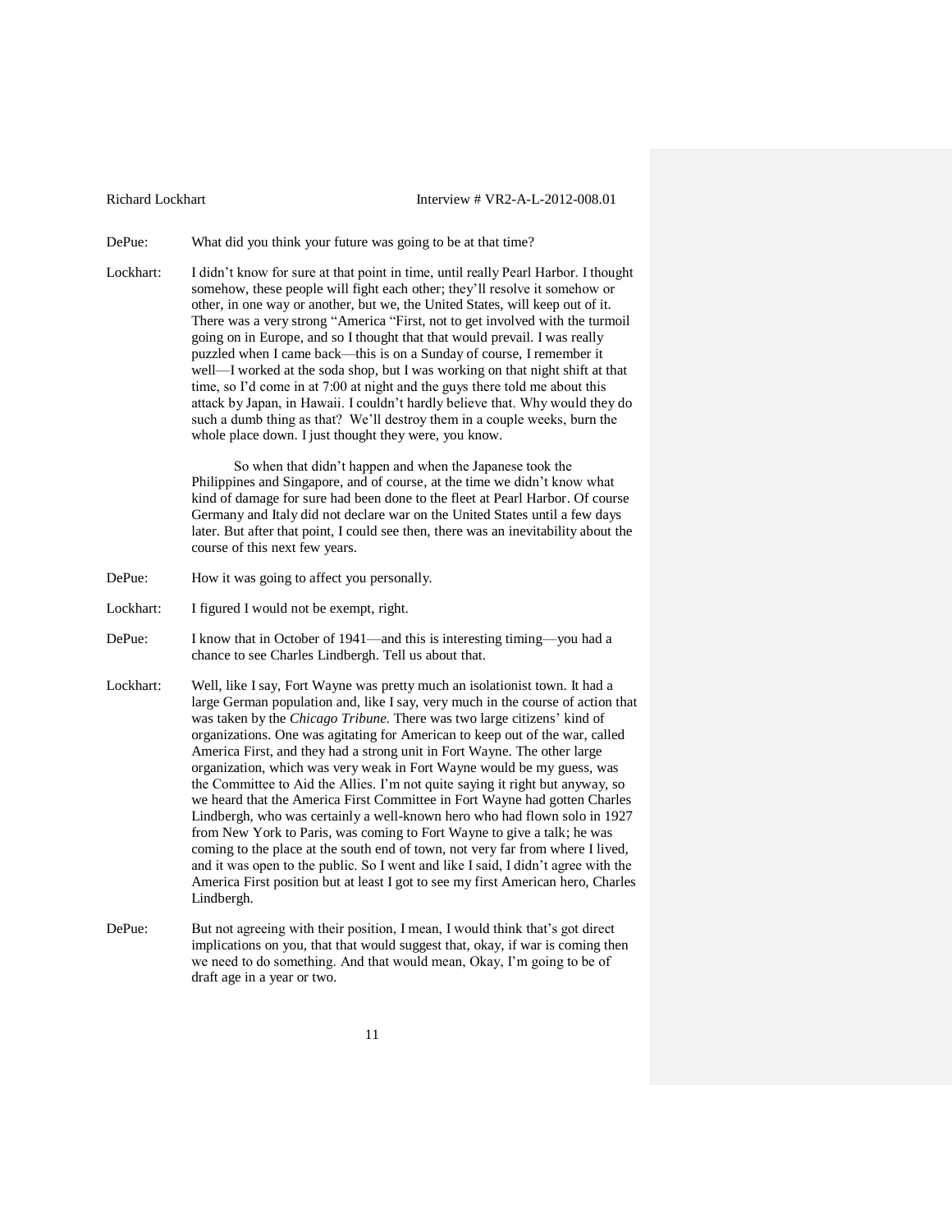DePue: What did you think your future was going to be at that time?

Lockhart: I didn't know for sure at that point in time, until really Pearl Harbor. I thought somehow, these people will fight each other; they'll resolve it somehow or other, in one way or another, but we, the United States, will keep out of it. There was a very strong "America "First, not to get involved with the turmoil going on in Europe, and so I thought that that would prevail. I was really puzzled when I came back—this is on a Sunday of course, I remember it well—I worked at the soda shop, but I was working on that night shift at that time, so I'd come in at 7:00 at night and the guys there told me about this attack by Japan, in Hawaii. I couldn't hardly believe that. Why would they do such a dumb thing as that? We'll destroy them in a couple weeks, burn the whole place down. I just thought they were, you know.

So when that didn't happen and when the Japanese took the Philippines and Singapore, and of course, at the time we didn't know what kind of damage for sure had been done to the fleet at Pearl Harbor. Of course Germany and Italy did not declare war on the United States until a few days later. But after that point, I could see then, there was an inevitability about the course of this next few years.

DePue: How it was going to affect you personally.

Lockhart: I figured I would not be exempt, right.

DePue: I know that in October of 1941—and this is interesting timing—you had a chance to see Charles Lindbergh. Tell us about that.

Lockhart: Well, like I say, Fort Wayne was pretty much an isolationist town. It had a large German population and, like I say, very much in the course of action that was taken by the *Chicago Tribune*. There was two large citizens' kind of organizations. One was agitating for American to keep out of the war, called America First, and they had a strong unit in Fort Wayne. The other large organization, which was very weak in Fort Wayne would be my guess, was the Committee to Aid the Allies. I'm not quite saying it right but anyway, so we heard that the America First Committee in Fort Wayne had gotten Charles Lindbergh, who was certainly a well-known hero who had flown solo in 1927 from New York to Paris, was coming to Fort Wayne to give a talk; he was coming to the place at the south end of town, not very far from where I lived, and it was open to the public. So I went and like I said, I didn't agree with the America First position but at least I got to see my first American hero, Charles Lindbergh.

DePue: But not agreeing with their position, I mean, I would think that's got direct implications on you, that that would suggest that, okay, if war is coming then we need to do something. And that would mean, Okay, I'm going to be of draft age in a year or two.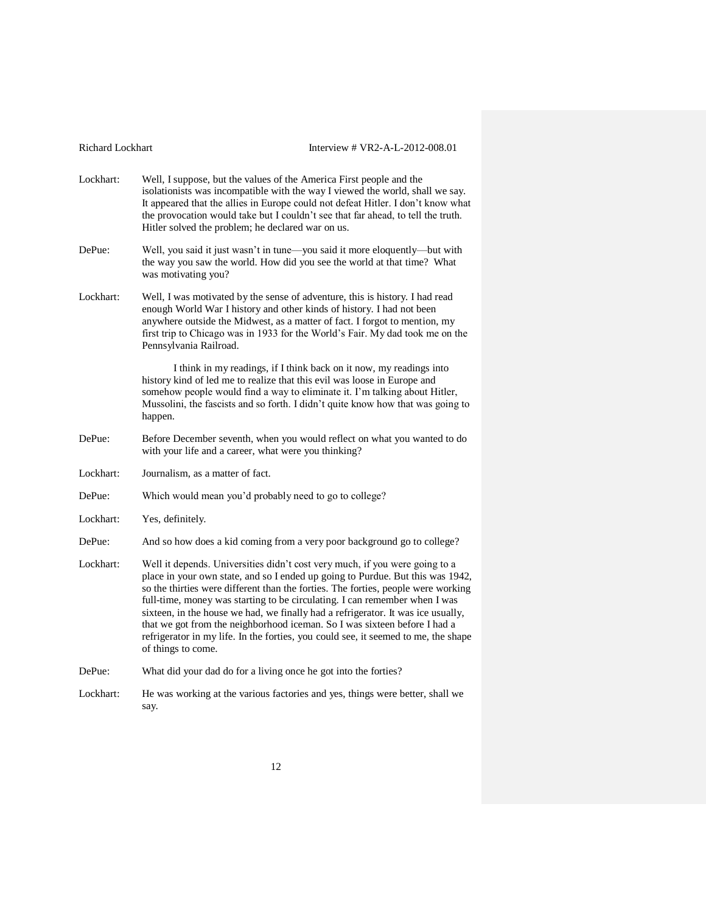Lockhart: Well, I suppose, but the values of the America First people and the isolationists was incompatible with the way I viewed the world, shall we say. It appeared that the allies in Europe could not defeat Hitler. I don't know what the provocation would take but I couldn't see that far ahead, to tell the truth. Hitler solved the problem; he declared war on us.

DePue: Well, you said it just wasn't in tune—you said it more eloquently—but with the way you saw the world. How did you see the world at that time? What was motivating you?

Lockhart: Well, I was motivated by the sense of adventure, this is history. I had read enough World War I history and other kinds of history. I had not been anywhere outside the Midwest, as a matter of fact. I forgot to mention, my first trip to Chicago was in 1933 for the World's Fair. My dad took me on the Pennsylvania Railroad.

I think in my readings, if I think back on it now, my readings into history kind of led me to realize that this evil was loose in Europe and somehow people would find a way to eliminate it. I'm talking about Hitler, Mussolini, the fascists and so forth. I didn't quite know how that was going to happen.

DePue: Before December seventh, when you would reflect on what you wanted to do with your life and a career, what were you thinking?

Lockhart: Journalism, as a matter of fact.

DePue: Which would mean you'd probably need to go to college?

Lockhart: Yes, definitely.

DePue: And so how does a kid coming from a very poor background go to college?

Lockhart: Well it depends. Universities didn't cost very much, if you were going to a place in your own state, and so I ended up going to Purdue. But this was 1942, so the thirties were different than the forties. The forties, people were working full-time, money was starting to be circulating. I can remember when I was sixteen, in the house we had, we finally had a refrigerator. It was ice usually, that we got from the neighborhood iceman. So I was sixteen before I had a refrigerator in my life. In the forties, you could see, it seemed to me, the shape of things to come.

DePue: What did your dad do for a living once he got into the forties?

Lockhart: He was working at the various factories and yes, things were better, shall we say.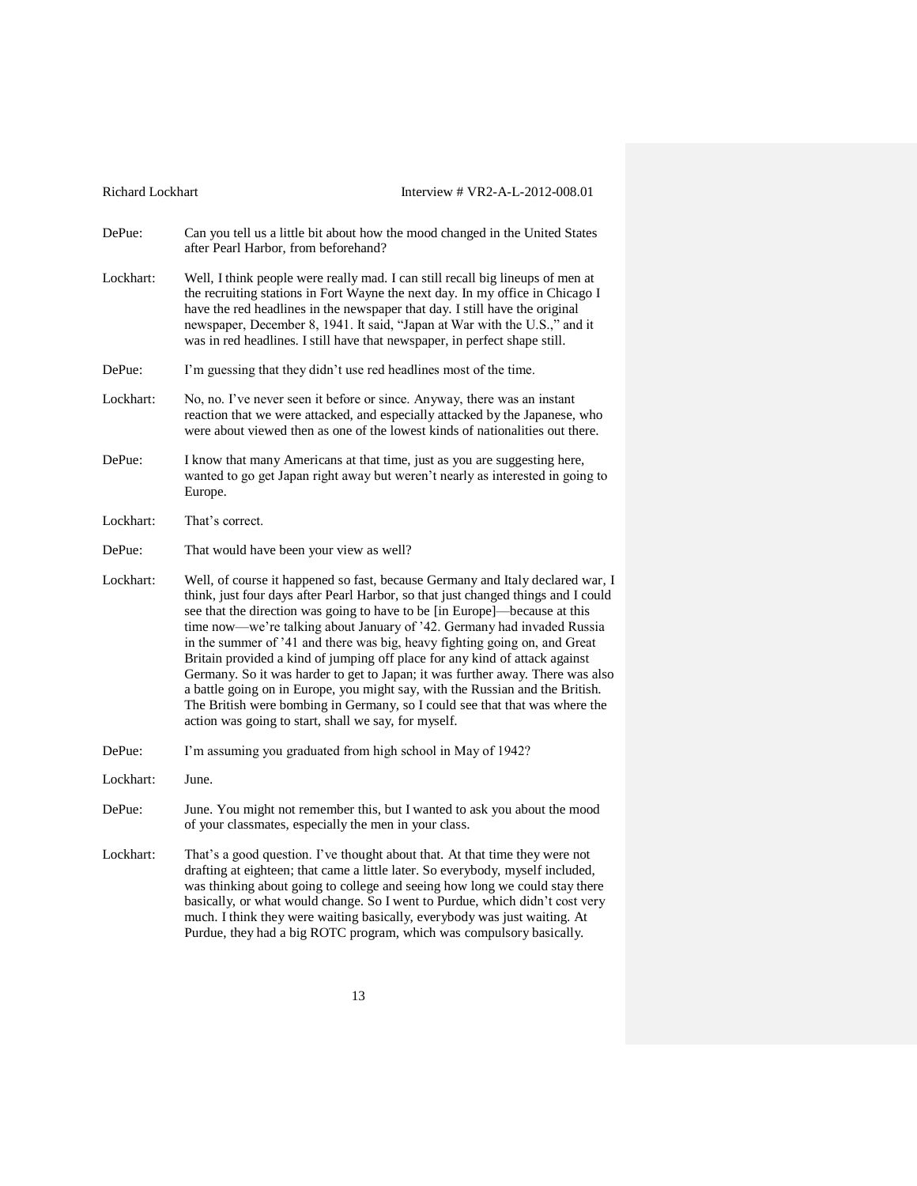DePue: Can you tell us a little bit about how the mood changed in the United States after Pearl Harbor, from beforehand?

Lockhart: Well, I think people were really mad. I can still recall big lineups of men at the recruiting stations in Fort Wayne the next day. In my office in Chicago I have the red headlines in the newspaper that day. I still have the original newspaper, December 8, 1941. It said, "Japan at War with the U.S.," and it was in red headlines. I still have that newspaper, in perfect shape still.

DePue: I'm guessing that they didn't use red headlines most of the time.

Lockhart: No, no. I've never seen it before or since. Anyway, there was an instant reaction that we were attacked, and especially attacked by the Japanese, who were about viewed then as one of the lowest kinds of nationalities out there.

DePue: I know that many Americans at that time, just as you are suggesting here, wanted to go get Japan right away but weren't nearly as interested in going to Europe.

Lockhart: That's correct.

DePue: That would have been your view as well?

Lockhart: Well, of course it happened so fast, because Germany and Italy declared war, I think, just four days after Pearl Harbor, so that just changed things and I could see that the direction was going to have to be [in Europe]—because at this time now—we're talking about January of '42. Germany had invaded Russia in the summer of '41 and there was big, heavy fighting going on, and Great Britain provided a kind of jumping off place for any kind of attack against Germany. So it was harder to get to Japan; it was further away. There was also a battle going on in Europe, you might say, with the Russian and the British. The British were bombing in Germany, so I could see that that was where the action was going to start, shall we say, for myself.

DePue: I'm assuming you graduated from high school in May of 1942?

Lockhart: June.

DePue: June. You might not remember this, but I wanted to ask you about the mood of your classmates, especially the men in your class.

Lockhart: That's a good question. I've thought about that. At that time they were not drafting at eighteen; that came a little later. So everybody, myself included, was thinking about going to college and seeing how long we could stay there basically, or what would change. So I went to Purdue, which didn't cost very much. I think they were waiting basically, everybody was just waiting. At Purdue, they had a big ROTC program, which was compulsory basically.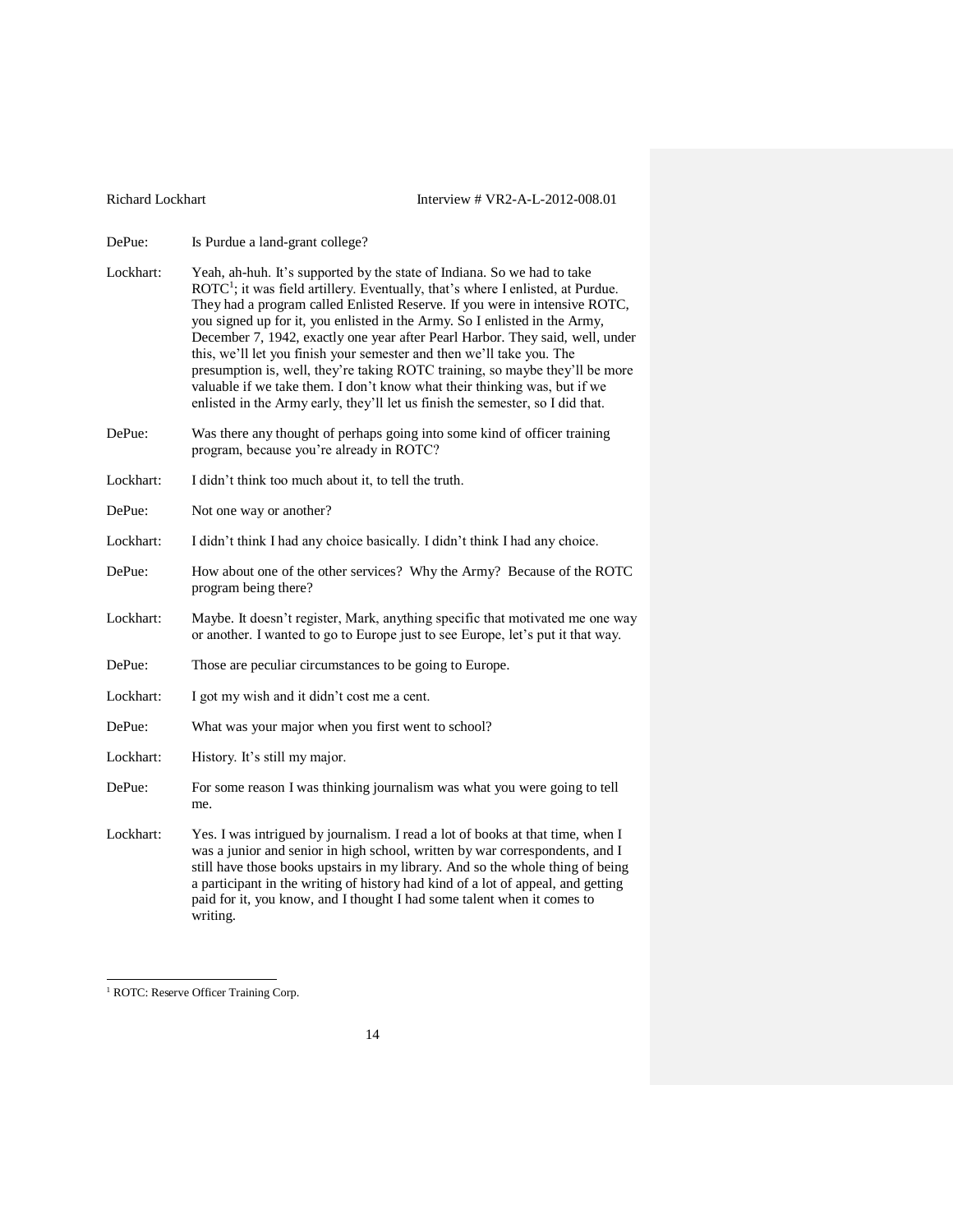DePue: Is Purdue a land-grant college?

Lockhart: Yeah, ah-huh. It's supported by the state of Indiana. So we had to take ROTC[1]; it was field artillery. Eventually, that's where I enlisted, at Purdue. They had a program called Enlisted Reserve. If you were in intensive ROTC, you signed up for it, you enlisted in the Army. So I enlisted in the Army, December 7, 1942, exactly one year after Pearl Harbor. They said, well, under this, we'll let you finish your semester and then we'll take you. The presumption is, well, they're taking ROTC training, so maybe they'll be more valuable if we take them. I don't know what their thinking was, but if we enlisted in the Army early, they'll let us finish the semester, so I did that.

DePue: Was there any thought of perhaps going into some kind of officer training program, because you're already in ROTC?

Lockhart: I didn't think too much about it, to tell the truth.

DePue: Not one way or another?

Lockhart: I didn't think I had any choice basically. I didn't think I had any choice.

DePue: How about one of the other services? Why the Army? Because of the ROTC program being there?

Lockhart: Maybe. It doesn't register, Mark, anything specific that motivated me one way or another. I wanted to go to Europe just to see Europe, let's put it that way.

DePue: Those are peculiar circumstances to be going to Europe.

Lockhart: I got my wish and it didn't cost me a cent.

DePue: What was your major when you first went to school?

Lockhart: History. It's still my major.

DePue: For some reason I was thinking journalism was what you were going to tell me.

Lockhart: Yes. I was intrigued by journalism. I read a lot of books at that time, when I was a junior and senior in high school, written by war correspondents, and I still have those books upstairs in my library. And so the whole thing of being a participant in the writing of history had kind of a lot of appeal, and getting paid for it, you know, and I thought I had some talent when it comes to writing.

---

[1] ROTC: Reserve Officer Training Corp.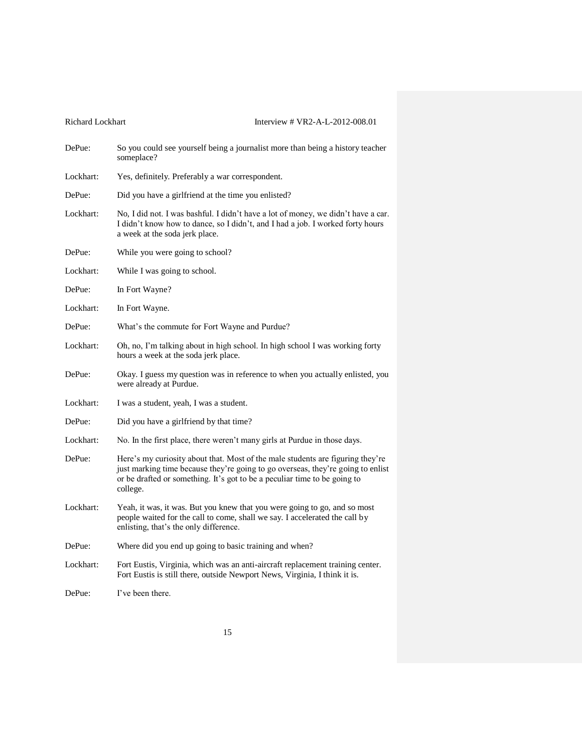DePue: So you could see yourself being a journalist more than being a history teacher someplace?

Lockhart: Yes, definitely. Preferably a war correspondent.

DePue: Did you have a girlfriend at the time you enlisted?

Lockhart: No, I did not. I was bashful. I didn't have a lot of money, we didn't have a car. I didn't know how to dance, so I didn't, and I had a job. I worked forty hours a week at the soda jerk place.

DePue: While you were going to school?

Lockhart: While I was going to school.

DePue: In Fort Wayne?

Lockhart: In Fort Wayne.

DePue: What's the commute for Fort Wayne and Purdue?

Lockhart: Oh, no, I'm talking about in high school. In high school I was working forty hours a week at the soda jerk place.

DePue: Okay. I guess my question was in reference to when you actually enlisted, you were already at Purdue.

Lockhart: I was a student, yeah, I was a student.

DePue: Did you have a girlfriend by that time?

Lockhart: No. In the first place, there weren't many girls at Purdue in those days.

DePue: Here's my curiosity about that. Most of the male students are figuring they're just marking time because they're going to go overseas, they're going to enlist or be drafted or something. It's got to be a peculiar time to be going to college.

Lockhart: Yeah, it was, it was. But you knew that you were going to go, and so most people waited for the call to come, shall we say. I accelerated the call by enlisting, that's the only difference.

DePue: Where did you end up going to basic training and when?

Lockhart: Fort Eustis, Virginia, which was an anti-aircraft replacement training center. Fort Eustis is still there, outside Newport News, Virginia, I think it is.

DePue: I've been there.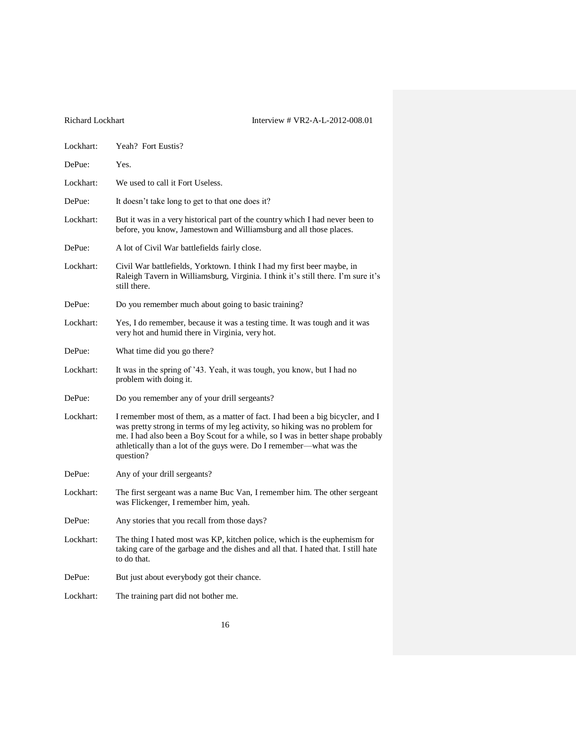Lockhart: Yeah? Fort Eustis?

DePue: Yes.

Lockhart: We used to call it Fort Useless.

DePue: It doesn't take long to get to that one does it?

Lockhart: But it was in a very historical part of the country which I had never been to before, you know, Jamestown and Williamsburg and all those places.

DePue: A lot of Civil War battlefields fairly close.

Lockhart: Civil War battlefields, Yorktown. I think I had my first beer maybe, in Raleigh Tavern in Williamsburg, Virginia. I think it's still there. I'm sure it's still there.

DePue: Do you remember much about going to basic training?

Lockhart: Yes, I do remember, because it was a testing time. It was tough and it was very hot and humid there in Virginia, very hot.

DePue: What time did you go there?

Lockhart: It was in the spring of '43. Yeah, it was tough, you know, but I had no problem with doing it.

DePue: Do you remember any of your drill sergeants?

Lockhart: I remember most of them, as a matter of fact. I had been a big bicycler, and I was pretty strong in terms of my leg activity, so hiking was no problem for me. I had also been a Boy Scout for a while, so I was in better shape probably athletically than a lot of the guys were. Do I remember—what was the question?

DePue: Any of your drill sergeants?

Lockhart: The first sergeant was a name Buc Van, I remember him. The other sergeant was Flickenger, I remember him, yeah.

DePue: Any stories that you recall from those days?

Lockhart: The thing I hated most was KP, kitchen police, which is the euphemism for taking care of the garbage and the dishes and all that. I hated that. I still hate to do that.

DePue: But just about everybody got their chance.

Lockhart: The training part did not bother me.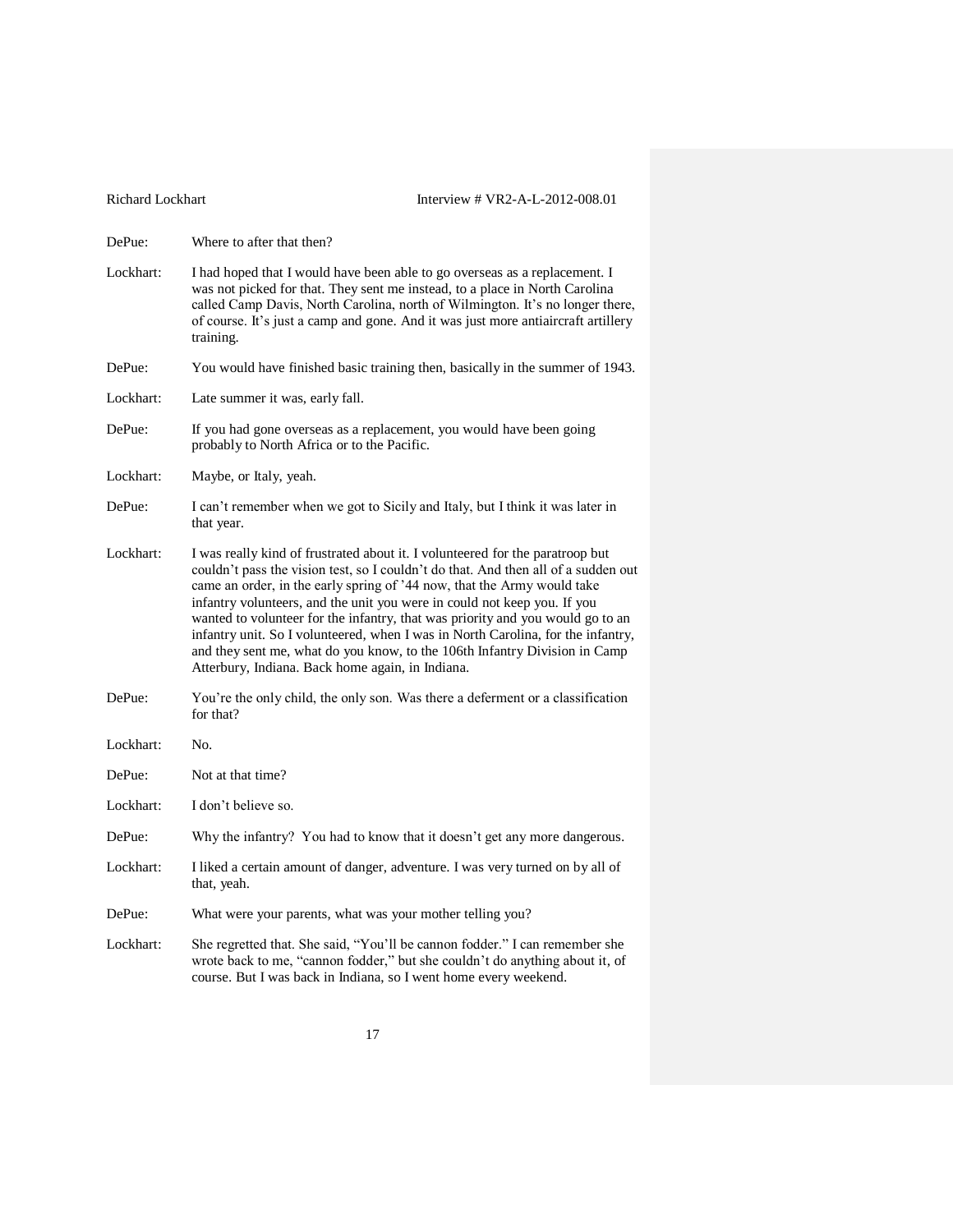DePue: Where to after that then?

Lockhart: I had hoped that I would have been able to go overseas as a replacement. I was not picked for that. They sent me instead, to a place in North Carolina called Camp Davis, North Carolina, north of Wilmington. It's no longer there, of course. It's just a camp and gone. And it was just more antiaircraft artillery training.

DePue: You would have finished basic training then, basically in the summer of 1943.

Lockhart: Late summer it was, early fall.

DePue: If you had gone overseas as a replacement, you would have been going probably to North Africa or to the Pacific.

Lockhart: Maybe, or Italy, yeah.

DePue: I can't remember when we got to Sicily and Italy, but I think it was later in that year.

Lockhart: I was really kind of frustrated about it. I volunteered for the paratroop but couldn't pass the vision test, so I couldn't do that. And then all of a sudden out came an order, in the early spring of '44 now, that the Army would take infantry volunteers, and the unit you were in could not keep you. If you wanted to volunteer for the infantry, that was priority and you would go to an infantry unit. So I volunteered, when I was in North Carolina, for the infantry, and they sent me, what do you know, to the 106th Infantry Division in Camp Atterbury, Indiana. Back home again, in Indiana.

DePue: You're the only child, the only son. Was there a deferment or a classification for that?

Lockhart: No.

DePue: Not at that time?

Lockhart: I don't believe so.

DePue: Why the infantry? You had to know that it doesn't get any more dangerous.

Lockhart: I liked a certain amount of danger, adventure. I was very turned on by all of that, yeah.

DePue: What were your parents, what was your mother telling you?

Lockhart: She regretted that. She said, "You'll be cannon fodder." I can remember she wrote back to me, "cannon fodder," but she couldn't do anything about it, of course. But I was back in Indiana, so I went home every weekend.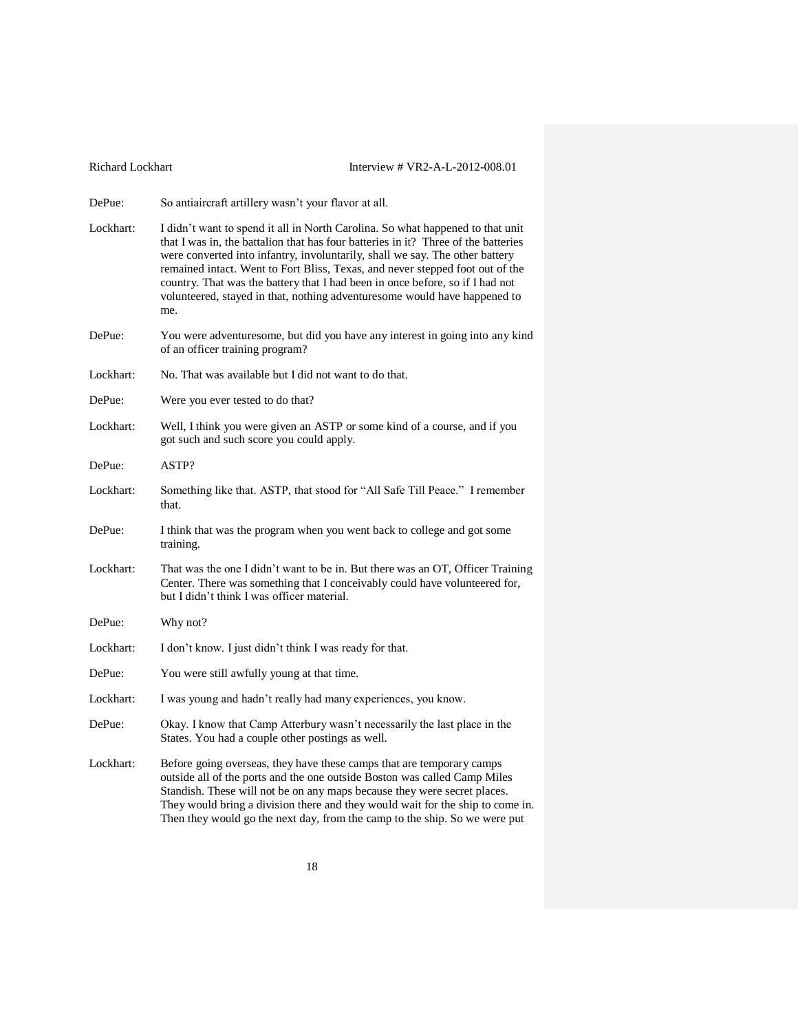DePue: So antiaircraft artillery wasn't your flavor at all.

Lockhart: I didn't want to spend it all in North Carolina. So what happened to that unit that I was in, the battalion that has four batteries in it? Three of the batteries were converted into infantry, involuntarily, shall we say. The other battery remained intact. Went to Fort Bliss, Texas, and never stepped foot out of the country. That was the battery that I had been in once before, so if I had not volunteered, stayed in that, nothing adventuresome would have happened to me.

DePue: You were adventuresome, but did you have any interest in going into any kind of an officer training program?

Lockhart: No. That was available but I did not want to do that.

DePue: Were you ever tested to do that?

Lockhart: Well, I think you were given an ASTP or some kind of a course, and if you got such and such score you could apply.

DePue: ASTP?

Lockhart: Something like that. ASTP, that stood for "All Safe Till Peace." I remember that.

DePue: I think that was the program when you went back to college and got some training.

Lockhart: That was the one I didn't want to be in. But there was an OT, Officer Training Center. There was something that I conceivably could have volunteered for, but I didn't think I was officer material.

DePue: Why not?

Lockhart: I don't know. I just didn't think I was ready for that.

DePue: You were still awfully young at that time.

Lockhart: I was young and hadn't really had many experiences, you know.

DePue: Okay. I know that Camp Atterbury wasn't necessarily the last place in the States. You had a couple other postings as well.

Lockhart: Before going overseas, they have these camps that are temporary camps outside all of the ports and the one outside Boston was called Camp Miles Standish. These will not be on any maps because they were secret places. They would bring a division there and they would wait for the ship to come in. Then they would go the next day, from the camp to the ship. So we were put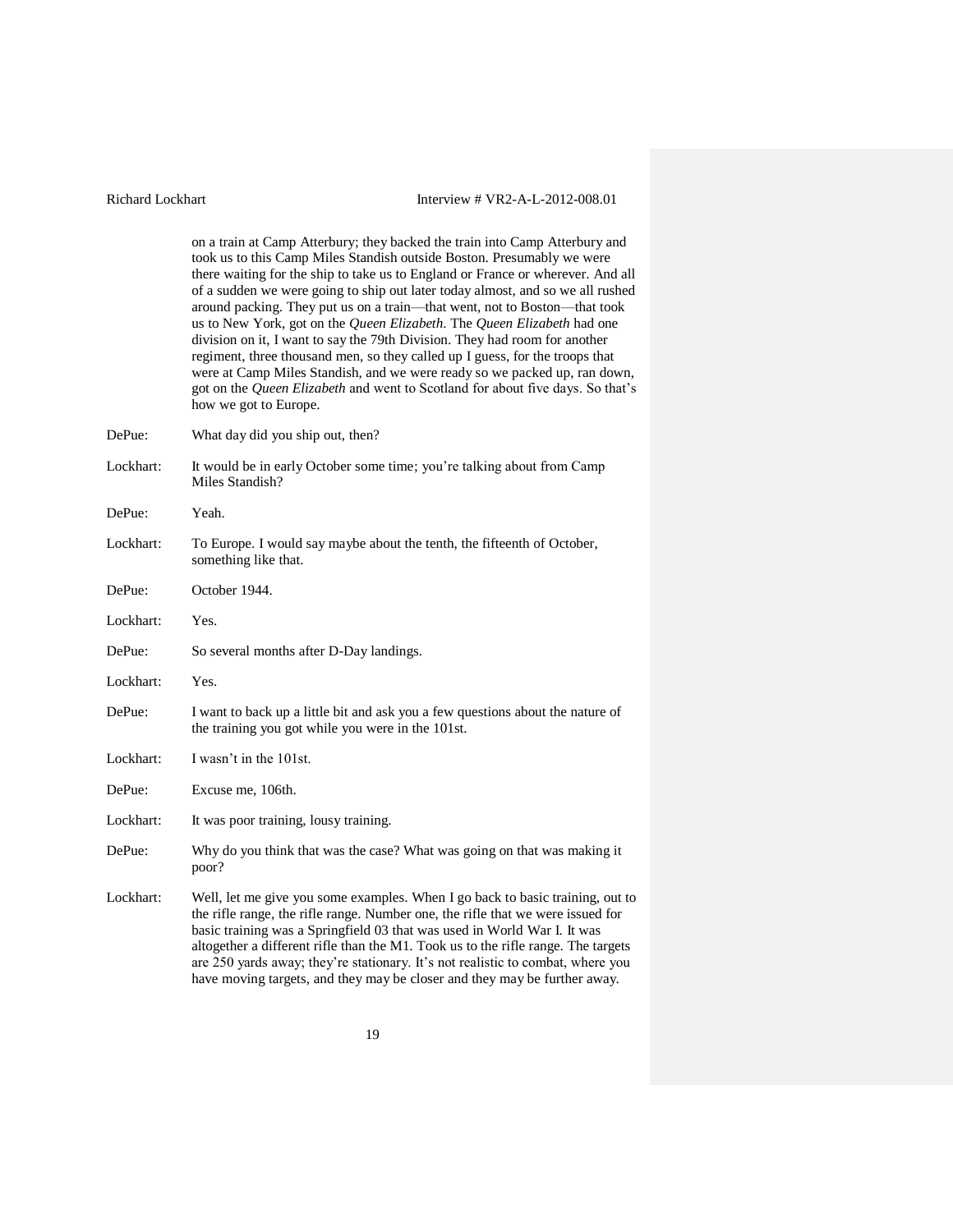on a train at Camp Atterbury; they backed the train into Camp Atterbury and took us to this Camp Miles Standish outside Boston. Presumably we were there waiting for the ship to take us to England or France or wherever. And all of a sudden we were going to ship out later today almost, and so we all rushed around packing. They put us on a train—that went, not to Boston—that took us to New York, got on the *Queen Elizabeth*. The *Queen Elizabeth* had one division on it, I want to say the 79th Division. They had room for another regiment, three thousand men, so they called up I guess, for the troops that were at Camp Miles Standish, and we were ready so we packed up, ran down, got on the *Queen Elizabeth* and went to Scotland for about five days. So that's how we got to Europe.

DePue: What day did you ship out, then?

Lockhart: It would be in early October some time; you're talking about from Camp Miles Standish?

DePue: Yeah.

Lockhart: To Europe. I would say maybe about the tenth, the fifteenth of October, something like that.

DePue: October 1944.

Lockhart: Yes.

DePue: So several months after D-Day landings.

Lockhart: Yes.

DePue: I want to back up a little bit and ask you a few questions about the nature of the training you got while you were in the 101st.

Lockhart: I wasn't in the 101st.

DePue: Excuse me, 106th.

Lockhart: It was poor training, lousy training.

DePue: Why do you think that was the case? What was going on that was making it poor?

Lockhart: Well, let me give you some examples. When I go back to basic training, out to the rifle range, the rifle range. Number one, the rifle that we were issued for basic training was a Springfield 03 that was used in World War I. It was altogether a different rifle than the M1. Took us to the rifle range. The targets are 250 yards away; they're stationary. It's not realistic to combat, where you have moving targets, and they may be closer and they may be further away.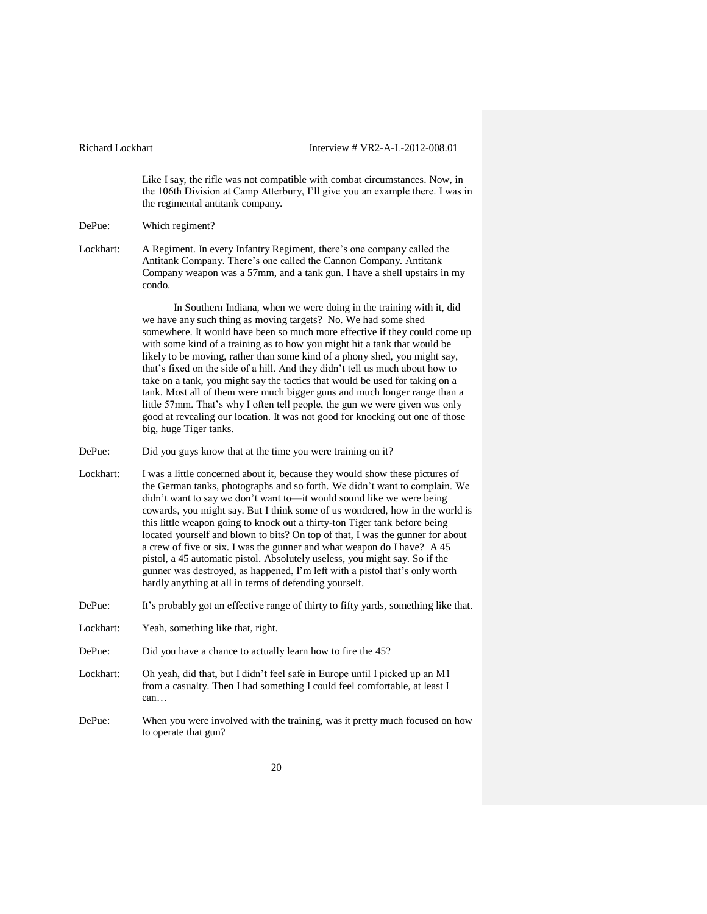Like I say, the rifle was not compatible with combat circumstances. Now, in the 106th Division at Camp Atterbury, I'll give you an example there. I was in the regimental antitank company.

DePue: Which regiment?

Lockhart: A Regiment. In every Infantry Regiment, there's one company called the Antitank Company. There's one called the Cannon Company. Antitank Company weapon was a 57mm, and a tank gun. I have a shell upstairs in my condo.

In Southern Indiana, when we were doing in the training with it, did we have any such thing as moving targets? No. We had some shed somewhere. It would have been so much more effective if they could come up with some kind of a training as to how you might hit a tank that would be likely to be moving, rather than some kind of a phony shed, you might say, that's fixed on the side of a hill. And they didn't tell us much about how to take on a tank, you might say the tactics that would be used for taking on a tank. Most all of them were much bigger guns and much longer range than a little 57mm. That's why I often tell people, the gun we were given was only good at revealing our location. It was not good for knocking out one of those big, huge Tiger tanks.

DePue: Did you guys know that at the time you were training on it?

Lockhart: I was a little concerned about it, because they would show these pictures of the German tanks, photographs and so forth. We didn't want to complain. We didn't want to say we don't want to—it would sound like we were being cowards, you might say. But I think some of us wondered, how in the world is this little weapon going to knock out a thirty-ton Tiger tank before being located yourself and blown to bits? On top of that, I was the gunner for about a crew of five or six. I was the gunner and what weapon do I have? A 45 pistol, a 45 automatic pistol. Absolutely useless, you might say. So if the gunner was destroyed, as happened, I'm left with a pistol that's only worth hardly anything at all in terms of defending yourself.

DePue: It's probably got an effective range of thirty to fifty yards, something like that.

Lockhart: Yeah, something like that, right.

DePue: Did you have a chance to actually learn how to fire the 45?

Lockhart: Oh yeah, did that, but I didn't feel safe in Europe until I picked up an M1 from a casualty. Then I had something I could feel comfortable, at least I can…

DePue: When you were involved with the training, was it pretty much focused on how to operate that gun?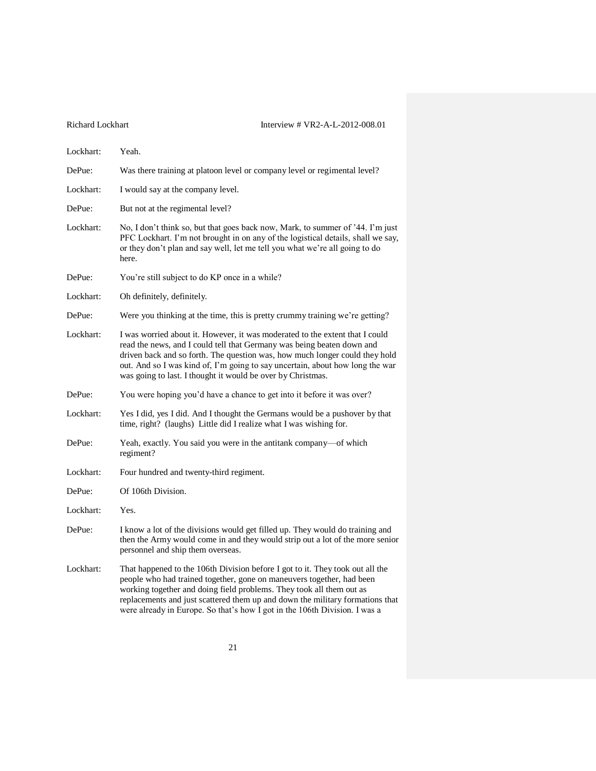Lockhart: Yeah.

DePue: Was there training at platoon level or company level or regimental level?

Lockhart: I would say at the company level.

DePue: But not at the regimental level?

Lockhart: No, I don't think so, but that goes back now, Mark, to summer of '44. I'm just PFC Lockhart. I'm not brought in on any of the logistical details, shall we say, or they don't plan and say well, let me tell you what we're all going to do here.

DePue: You're still subject to do KP once in a while?

Lockhart: Oh definitely, definitely.

DePue: Were you thinking at the time, this is pretty crummy training we're getting?

Lockhart: I was worried about it. However, it was moderated to the extent that I could read the news, and I could tell that Germany was being beaten down and driven back and so forth. The question was, how much longer could they hold out. And so I was kind of, I'm going to say uncertain, about how long the war was going to last. I thought it would be over by Christmas.

DePue: You were hoping you'd have a chance to get into it before it was over?

Lockhart: Yes I did, yes I did. And I thought the Germans would be a pushover by that time, right? (laughs) Little did I realize what I was wishing for.

DePue: Yeah, exactly. You said you were in the antitank company—of which regiment?

Lockhart: Four hundred and twenty-third regiment.

DePue: Of 106th Division.

Lockhart: Yes.

DePue: I know a lot of the divisions would get filled up. They would do training and then the Army would come in and they would strip out a lot of the more senior personnel and ship them overseas.

Lockhart: That happened to the 106th Division before I got to it. They took out all the people who had trained together, gone on maneuvers together, had been working together and doing field problems. They took all them out as replacements and just scattered them up and down the military formations that were already in Europe. So that's how I got in the 106th Division. I was a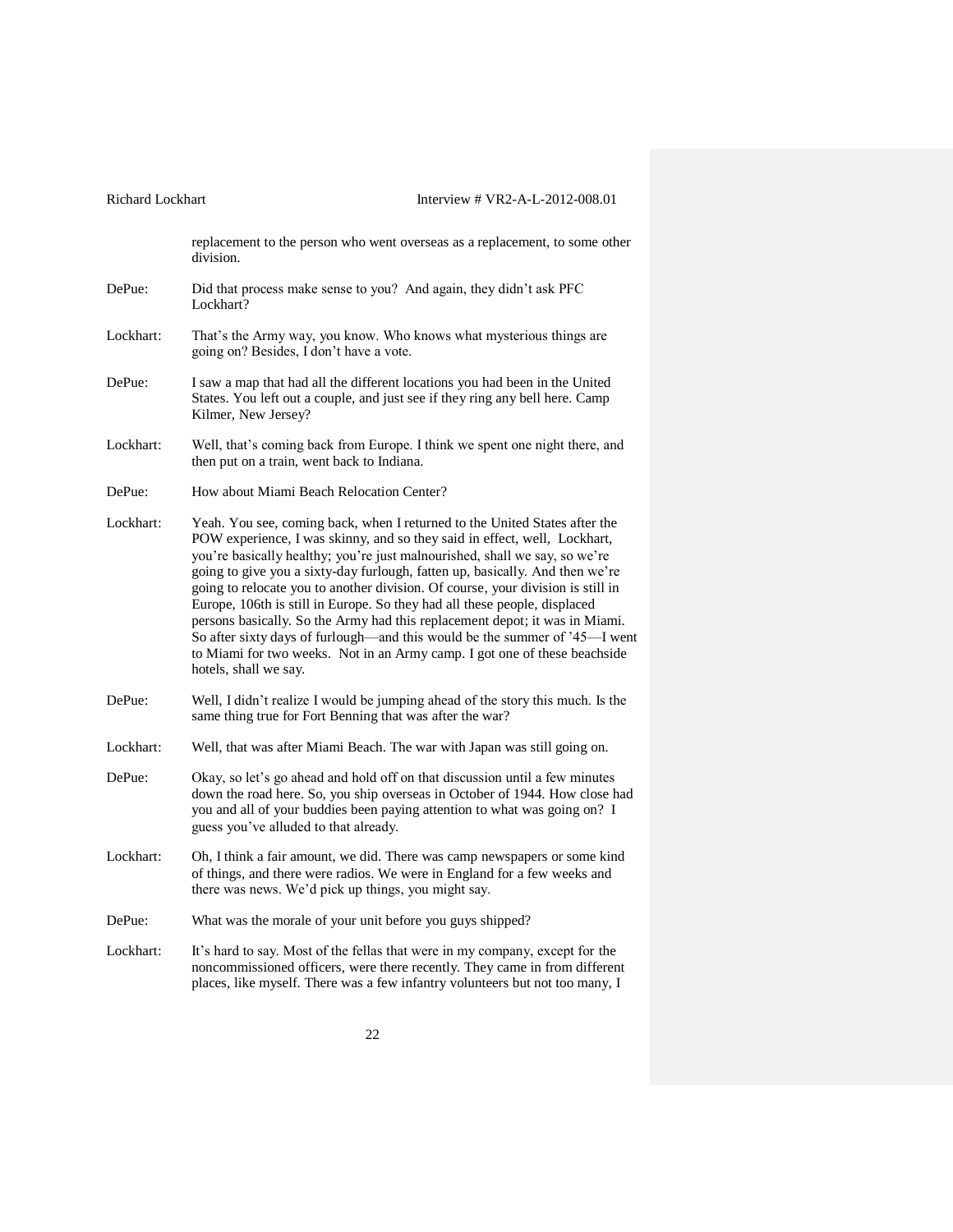replacement to the person who went overseas as a replacement, to some other division.

DePue: Did that process make sense to you? And again, they didn't ask PFC Lockhart?

Lockhart: That's the Army way, you know. Who knows what mysterious things are going on? Besides, I don't have a vote.

DePue: I saw a map that had all the different locations you had been in the United States. You left out a couple, and just see if they ring any bell here. Camp Kilmer, New Jersey?

Lockhart: Well, that's coming back from Europe. I think we spent one night there, and then put on a train, went back to Indiana.

DePue: How about Miami Beach Relocation Center?

Lockhart: Yeah. You see, coming back, when I returned to the United States after the POW experience, I was skinny, and so they said in effect, well, Lockhart, you're basically healthy; you're just malnourished, shall we say, so we're going to give you a sixty-day furlough, fatten up, basically. And then we're going to relocate you to another division. Of course, your division is still in Europe, 106th is still in Europe. So they had all these people, displaced persons basically. So the Army had this replacement depot; it was in Miami. So after sixty days of furlough—and this would be the summer of '45—I went to Miami for two weeks. Not in an Army camp. I got one of these beachside hotels, shall we say.

DePue: Well, I didn't realize I would be jumping ahead of the story this much. Is the same thing true for Fort Benning that was after the war?

Lockhart: Well, that was after Miami Beach. The war with Japan was still going on.

DePue: Okay, so let's go ahead and hold off on that discussion until a few minutes down the road here. So, you ship overseas in October of 1944. How close had you and all of your buddies been paying attention to what was going on? I guess you've alluded to that already.

Lockhart: Oh, I think a fair amount, we did. There was camp newspapers or some kind of things, and there were radios. We were in England for a few weeks and there was news. We'd pick up things, you might say.

DePue: What was the morale of your unit before you guys shipped?

Lockhart: It's hard to say. Most of the fellas that were in my company, except for the noncommissioned officers, were there recently. They came in from different places, like myself. There was a few infantry volunteers but not too many, I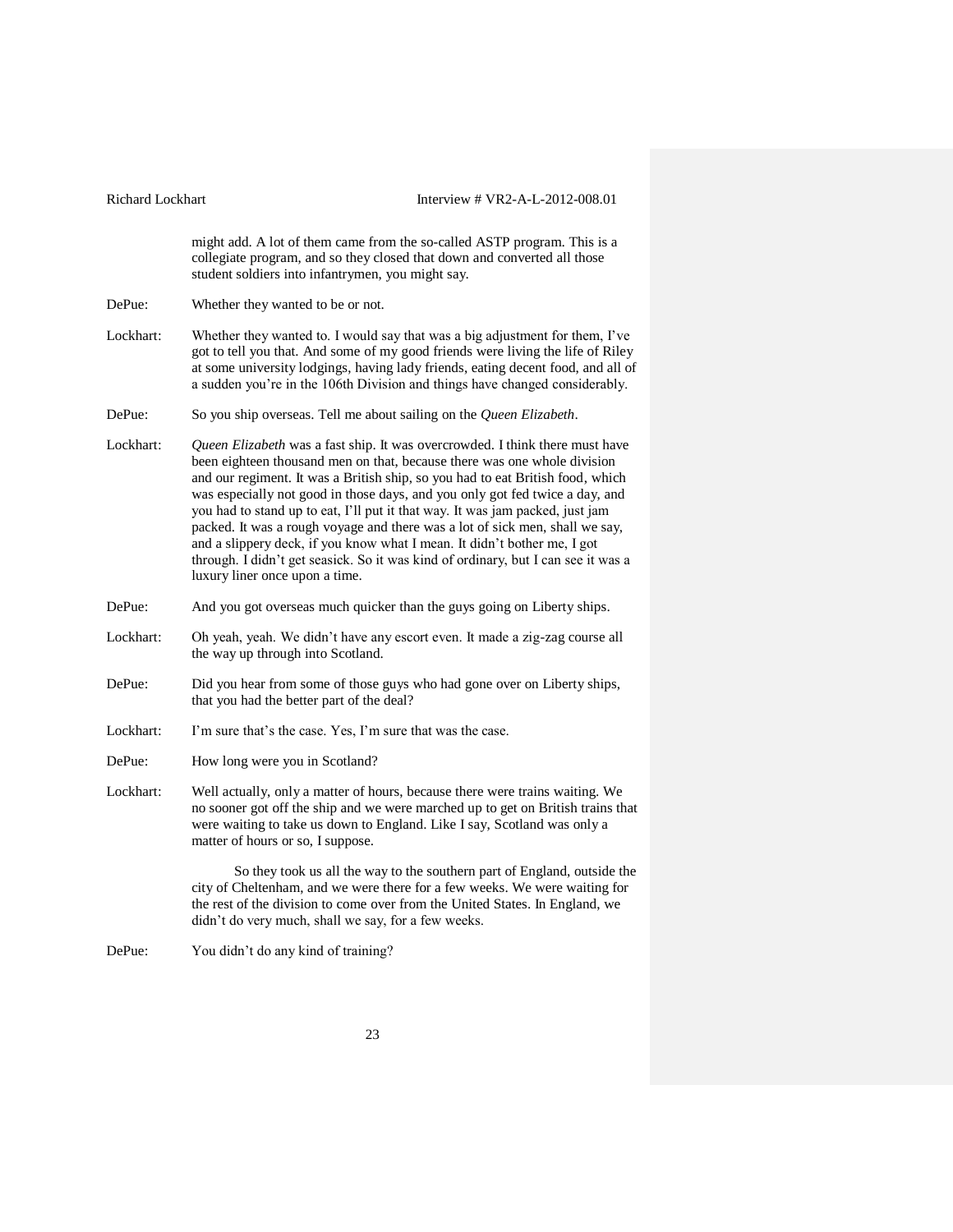might add. A lot of them came from the so-called ASTP program. This is a collegiate program, and so they closed that down and converted all those student soldiers into infantrymen, you might say.

DePue: Whether they wanted to be or not.

Lockhart: Whether they wanted to. I would say that was a big adjustment for them, I've got to tell you that. And some of my good friends were living the life of Riley at some university lodgings, having lady friends, eating decent food, and all of a sudden you're in the 106th Division and things have changed considerably.

DePue: So you ship overseas. Tell me about sailing on the *Queen Elizabeth*.

Lockhart: *Queen Elizabeth* was a fast ship. It was overcrowded. I think there must have been eighteen thousand men on that, because there was one whole division and our regiment. It was a British ship, so you had to eat British food, which was especially not good in those days, and you only got fed twice a day, and you had to stand up to eat, I'll put it that way. It was jam packed, just jam packed. It was a rough voyage and there was a lot of sick men, shall we say, and a slippery deck, if you know what I mean. It didn't bother me, I got through. I didn't get seasick. So it was kind of ordinary, but I can see it was a luxury liner once upon a time.

DePue: And you got overseas much quicker than the guys going on Liberty ships.

Lockhart: Oh yeah, yeah. We didn't have any escort even. It made a zig-zag course all the way up through into Scotland.

DePue: Did you hear from some of those guys who had gone over on Liberty ships, that you had the better part of the deal?

Lockhart: I'm sure that's the case. Yes, I'm sure that was the case.

DePue: How long were you in Scotland?

Lockhart: Well actually, only a matter of hours, because there were trains waiting. We no sooner got off the ship and we were marched up to get on British trains that were waiting to take us down to England. Like I say, Scotland was only a matter of hours or so, I suppose.

So they took us all the way to the southern part of England, outside the city of Cheltenham, and we were there for a few weeks. We were waiting for the rest of the division to come over from the United States. In England, we didn't do very much, shall we say, for a few weeks.

DePue: You didn't do any kind of training?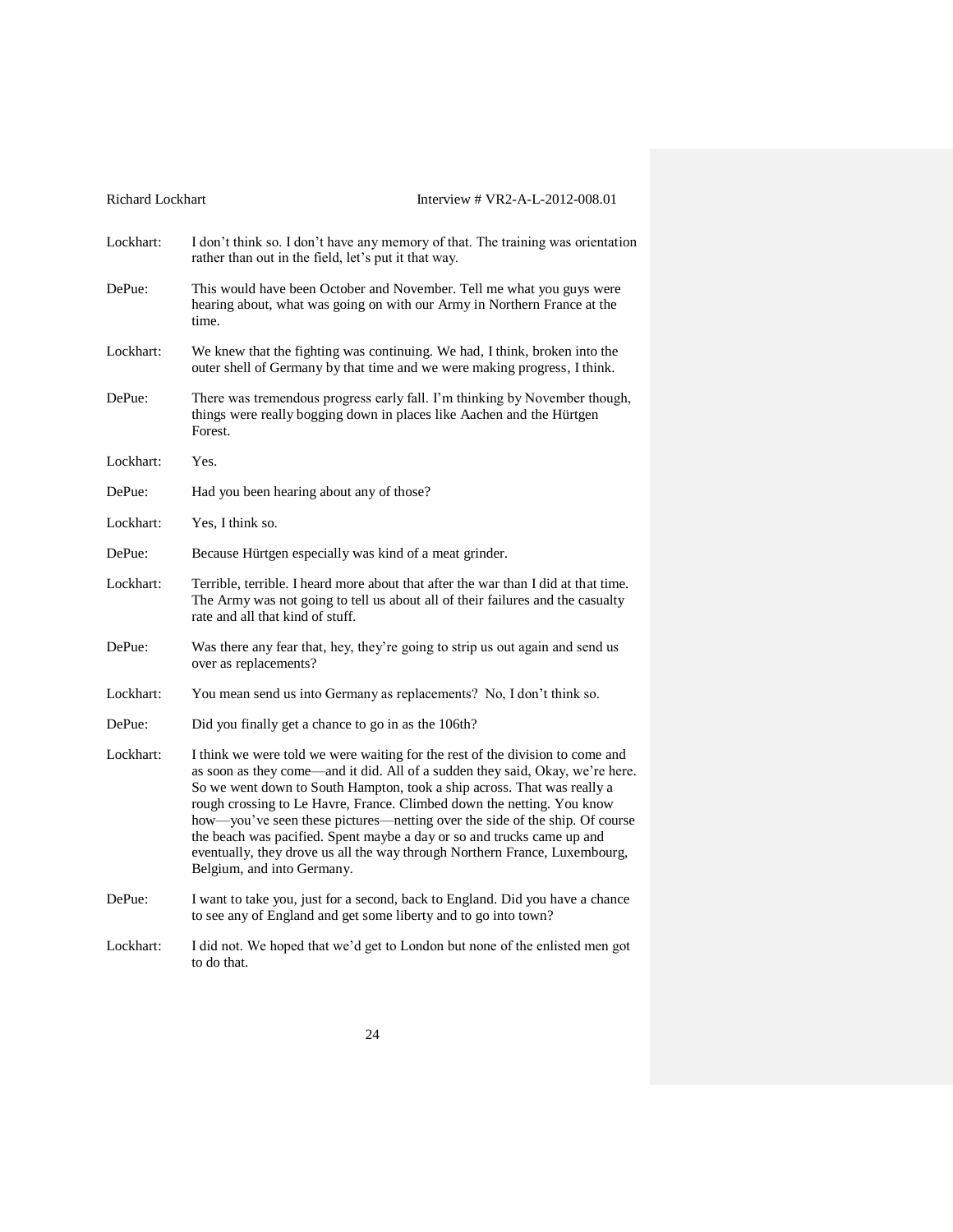Lockhart: I don't think so. I don't have any memory of that. The training was orientation rather than out in the field, let's put it that way.

DePue: This would have been October and November. Tell me what you guys were hearing about, what was going on with our Army in Northern France at the time.

Lockhart: We knew that the fighting was continuing. We had, I think, broken into the outer shell of Germany by that time and we were making progress, I think.

DePue: There was tremendous progress early fall. I'm thinking by November though, things were really bogging down in places like Aachen and the Hürtgen Forest.

Lockhart: Yes.

DePue: Had you been hearing about any of those?

Lockhart: Yes, I think so.

DePue: Because Hürtgen especially was kind of a meat grinder.

Lockhart: Terrible, terrible. I heard more about that after the war than I did at that time. The Army was not going to tell us about all of their failures and the casualty rate and all that kind of stuff.

DePue: Was there any fear that, hey, they're going to strip us out again and send us over as replacements?

Lockhart: You mean send us into Germany as replacements? No, I don't think so.

DePue: Did you finally get a chance to go in as the 106th?

Lockhart: I think we were told we were waiting for the rest of the division to come and as soon as they come—and it did. All of a sudden they said, Okay, we're here. So we went down to South Hampton, took a ship across. That was really a rough crossing to Le Havre, France. Climbed down the netting. You know how—you've seen these pictures—netting over the side of the ship. Of course the beach was pacified. Spent maybe a day or so and trucks came up and eventually, they drove us all the way through Northern France, Luxembourg, Belgium, and into Germany.

DePue: I want to take you, just for a second, back to England. Did you have a chance to see any of England and get some liberty and to go into town?

Lockhart: I did not. We hoped that we'd get to London but none of the enlisted men got to do that.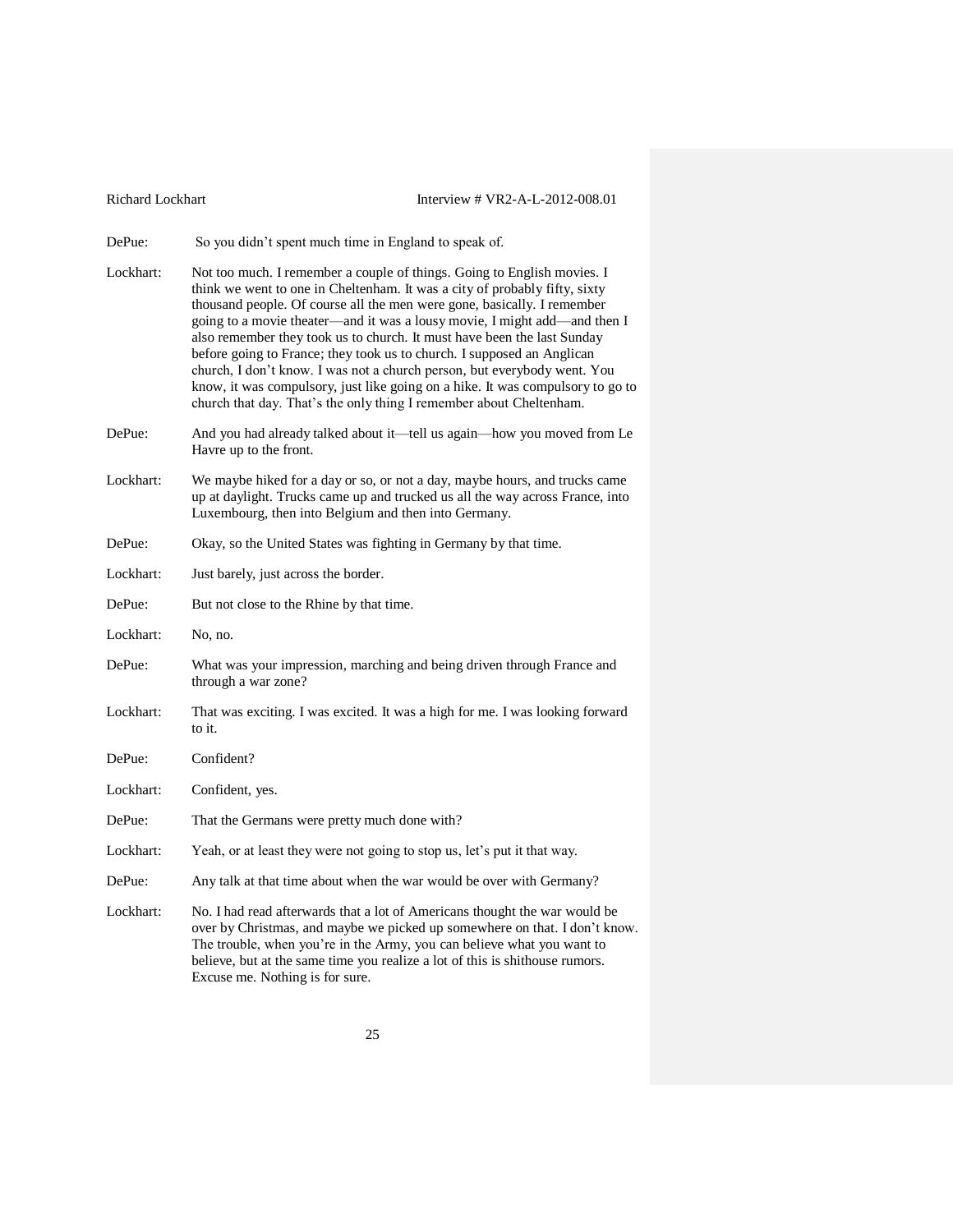DePue: So you didn't spent much time in England to speak of.

Lockhart: Not too much. I remember a couple of things. Going to English movies. I think we went to one in Cheltenham. It was a city of probably fifty, sixty thousand people. Of course all the men were gone, basically. I remember going to a movie theater—and it was a lousy movie, I might add—and then I also remember they took us to church. It must have been the last Sunday before going to France; they took us to church. I supposed an Anglican church, I don't know. I was not a church person, but everybody went. You know, it was compulsory, just like going on a hike. It was compulsory to go to church that day. That's the only thing I remember about Cheltenham.

DePue: And you had already talked about it—tell us again—how you moved from Le Havre up to the front.

Lockhart: We maybe hiked for a day or so, or not a day, maybe hours, and trucks came up at daylight. Trucks came up and trucked us all the way across France, into Luxembourg, then into Belgium and then into Germany.

DePue: Okay, so the United States was fighting in Germany by that time.

Lockhart: Just barely, just across the border.

DePue: But not close to the Rhine by that time.

Lockhart: No, no.

DePue: What was your impression, marching and being driven through France and through a war zone?

Lockhart: That was exciting. I was excited. It was a high for me. I was looking forward to it.

DePue: Confident?

Lockhart: Confident, yes.

DePue: That the Germans were pretty much done with?

Lockhart: Yeah, or at least they were not going to stop us, let's put it that way.

DePue: Any talk at that time about when the war would be over with Germany?

Lockhart: No. I had read afterwards that a lot of Americans thought the war would be over by Christmas, and maybe we picked up somewhere on that. I don't know. The trouble, when you're in the Army, you can believe what you want to believe, but at the same time you realize a lot of this is shithouse rumors. Excuse me. Nothing is for sure.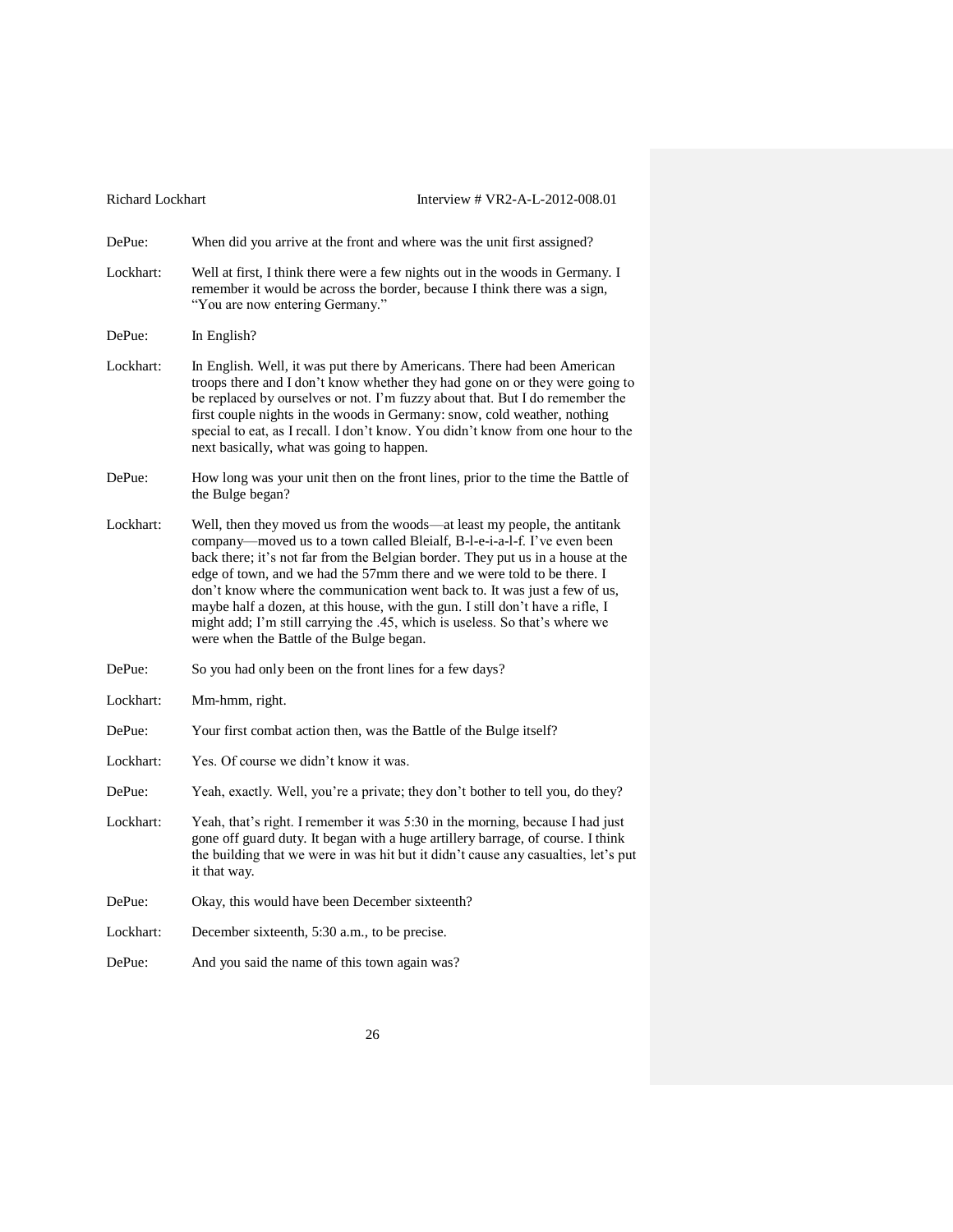DePue: When did you arrive at the front and where was the unit first assigned?

Lockhart: Well at first, I think there were a few nights out in the woods in Germany. I remember it would be across the border, because I think there was a sign, "You are now entering Germany."

DePue: In English?

Lockhart: In English. Well, it was put there by Americans. There had been American troops there and I don't know whether they had gone on or they were going to be replaced by ourselves or not. I'm fuzzy about that. But I do remember the first couple nights in the woods in Germany: snow, cold weather, nothing special to eat, as I recall. I don't know. You didn't know from one hour to the next basically, what was going to happen.

DePue: How long was your unit then on the front lines, prior to the time the Battle of the Bulge began?

Lockhart: Well, then they moved us from the woods—at least my people, the antitank company—moved us to a town called Bleialf, B-l-e-i-a-l-f. I've even been back there; it's not far from the Belgian border. They put us in a house at the edge of town, and we had the 57mm there and we were told to be there. I don't know where the communication went back to. It was just a few of us, maybe half a dozen, at this house, with the gun. I still don't have a rifle, I might add; I'm still carrying the .45, which is useless. So that's where we were when the Battle of the Bulge began.

DePue: So you had only been on the front lines for a few days?

Lockhart: Mm-hmm, right.

DePue: Your first combat action then, was the Battle of the Bulge itself?

Lockhart: Yes. Of course we didn't know it was.

DePue: Yeah, exactly. Well, you're a private; they don't bother to tell you, do they?

Lockhart: Yeah, that's right. I remember it was 5:30 in the morning, because I had just gone off guard duty. It began with a huge artillery barrage, of course. I think the building that we were in was hit but it didn't cause any casualties, let's put it that way.

DePue: Okay, this would have been December sixteenth?

Lockhart: December sixteenth, 5:30 a.m., to be precise.

DePue: And you said the name of this town again was?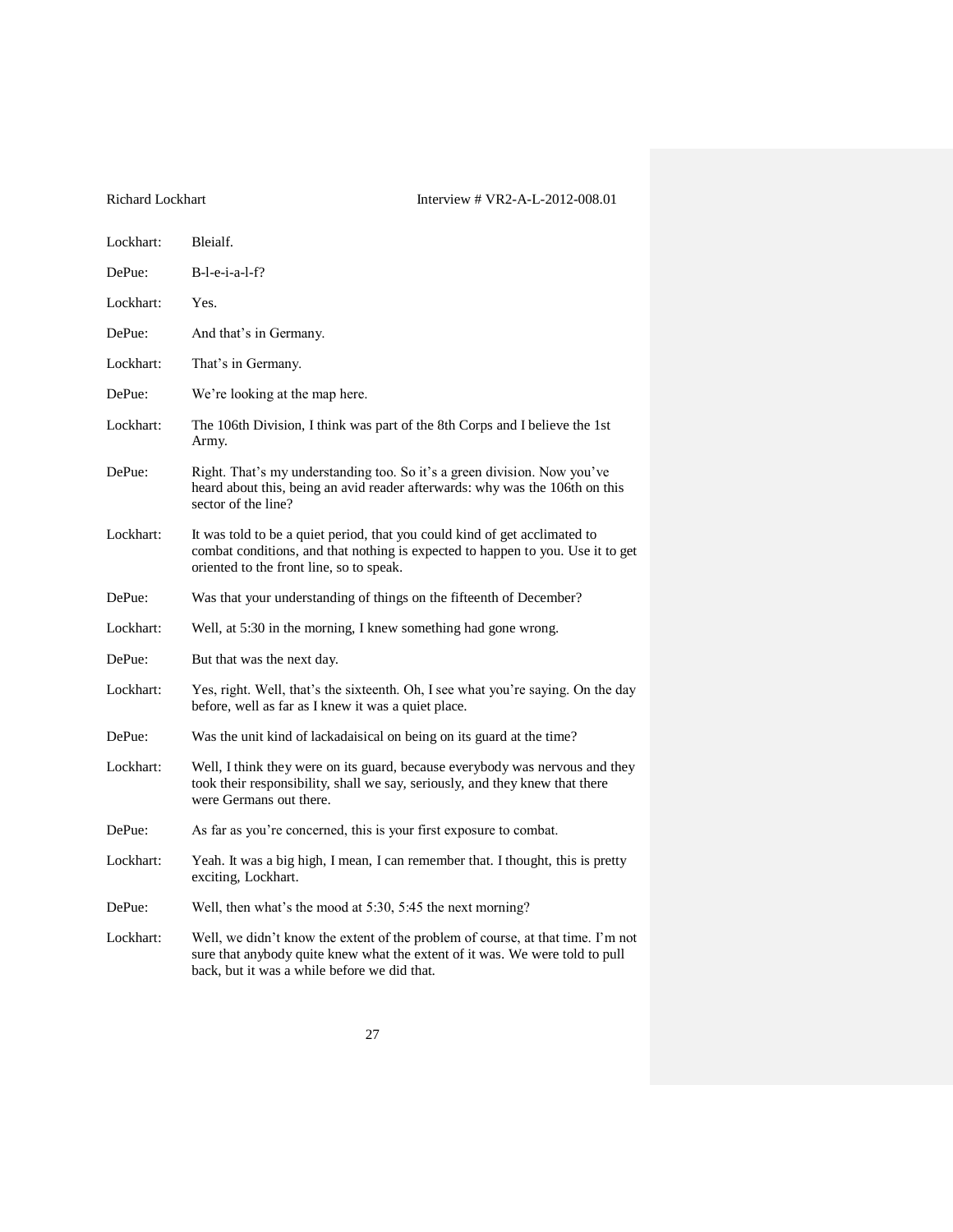Lockhart: Bleialf.

DePue: B-l-e-i-a-l-f?

Lockhart: Yes.

DePue: And that's in Germany.

Lockhart: That's in Germany.

DePue: We're looking at the map here.

Lockhart: The 106th Division, I think was part of the 8th Corps and I believe the 1st Army.

DePue: Right. That's my understanding too. So it's a green division. Now you've heard about this, being an avid reader afterwards: why was the 106th on this sector of the line?

Lockhart: It was told to be a quiet period, that you could kind of get acclimated to combat conditions, and that nothing is expected to happen to you. Use it to get oriented to the front line, so to speak.

DePue: Was that your understanding of things on the fifteenth of December?

Lockhart: Well, at 5:30 in the morning, I knew something had gone wrong.

DePue: But that was the next day.

Lockhart: Yes, right. Well, that's the sixteenth. Oh, I see what you're saying. On the day before, well as far as I knew it was a quiet place.

DePue: Was the unit kind of lackadaisical on being on its guard at the time?

Lockhart: Well, I think they were on its guard, because everybody was nervous and they took their responsibility, shall we say, seriously, and they knew that there were Germans out there.

DePue: As far as you're concerned, this is your first exposure to combat.

Lockhart: Yeah. It was a big high, I mean, I can remember that. I thought, this is pretty exciting, Lockhart.

DePue: Well, then what's the mood at 5:30, 5:45 the next morning?

Lockhart: Well, we didn't know the extent of the problem of course, at that time. I'm not sure that anybody quite knew what the extent of it was. We were told to pull back, but it was a while before we did that.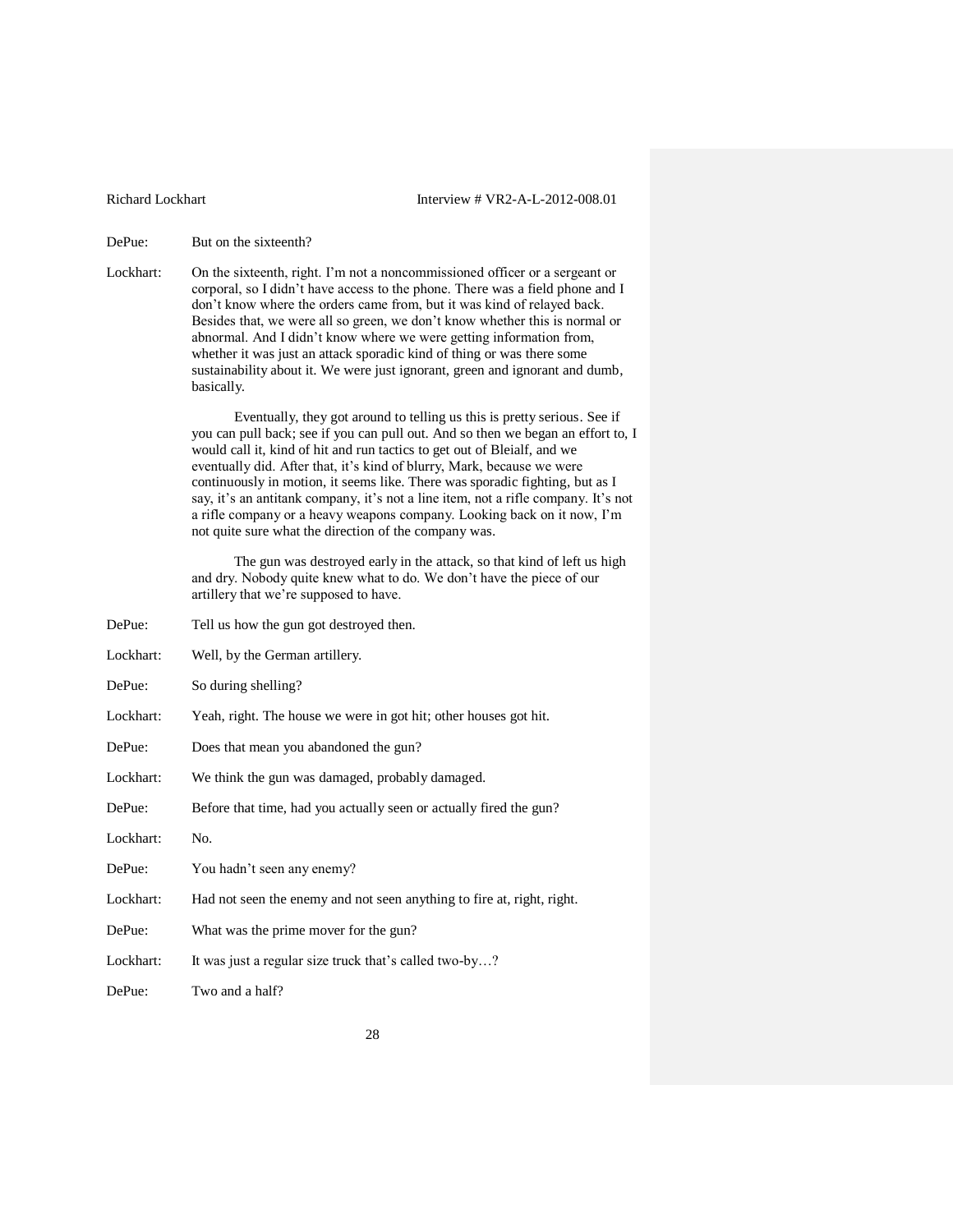DePue: But on the sixteenth?

Lockhart: On the sixteenth, right. I'm not a noncommissioned officer or a sergeant or corporal, so I didn't have access to the phone. There was a field phone and I don't know where the orders came from, but it was kind of relayed back. Besides that, we were all so green, we don't know whether this is normal or abnormal. And I didn't know where we were getting information from, whether it was just an attack sporadic kind of thing or was there some sustainability about it. We were just ignorant, green and ignorant and dumb, basically.

Eventually, they got around to telling us this is pretty serious. See if you can pull back; see if you can pull out. And so then we began an effort to, I would call it, kind of hit and run tactics to get out of Bleialf, and we eventually did. After that, it's kind of blurry, Mark, because we were continuously in motion, it seems like. There was sporadic fighting, but as I say, it's an antitank company, it's not a line item, not a rifle company. It's not a rifle company or a heavy weapons company. Looking back on it now, I'm not quite sure what the direction of the company was.

The gun was destroyed early in the attack, so that kind of left us high and dry. Nobody quite knew what to do. We don't have the piece of our artillery that we're supposed to have.

DePue: Tell us how the gun got destroyed then.

Lockhart: Well, by the German artillery.

DePue: So during shelling?

Lockhart: Yeah, right. The house we were in got hit; other houses got hit.

DePue: Does that mean you abandoned the gun?

Lockhart: We think the gun was damaged, probably damaged.

DePue: Before that time, had you actually seen or actually fired the gun?

Lockhart: No.

DePue: You hadn't seen any enemy?

Lockhart: Had not seen the enemy and not seen anything to fire at, right, right.

DePue: What was the prime mover for the gun?

Lockhart: It was just a regular size truck that's called two-by…?

DePue: Two and a half?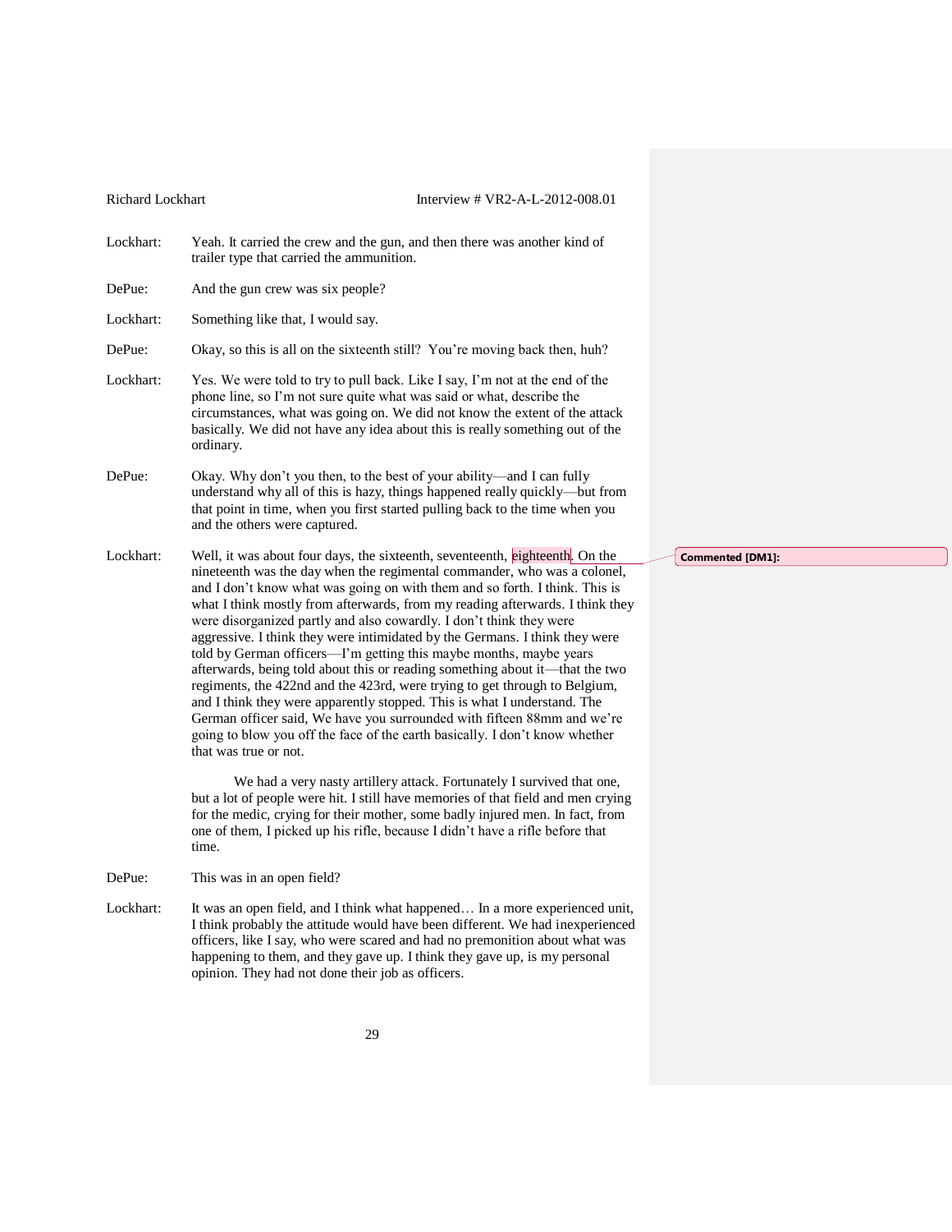Lockhart: Yeah. It carried the crew and the gun, and then there was another kind of trailer type that carried the ammunition.

DePue: And the gun crew was six people?

Lockhart: Something like that, I would say.

DePue: Okay, so this is all on the sixteenth still? You're moving back then, huh?

Lockhart: Yes. We were told to try to pull back. Like I say, I'm not at the end of the phone line, so I'm not sure quite what was said or what, describe the circumstances, what was going on. We did not know the extent of the attack basically. We did not have any idea about this is really something out of the ordinary.

DePue: Okay. Why don't you then, to the best of your ability—and I can fully understand why all of this is hazy, things happened really quickly—but from that point in time, when you first started pulling back to the time when you and the others were captured.

Lockhart: Well, it was about four days, the sixteenth, seventeenth, eighteenth. On the nineteenth was the day when the regimental commander, who was a colonel, and I don't know what was going on with them and so forth. I think. This is what I think mostly from afterwards, from my reading afterwards. I think they were disorganized partly and also cowardly. I don't think they were aggressive. I think they were intimidated by the Germans. I think they were told by German officers—I'm getting this maybe months, maybe years afterwards, being told about this or reading something about it—that the two regiments, the 422nd and the 423rd, were trying to get through to Belgium, and I think they were apparently stopped. This is what I understand. The German officer said, We have you surrounded with fifteen 88mm and we're going to blow you off the face of the earth basically. I don't know whether that was true or not.

We had a very nasty artillery attack. Fortunately I survived that one, but a lot of people were hit. I still have memories of that field and men crying for the medic, crying for their mother, some badly injured men. In fact, from one of them, I picked up his rifle, because I didn't have a rifle before that time.

DePue: This was in an open field?

Lockhart: It was an open field, and I think what happened… In a more experienced unit, I think probably the attitude would have been different. We had inexperienced officers, like I say, who were scared and had no premonition about what was happening to them, and they gave up. I think they gave up, is my personal opinion. They had not done their job as officers.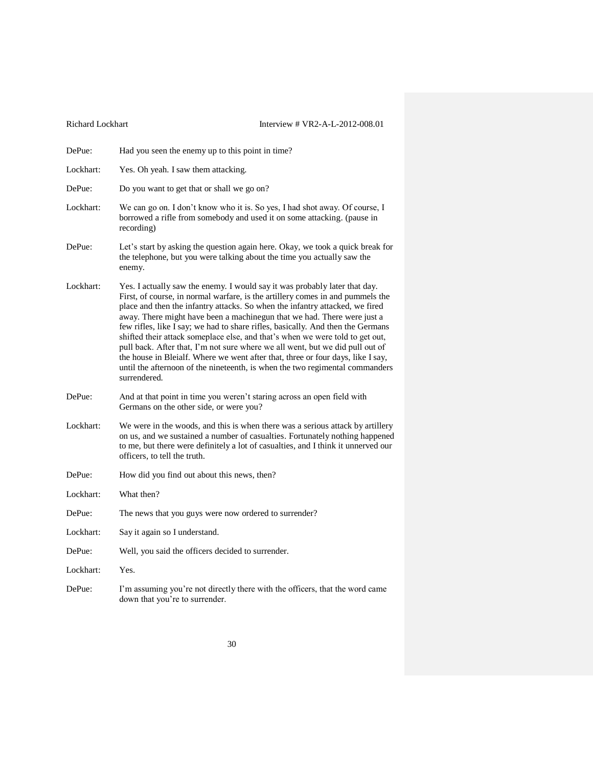DePue: Had you seen the enemy up to this point in time?

Lockhart: Yes. Oh yeah. I saw them attacking.

DePue: Do you want to get that or shall we go on?

Lockhart: We can go on. I don't know who it is. So yes, I had shot away. Of course, I borrowed a rifle from somebody and used it on some attacking. (pause in recording)

DePue: Let's start by asking the question again here. Okay, we took a quick break for the telephone, but you were talking about the time you actually saw the enemy.

Lockhart: Yes. I actually saw the enemy. I would say it was probably later that day. First, of course, in normal warfare, is the artillery comes in and pummels the place and then the infantry attacks. So when the infantry attacked, we fired away. There might have been a machinegun that we had. There were just a few rifles, like I say; we had to share rifles, basically. And then the Germans shifted their attack someplace else, and that's when we were told to get out, pull back. After that, I'm not sure where we all went, but we did pull out of the house in Bleialf. Where we went after that, three or four days, like I say, until the afternoon of the nineteenth, is when the two regimental commanders surrendered.

DePue: And at that point in time you weren't staring across an open field with Germans on the other side, or were you?

Lockhart: We were in the woods, and this is when there was a serious attack by artillery on us, and we sustained a number of casualties. Fortunately nothing happened to me, but there were definitely a lot of casualties, and I think it unnerved our officers, to tell the truth.

DePue: How did you find out about this news, then?

Lockhart: What then?

DePue: The news that you guys were now ordered to surrender?

Lockhart: Say it again so I understand.

DePue: Well, you said the officers decided to surrender.

Lockhart: Yes.

DePue: I'm assuming you're not directly there with the officers, that the word came down that you're to surrender.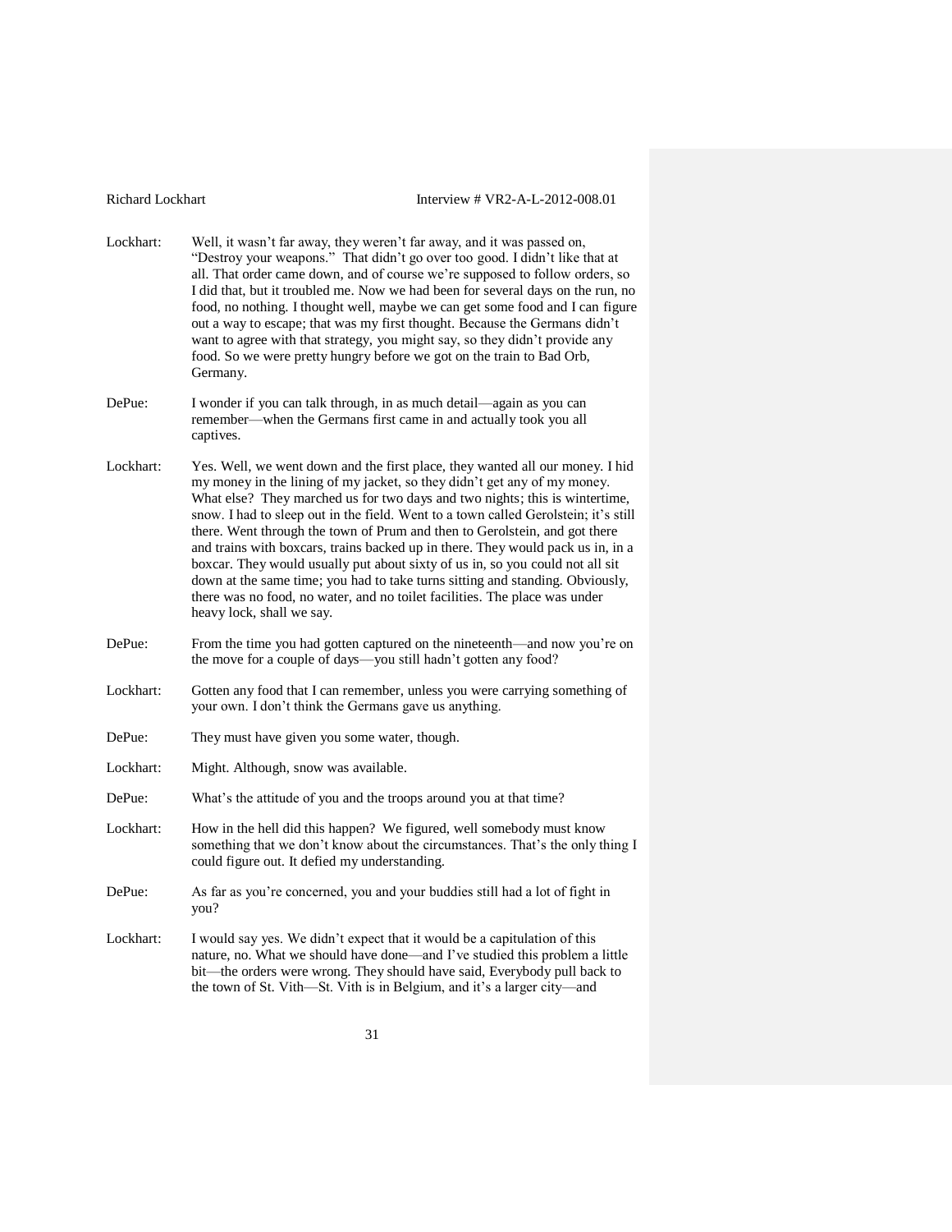Lockhart: Well, it wasn't far away, they weren't far away, and it was passed on, "Destroy your weapons." That didn't go over too good. I didn't like that at all. That order came down, and of course we're supposed to follow orders, so I did that, but it troubled me. Now we had been for several days on the run, no food, no nothing. I thought well, maybe we can get some food and I can figure out a way to escape; that was my first thought. Because the Germans didn't want to agree with that strategy, you might say, so they didn't provide any food. So we were pretty hungry before we got on the train to Bad Orb, Germany.

DePue: I wonder if you can talk through, in as much detail—again as you can remember—when the Germans first came in and actually took you all captives.

Lockhart: Yes. Well, we went down and the first place, they wanted all our money. I hid my money in the lining of my jacket, so they didn't get any of my money. What else? They marched us for two days and two nights; this is wintertime, snow. I had to sleep out in the field. Went to a town called Gerolstein; it's still there. Went through the town of Prum and then to Gerolstein, and got there and trains with boxcars, trains backed up in there. They would pack us in, in a boxcar. They would usually put about sixty of us in, so you could not all sit down at the same time; you had to take turns sitting and standing. Obviously, there was no food, no water, and no toilet facilities. The place was under heavy lock, shall we say.

DePue: From the time you had gotten captured on the nineteenth—and now you're on the move for a couple of days—you still hadn't gotten any food?

Lockhart: Gotten any food that I can remember, unless you were carrying something of your own. I don't think the Germans gave us anything.

DePue: They must have given you some water, though.

Lockhart: Might. Although, snow was available.

DePue: What's the attitude of you and the troops around you at that time?

Lockhart: How in the hell did this happen? We figured, well somebody must know something that we don't know about the circumstances. That's the only thing I could figure out. It defied my understanding.

DePue: As far as you're concerned, you and your buddies still had a lot of fight in you?

Lockhart: I would say yes. We didn't expect that it would be a capitulation of this nature, no. What we should have done—and I've studied this problem a little bit—the orders were wrong. They should have said, Everybody pull back to the town of St. Vith—St. Vith is in Belgium, and it's a larger city—and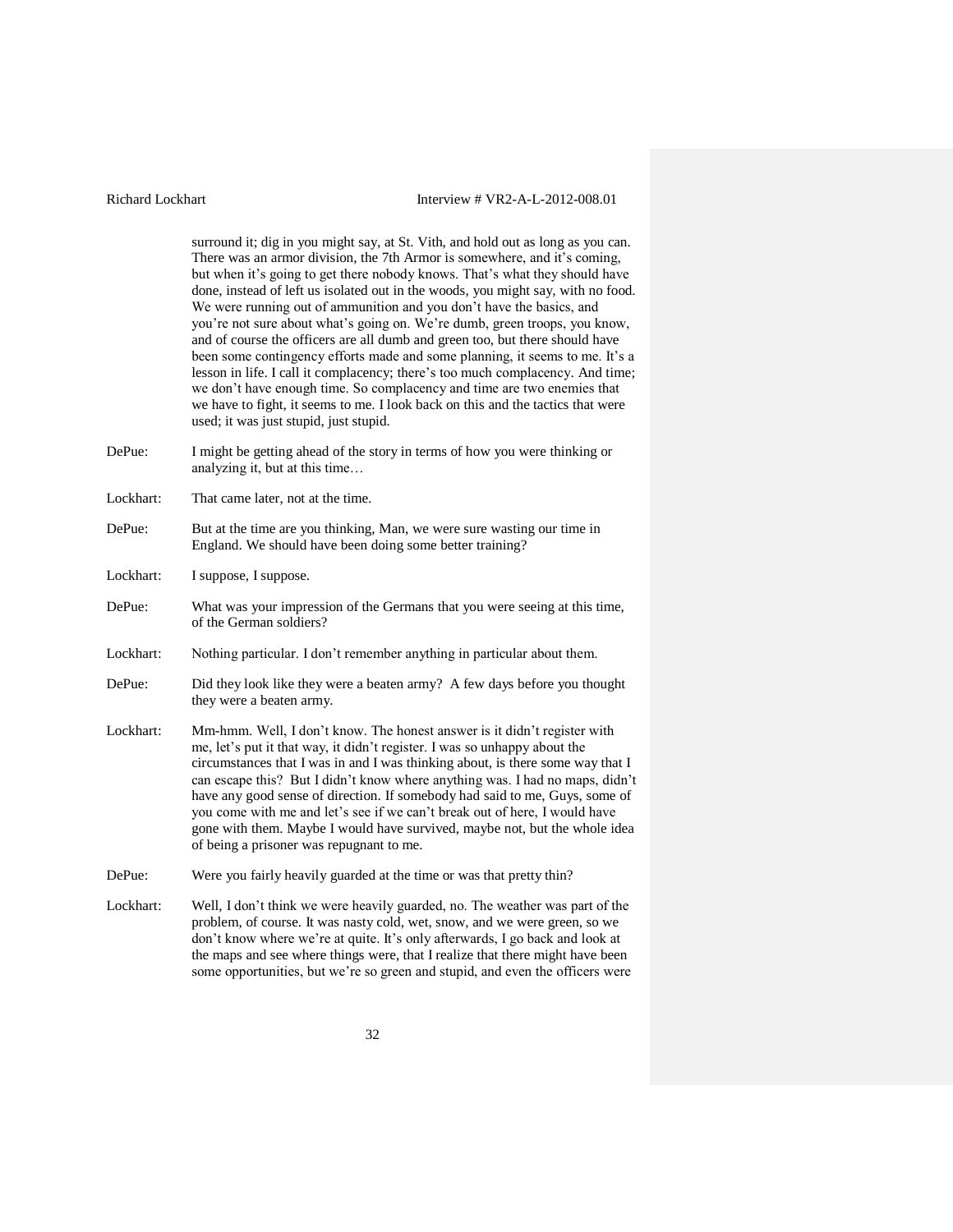surround it; dig in you might say, at St. Vith, and hold out as long as you can. There was an armor division, the 7th Armor is somewhere, and it's coming, but when it's going to get there nobody knows. That's what they should have done, instead of left us isolated out in the woods, you might say, with no food. We were running out of ammunition and you don't have the basics, and you're not sure about what's going on. We're dumb, green troops, you know, and of course the officers are all dumb and green too, but there should have been some contingency efforts made and some planning, it seems to me. It's a lesson in life. I call it complacency; there's too much complacency. And time; we don't have enough time. So complacency and time are two enemies that we have to fight, it seems to me. I look back on this and the tactics that were used; it was just stupid, just stupid.

DePue: I might be getting ahead of the story in terms of how you were thinking or analyzing it, but at this time…

Lockhart: That came later, not at the time.

DePue: But at the time are you thinking, Man, we were sure wasting our time in England. We should have been doing some better training?

Lockhart: I suppose, I suppose.

DePue: What was your impression of the Germans that you were seeing at this time, of the German soldiers?

Lockhart: Nothing particular. I don't remember anything in particular about them.

DePue: Did they look like they were a beaten army? A few days before you thought they were a beaten army.

Lockhart: Mm-hmm. Well, I don't know. The honest answer is it didn't register with me, let's put it that way, it didn't register. I was so unhappy about the circumstances that I was in and I was thinking about, is there some way that I can escape this? But I didn't know where anything was. I had no maps, didn't have any good sense of direction. If somebody had said to me, Guys, some of you come with me and let's see if we can't break out of here, I would have gone with them. Maybe I would have survived, maybe not, but the whole idea of being a prisoner was repugnant to me.

DePue: Were you fairly heavily guarded at the time or was that pretty thin?

Lockhart: Well, I don't think we were heavily guarded, no. The weather was part of the problem, of course. It was nasty cold, wet, snow, and we were green, so we don't know where we're at quite. It's only afterwards, I go back and look at the maps and see where things were, that I realize that there might have been some opportunities, but we're so green and stupid, and even the officers were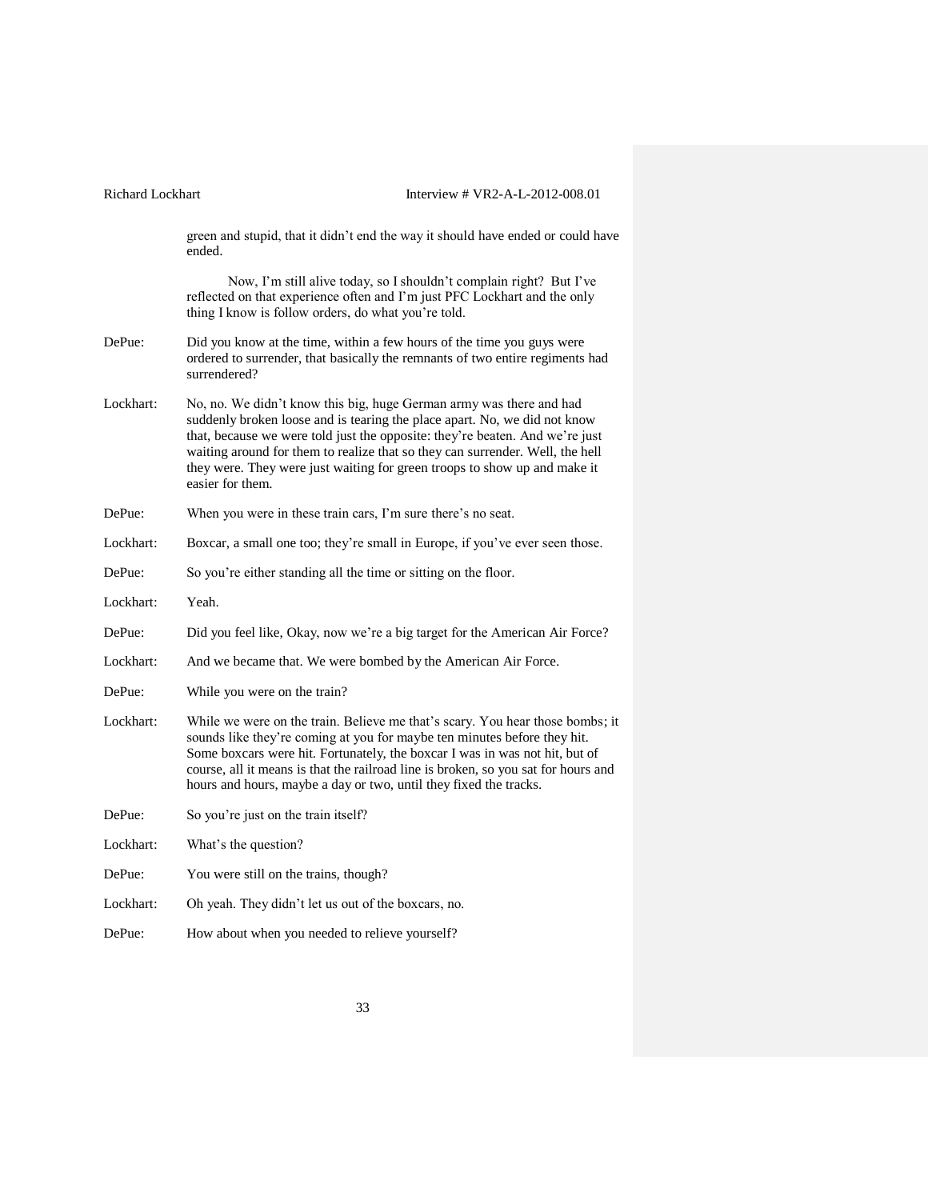green and stupid, that it didn't end the way it should have ended or could have ended.

Now, I'm still alive today, so I shouldn't complain right? But I've reflected on that experience often and I'm just PFC Lockhart and the only thing I know is follow orders, do what you're told.

DePue: Did you know at the time, within a few hours of the time you guys were ordered to surrender, that basically the remnants of two entire regiments had surrendered?

Lockhart: No, no. We didn't know this big, huge German army was there and had suddenly broken loose and is tearing the place apart. No, we did not know that, because we were told just the opposite: they're beaten. And we're just waiting around for them to realize that so they can surrender. Well, the hell they were. They were just waiting for green troops to show up and make it easier for them.

DePue: When you were in these train cars, I'm sure there's no seat.

Lockhart: Boxcar, a small one too; they're small in Europe, if you've ever seen those.

DePue: So you're either standing all the time or sitting on the floor.

Lockhart: Yeah.

DePue: Did you feel like, Okay, now we're a big target for the American Air Force?

Lockhart: And we became that. We were bombed by the American Air Force.

DePue: While you were on the train?

Lockhart: While we were on the train. Believe me that's scary. You hear those bombs; it sounds like they're coming at you for maybe ten minutes before they hit. Some boxcars were hit. Fortunately, the boxcar I was in was not hit, but of course, all it means is that the railroad line is broken, so you sat for hours and hours and hours, maybe a day or two, until they fixed the tracks.

DePue: So you're just on the train itself?

Lockhart: What's the question?

DePue: You were still on the trains, though?

Lockhart: Oh yeah. They didn't let us out of the boxcars, no.

DePue: How about when you needed to relieve yourself?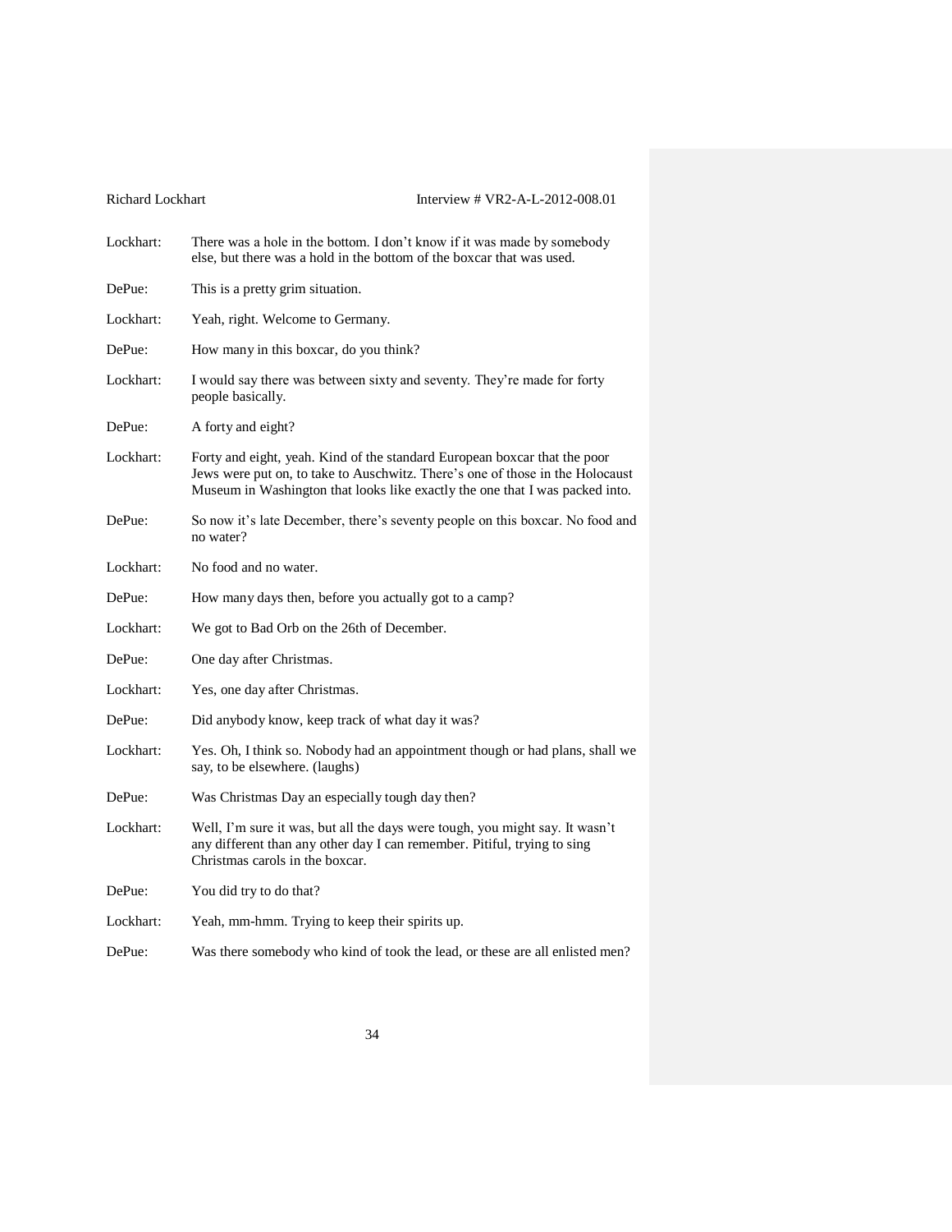Lockhart: There was a hole in the bottom. I don't know if it was made by somebody else, but there was a hold in the bottom of the boxcar that was used.

DePue: This is a pretty grim situation.

Lockhart: Yeah, right. Welcome to Germany.

DePue: How many in this boxcar, do you think?

Lockhart: I would say there was between sixty and seventy. They're made for forty people basically.

DePue: A forty and eight?

Lockhart: Forty and eight, yeah. Kind of the standard European boxcar that the poor Jews were put on, to take to Auschwitz. There's one of those in the Holocaust Museum in Washington that looks like exactly the one that I was packed into.

DePue: So now it's late December, there's seventy people on this boxcar. No food and no water?

Lockhart: No food and no water.

DePue: How many days then, before you actually got to a camp?

Lockhart: We got to Bad Orb on the 26th of December.

DePue: One day after Christmas.

Lockhart: Yes, one day after Christmas.

DePue: Did anybody know, keep track of what day it was?

Lockhart: Yes. Oh, I think so. Nobody had an appointment though or had plans, shall we say, to be elsewhere. (laughs)

DePue: Was Christmas Day an especially tough day then?

Lockhart: Well, I'm sure it was, but all the days were tough, you might say. It wasn't any different than any other day I can remember. Pitiful, trying to sing Christmas carols in the boxcar.

DePue: You did try to do that?

Lockhart: Yeah, mm-hmm. Trying to keep their spirits up.

DePue: Was there somebody who kind of took the lead, or these are all enlisted men?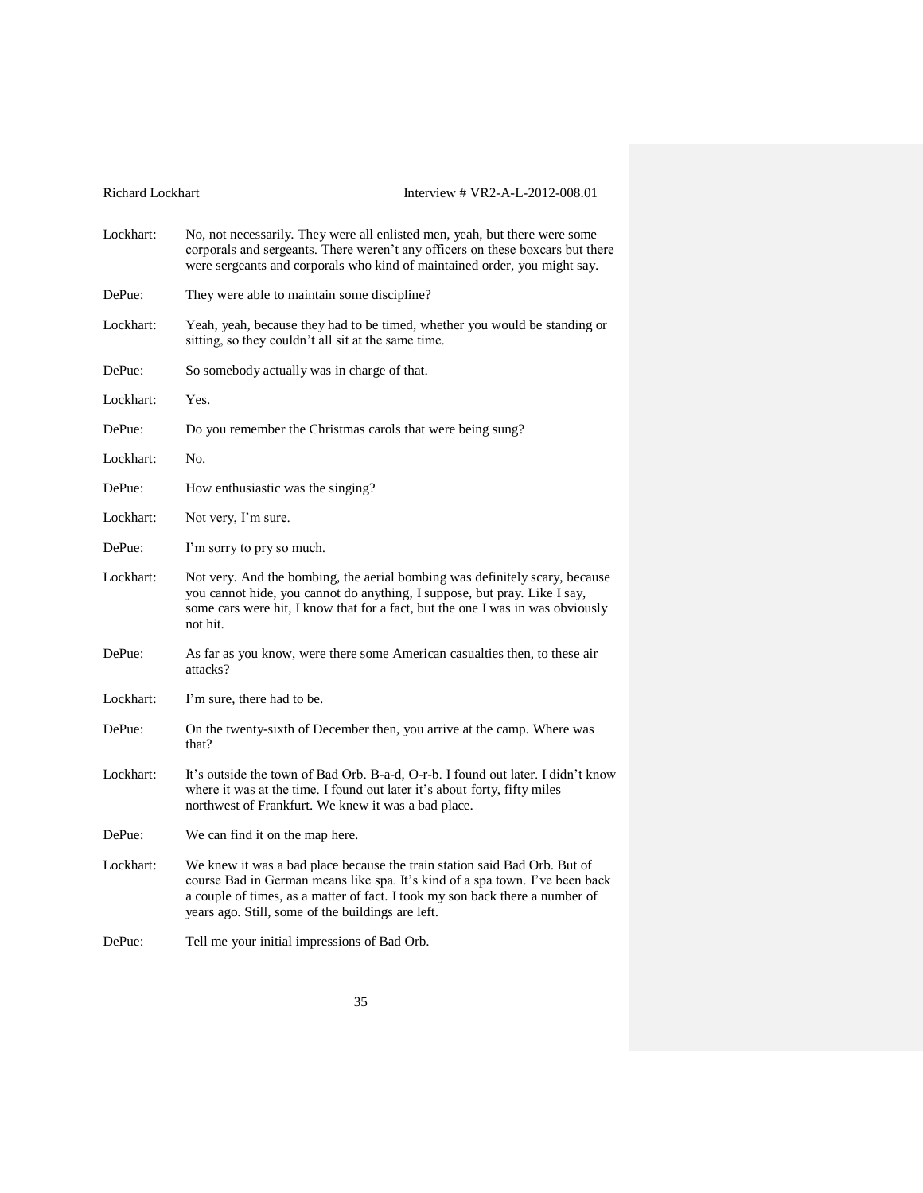Lockhart: No, not necessarily. They were all enlisted men, yeah, but there were some corporals and sergeants. There weren't any officers on these boxcars but there were sergeants and corporals who kind of maintained order, you might say.

DePue: They were able to maintain some discipline?

Lockhart: Yeah, yeah, because they had to be timed, whether you would be standing or sitting, so they couldn't all sit at the same time.

DePue: So somebody actually was in charge of that.

Lockhart: Yes.

DePue: Do you remember the Christmas carols that were being sung?

Lockhart: No.

DePue: How enthusiastic was the singing?

Lockhart: Not very, I'm sure.

DePue: I'm sorry to pry so much.

Lockhart: Not very. And the bombing, the aerial bombing was definitely scary, because you cannot hide, you cannot do anything, I suppose, but pray. Like I say, some cars were hit, I know that for a fact, but the one I was in was obviously not hit.

DePue: As far as you know, were there some American casualties then, to these air attacks?

Lockhart: I'm sure, there had to be.

DePue: On the twenty-sixth of December then, you arrive at the camp. Where was that?

Lockhart: It's outside the town of Bad Orb. B-a-d, O-r-b. I found out later. I didn't know where it was at the time. I found out later it's about forty, fifty miles northwest of Frankfurt. We knew it was a bad place.

DePue: We can find it on the map here.

Lockhart: We knew it was a bad place because the train station said Bad Orb. But of course Bad in German means like spa. It's kind of a spa town. I've been back a couple of times, as a matter of fact. I took my son back there a number of years ago. Still, some of the buildings are left.

DePue: Tell me your initial impressions of Bad Orb.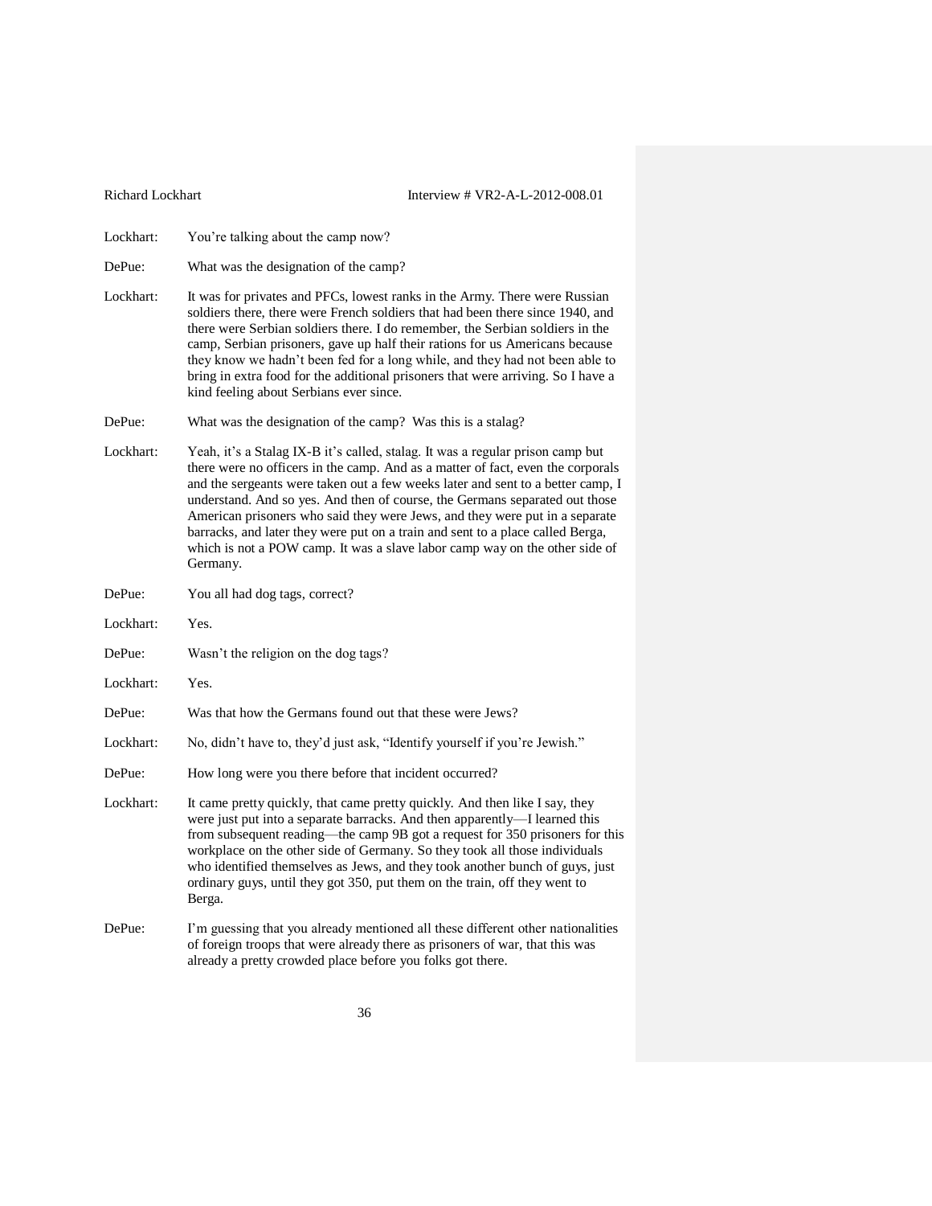Lockhart: You're talking about the camp now?

DePue: What was the designation of the camp?

Lockhart: It was for privates and PFCs, lowest ranks in the Army. There were Russian soldiers there, there were French soldiers that had been there since 1940, and there were Serbian soldiers there. I do remember, the Serbian soldiers in the camp, Serbian prisoners, gave up half their rations for us Americans because they know we hadn't been fed for a long while, and they had not been able to bring in extra food for the additional prisoners that were arriving. So I have a kind feeling about Serbians ever since.

DePue: What was the designation of the camp? Was this is a stalag?

Lockhart: Yeah, it's a Stalag IX-B it's called, stalag. It was a regular prison camp but there were no officers in the camp. And as a matter of fact, even the corporals and the sergeants were taken out a few weeks later and sent to a better camp, I understand. And so yes. And then of course, the Germans separated out those American prisoners who said they were Jews, and they were put in a separate barracks, and later they were put on a train and sent to a place called Berga, which is not a POW camp. It was a slave labor camp way on the other side of Germany.

DePue: You all had dog tags, correct?

Lockhart: Yes.

DePue: Wasn't the religion on the dog tags?

Lockhart: Yes.

DePue: Was that how the Germans found out that these were Jews?

Lockhart: No, didn't have to, they'd just ask, "Identify yourself if you're Jewish."

DePue: How long were you there before that incident occurred?

Lockhart: It came pretty quickly, that came pretty quickly. And then like I say, they were just put into a separate barracks. And then apparently—I learned this from subsequent reading—the camp 9B got a request for 350 prisoners for this workplace on the other side of Germany. So they took all those individuals who identified themselves as Jews, and they took another bunch of guys, just ordinary guys, until they got 350, put them on the train, off they went to Berga.

DePue: I'm guessing that you already mentioned all these different other nationalities of foreign troops that were already there as prisoners of war, that this was already a pretty crowded place before you folks got there.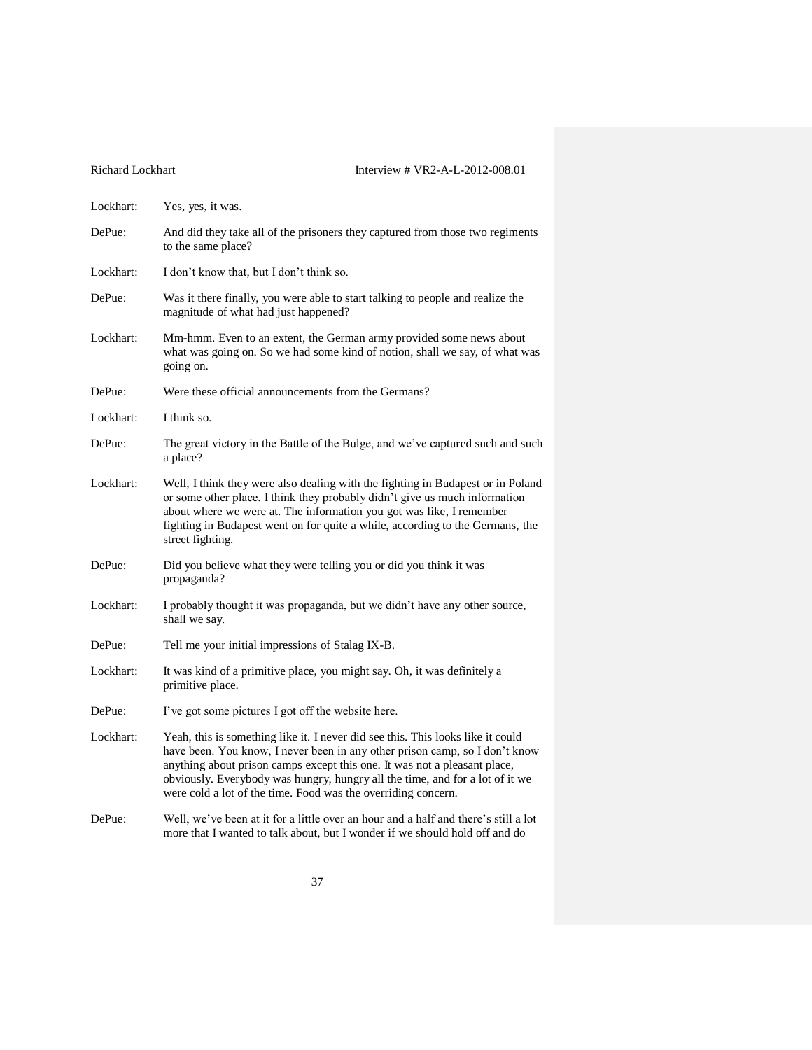Lockhart: Yes, yes, it was.

DePue: And did they take all of the prisoners they captured from those two regiments to the same place?

Lockhart: I don't know that, but I don't think so.

DePue: Was it there finally, you were able to start talking to people and realize the magnitude of what had just happened?

Lockhart: Mm-hmm. Even to an extent, the German army provided some news about what was going on. So we had some kind of notion, shall we say, of what was going on.

DePue: Were these official announcements from the Germans?

Lockhart: I think so.

DePue: The great victory in the Battle of the Bulge, and we've captured such and such a place?

Lockhart: Well, I think they were also dealing with the fighting in Budapest or in Poland or some other place. I think they probably didn't give us much information about where we were at. The information you got was like, I remember fighting in Budapest went on for quite a while, according to the Germans, the street fighting.

DePue: Did you believe what they were telling you or did you think it was propaganda?

Lockhart: I probably thought it was propaganda, but we didn't have any other source, shall we say.

DePue: Tell me your initial impressions of Stalag IX-B.

Lockhart: It was kind of a primitive place, you might say. Oh, it was definitely a primitive place.

DePue: I've got some pictures I got off the website here.

Lockhart: Yeah, this is something like it. I never did see this. This looks like it could have been. You know, I never been in any other prison camp, so I don't know anything about prison camps except this one. It was not a pleasant place, obviously. Everybody was hungry, hungry all the time, and for a lot of it we were cold a lot of the time. Food was the overriding concern.

DePue: Well, we've been at it for a little over an hour and a half and there's still a lot more that I wanted to talk about, but I wonder if we should hold off and do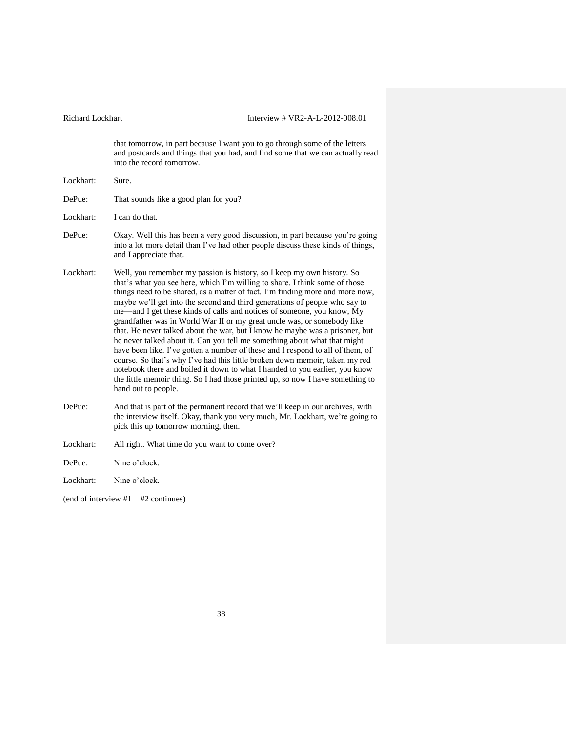that tomorrow, in part because I want you to go through some of the letters and postcards and things that you had, and find some that we can actually read into the record tomorrow.

Lockhart: Sure.

DePue: That sounds like a good plan for you?

Lockhart: I can do that.

DePue: Okay. Well this has been a very good discussion, in part because you're going into a lot more detail than I've had other people discuss these kinds of things, and I appreciate that.

Lockhart: Well, you remember my passion is history, so I keep my own history. So that's what you see here, which I'm willing to share. I think some of those things need to be shared, as a matter of fact. I'm finding more and more now, maybe we'll get into the second and third generations of people who say to me—and I get these kinds of calls and notices of someone, you know, My grandfather was in World War II or my great uncle was, or somebody like that. He never talked about the war, but I know he maybe was a prisoner, but he never talked about it. Can you tell me something about what that might have been like. I've gotten a number of these and I respond to all of them, of course. So that's why I've had this little broken down memoir, taken my red notebook there and boiled it down to what I handed to you earlier, you know the little memoir thing. So I had those printed up, so now I have something to hand out to people.

DePue: And that is part of the permanent record that we'll keep in our archives, with the interview itself. Okay, thank you very much, Mr. Lockhart, we're going to pick this up tomorrow morning, then.

Lockhart: All right. What time do you want to come over?

DePue: Nine o'clock.

Lockhart: Nine o'clock.

(end of interview #1 #2 continues)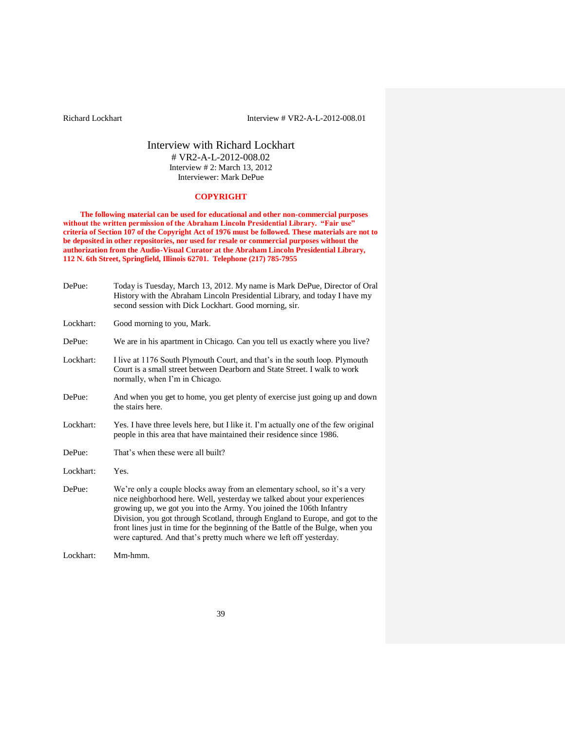# Interview with Richard Lockhart

# VR2-A-L-2012-008.02

Interview # 2: March 13, 2012

Interviewer: Mark DePue

**COPYRIGHT**

**The following material can be used for educational and other non-commercial purposes without the written permission of the Abraham Lincoln Presidential Library. "Fair use" criteria of Section 107 of the Copyright Act of 1976 must be followed. These materials are not to be deposited in other repositories, nor used for resale or commercial purposes without the authorization from the Audio-Visual Curator at the Abraham Lincoln Presidential Library, 112 N. 6th Street, Springfield, Illinois 62701. Telephone (217) 785-7955**

DePue: Today is Tuesday, March 13, 2012. My name is Mark DePue, Director of Oral History with the Abraham Lincoln Presidential Library, and today I have my second session with Dick Lockhart. Good morning, sir.

Lockhart: Good morning to you, Mark.

DePue: We are in his apartment in Chicago. Can you tell us exactly where you live?

Lockhart: I live at 1176 South Plymouth Court, and that's in the south loop. Plymouth Court is a small street between Dearborn and State Street. I walk to work normally, when I'm in Chicago.

DePue: And when you get to home, you get plenty of exercise just going up and down the stairs here.

Lockhart: Yes. I have three levels here, but I like it. I'm actually one of the few original people in this area that have maintained their residence since 1986.

DePue: That's when these were all built?

Lockhart: Yes.

DePue: We're only a couple blocks away from an elementary school, so it's a very nice neighborhood here. Well, yesterday we talked about your experiences growing up, we got you into the Army. You joined the 106th Infantry Division, you got through Scotland, through England to Europe, and got to the front lines just in time for the beginning of the Battle of the Bulge, when you were captured. And that's pretty much where we left off yesterday.

Lockhart: Mm-hmm.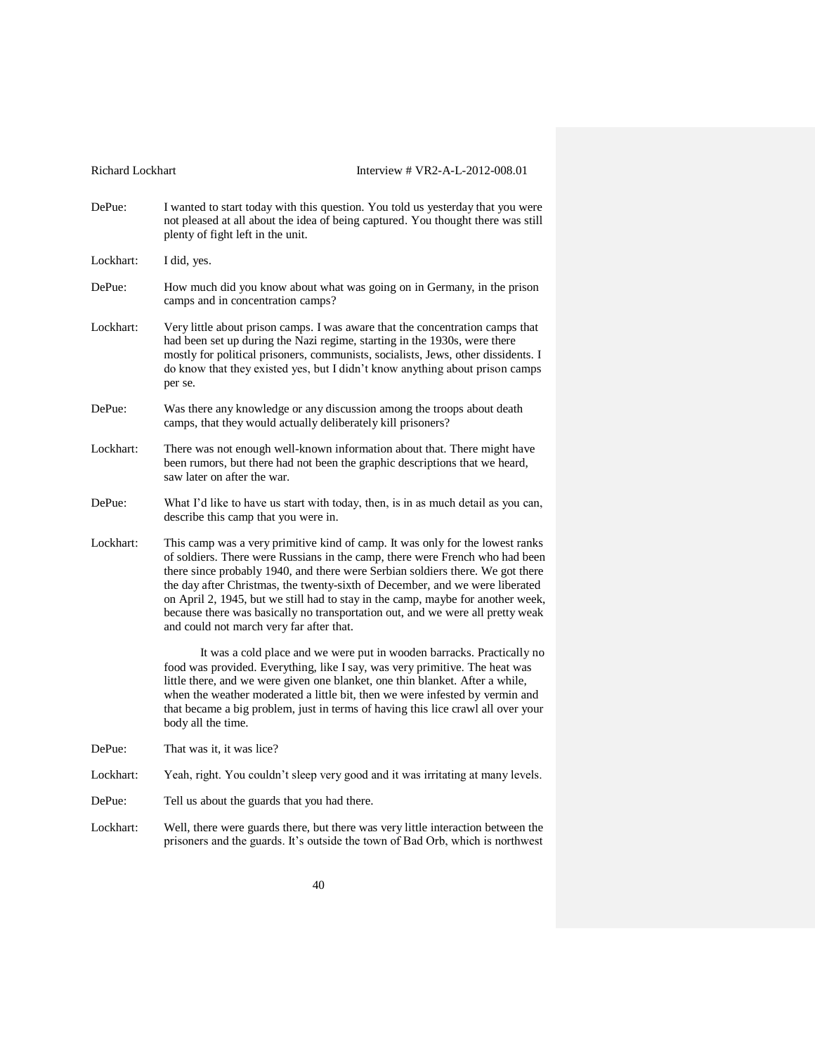DePue: I wanted to start today with this question. You told us yesterday that you were not pleased at all about the idea of being captured. You thought there was still plenty of fight left in the unit.

Lockhart: I did, yes.

DePue: How much did you know about what was going on in Germany, in the prison camps and in concentration camps?

Lockhart: Very little about prison camps. I was aware that the concentration camps that had been set up during the Nazi regime, starting in the 1930s, were there mostly for political prisoners, communists, socialists, Jews, other dissidents. I do know that they existed yes, but I didn't know anything about prison camps per se.

DePue: Was there any knowledge or any discussion among the troops about death camps, that they would actually deliberately kill prisoners?

Lockhart: There was not enough well-known information about that. There might have been rumors, but there had not been the graphic descriptions that we heard, saw later on after the war.

DePue: What I'd like to have us start with today, then, is in as much detail as you can, describe this camp that you were in.

Lockhart: This camp was a very primitive kind of camp. It was only for the lowest ranks of soldiers. There were Russians in the camp, there were French who had been there since probably 1940, and there were Serbian soldiers there. We got there the day after Christmas, the twenty-sixth of December, and we were liberated on April 2, 1945, but we still had to stay in the camp, maybe for another week, because there was basically no transportation out, and we were all pretty weak and could not march very far after that.

It was a cold place and we were put in wooden barracks. Practically no food was provided. Everything, like I say, was very primitive. The heat was little there, and we were given one blanket, one thin blanket. After a while, when the weather moderated a little bit, then we were infested by vermin and that became a big problem, just in terms of having this lice crawl all over your body all the time.

DePue: That was it, it was lice?

Lockhart: Yeah, right. You couldn't sleep very good and it was irritating at many levels.

DePue: Tell us about the guards that you had there.

Lockhart: Well, there were guards there, but there was very little interaction between the prisoners and the guards. It's outside the town of Bad Orb, which is northwest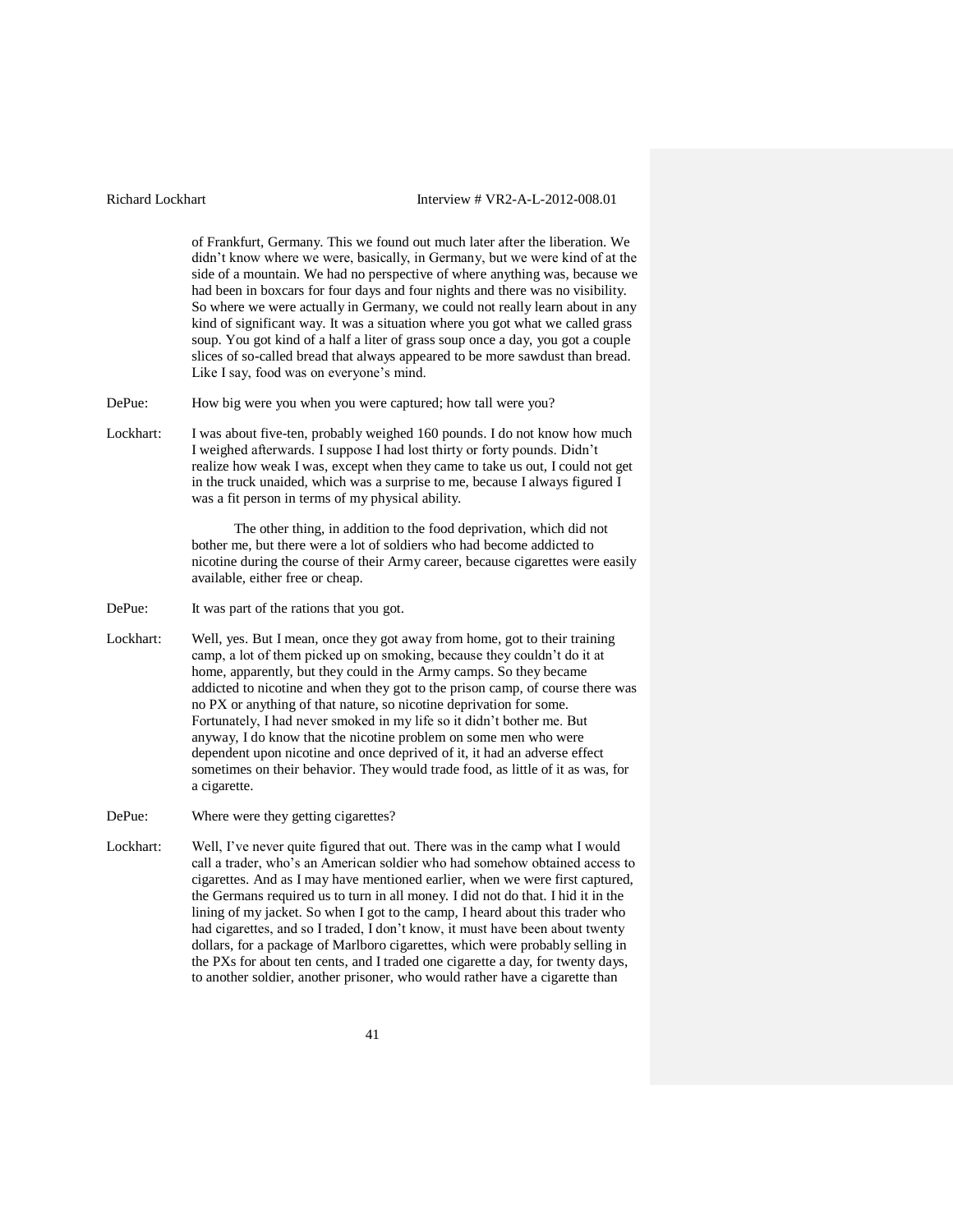of Frankfurt, Germany. This we found out much later after the liberation. We didn't know where we were, basically, in Germany, but we were kind of at the side of a mountain. We had no perspective of where anything was, because we had been in boxcars for four days and four nights and there was no visibility. So where we were actually in Germany, we could not really learn about in any kind of significant way. It was a situation where you got what we called grass soup. You got kind of a half a liter of grass soup once a day, you got a couple slices of so-called bread that always appeared to be more sawdust than bread. Like I say, food was on everyone's mind.

DePue: How big were you when you were captured; how tall were you?

Lockhart: I was about five-ten, probably weighed 160 pounds. I do not know how much I weighed afterwards. I suppose I had lost thirty or forty pounds. Didn't realize how weak I was, except when they came to take us out, I could not get in the truck unaided, which was a surprise to me, because I always figured I was a fit person in terms of my physical ability.

The other thing, in addition to the food deprivation, which did not bother me, but there were a lot of soldiers who had become addicted to nicotine during the course of their Army career, because cigarettes were easily available, either free or cheap.

DePue: It was part of the rations that you got.

Lockhart: Well, yes. But I mean, once they got away from home, got to their training camp, a lot of them picked up on smoking, because they couldn't do it at home, apparently, but they could in the Army camps. So they became addicted to nicotine and when they got to the prison camp, of course there was no PX or anything of that nature, so nicotine deprivation for some. Fortunately, I had never smoked in my life so it didn't bother me. But anyway, I do know that the nicotine problem on some men who were dependent upon nicotine and once deprived of it, it had an adverse effect sometimes on their behavior. They would trade food, as little of it as was, for a cigarette.

DePue: Where were they getting cigarettes?

Lockhart: Well, I've never quite figured that out. There was in the camp what I would call a trader, who's an American soldier who had somehow obtained access to cigarettes. And as I may have mentioned earlier, when we were first captured, the Germans required us to turn in all money. I did not do that. I hid it in the lining of my jacket. So when I got to the camp, I heard about this trader who had cigarettes, and so I traded, I don't know, it must have been about twenty dollars, for a package of Marlboro cigarettes, which were probably selling in the PXs for about ten cents, and I traded one cigarette a day, for twenty days, to another soldier, another prisoner, who would rather have a cigarette than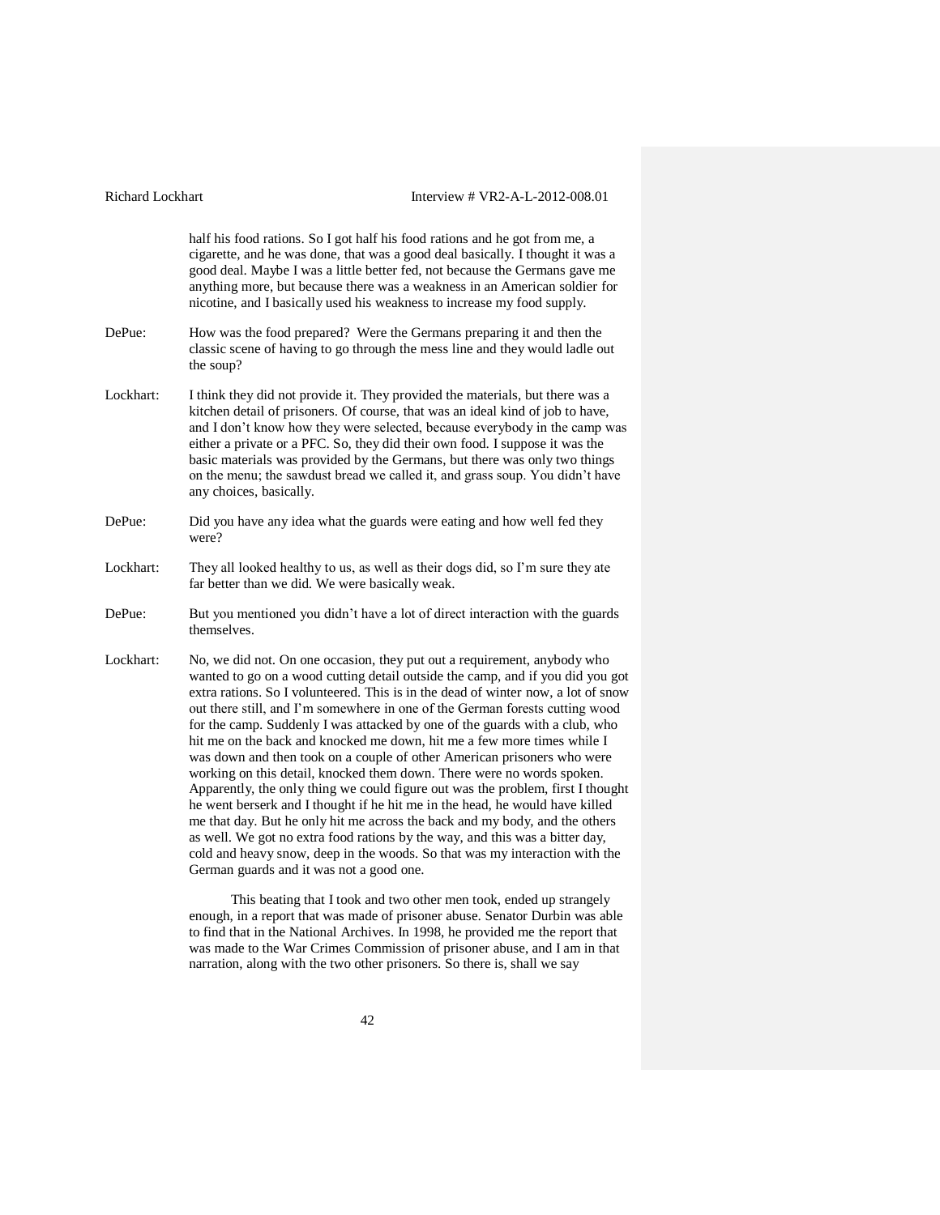half his food rations. So I got half his food rations and he got from me, a cigarette, and he was done, that was a good deal basically. I thought it was a good deal. Maybe I was a little better fed, not because the Germans gave me anything more, but because there was a weakness in an American soldier for nicotine, and I basically used his weakness to increase my food supply.

DePue: How was the food prepared? Were the Germans preparing it and then the classic scene of having to go through the mess line and they would ladle out the soup?

Lockhart: I think they did not provide it. They provided the materials, but there was a kitchen detail of prisoners. Of course, that was an ideal kind of job to have, and I don't know how they were selected, because everybody in the camp was either a private or a PFC. So, they did their own food. I suppose it was the basic materials was provided by the Germans, but there was only two things on the menu; the sawdust bread we called it, and grass soup. You didn't have any choices, basically.

DePue: Did you have any idea what the guards were eating and how well fed they were?

Lockhart: They all looked healthy to us, as well as their dogs did, so I'm sure they ate far better than we did. We were basically weak.

DePue: But you mentioned you didn't have a lot of direct interaction with the guards themselves.

Lockhart: No, we did not. On one occasion, they put out a requirement, anybody who wanted to go on a wood cutting detail outside the camp, and if you did you got extra rations. So I volunteered. This is in the dead of winter now, a lot of snow out there still, and I'm somewhere in one of the German forests cutting wood for the camp. Suddenly I was attacked by one of the guards with a club, who hit me on the back and knocked me down, hit me a few more times while I was down and then took on a couple of other American prisoners who were working on this detail, knocked them down. There were no words spoken. Apparently, the only thing we could figure out was the problem, first I thought he went berserk and I thought if he hit me in the head, he would have killed me that day. But he only hit me across the back and my body, and the others as well. We got no extra food rations by the way, and this was a bitter day, cold and heavy snow, deep in the woods. So that was my interaction with the German guards and it was not a good one.

This beating that I took and two other men took, ended up strangely enough, in a report that was made of prisoner abuse. Senator Durbin was able to find that in the National Archives. In 1998, he provided me the report that was made to the War Crimes Commission of prisoner abuse, and I am in that narration, along with the two other prisoners. So there is, shall we say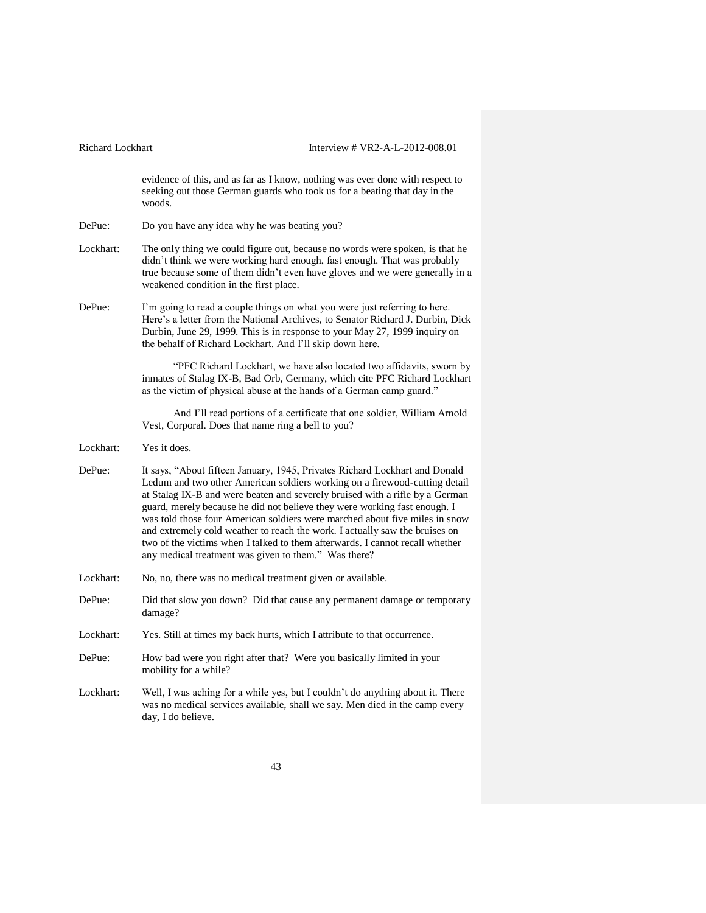evidence of this, and as far as I know, nothing was ever done with respect to seeking out those German guards who took us for a beating that day in the woods.

DePue: Do you have any idea why he was beating you?

Lockhart: The only thing we could figure out, because no words were spoken, is that he didn't think we were working hard enough, fast enough. That was probably true because some of them didn't even have gloves and we were generally in a weakened condition in the first place.

DePue: I'm going to read a couple things on what you were just referring to here. Here's a letter from the National Archives, to Senator Richard J. Durbin, Dick Durbin, June 29, 1999. This is in response to your May 27, 1999 inquiry on the behalf of Richard Lockhart. And I'll skip down here.

"PFC Richard Lockhart, we have also located two affidavits, sworn by inmates of Stalag IX-B, Bad Orb, Germany, which cite PFC Richard Lockhart as the victim of physical abuse at the hands of a German camp guard."

And I'll read portions of a certificate that one soldier, William Arnold Vest, Corporal. Does that name ring a bell to you?

Lockhart: Yes it does.

DePue: It says, "About fifteen January, 1945, Privates Richard Lockhart and Donald Ledum and two other American soldiers working on a firewood-cutting detail at Stalag IX-B and were beaten and severely bruised with a rifle by a German guard, merely because he did not believe they were working fast enough. I was told those four American soldiers were marched about five miles in snow and extremely cold weather to reach the work. I actually saw the bruises on two of the victims when I talked to them afterwards. I cannot recall whether any medical treatment was given to them." Was there?

Lockhart: No, no, there was no medical treatment given or available.

DePue: Did that slow you down? Did that cause any permanent damage or temporary damage?

Lockhart: Yes. Still at times my back hurts, which I attribute to that occurrence.

DePue: How bad were you right after that? Were you basically limited in your mobility for a while?

Lockhart: Well, I was aching for a while yes, but I couldn't do anything about it. There was no medical services available, shall we say. Men died in the camp every day, I do believe.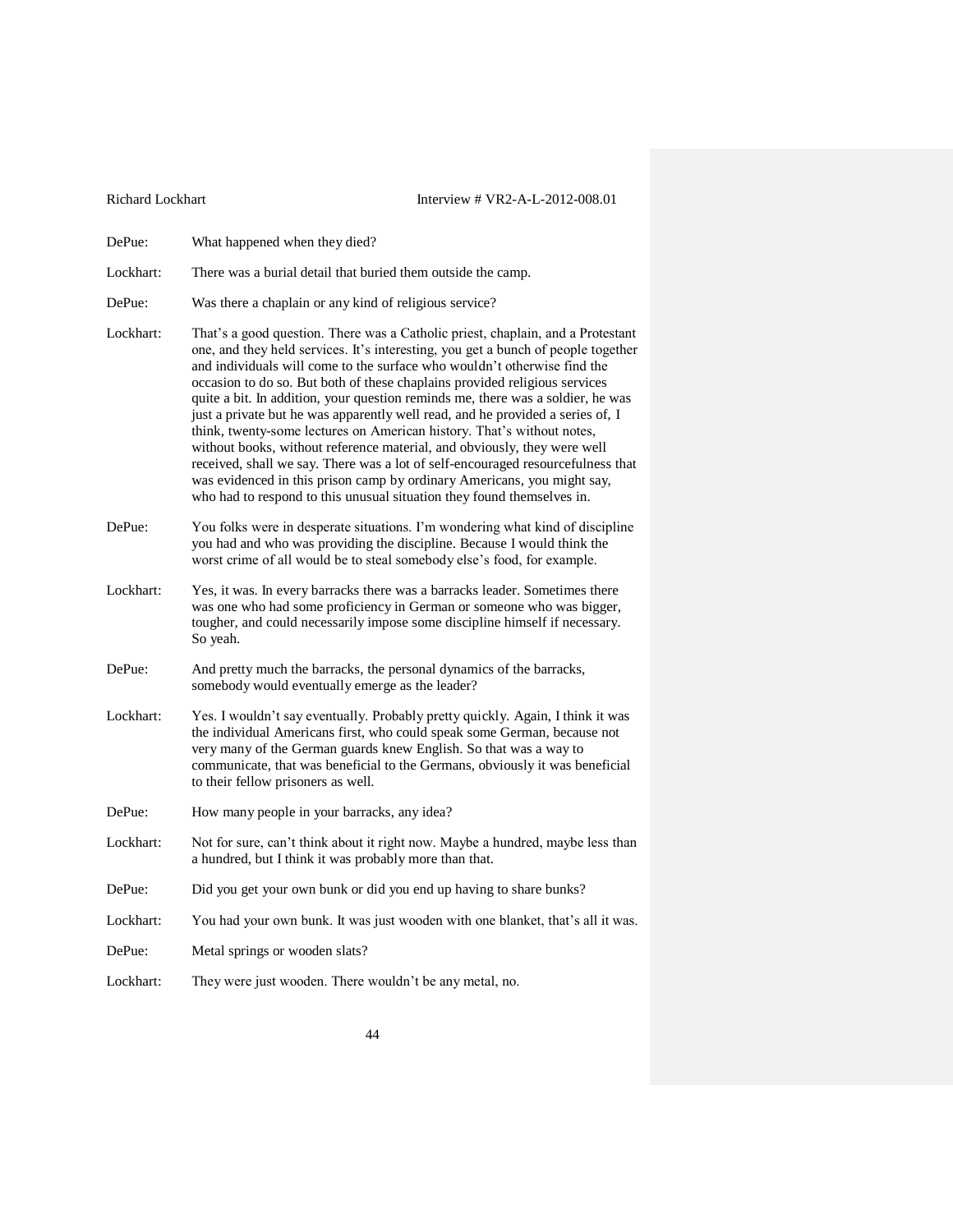DePue: What happened when they died?

Lockhart: There was a burial detail that buried them outside the camp.

DePue: Was there a chaplain or any kind of religious service?

Lockhart: That's a good question. There was a Catholic priest, chaplain, and a Protestant one, and they held services. It's interesting, you get a bunch of people together and individuals will come to the surface who wouldn't otherwise find the occasion to do so. But both of these chaplains provided religious services quite a bit. In addition, your question reminds me, there was a soldier, he was just a private but he was apparently well read, and he provided a series of, I think, twenty-some lectures on American history. That's without notes, without books, without reference material, and obviously, they were well received, shall we say. There was a lot of self-encouraged resourcefulness that was evidenced in this prison camp by ordinary Americans, you might say, who had to respond to this unusual situation they found themselves in.

DePue: You folks were in desperate situations. I'm wondering what kind of discipline you had and who was providing the discipline. Because I would think the worst crime of all would be to steal somebody else's food, for example.

Lockhart: Yes, it was. In every barracks there was a barracks leader. Sometimes there was one who had some proficiency in German or someone who was bigger, tougher, and could necessarily impose some discipline himself if necessary. So yeah.

DePue: And pretty much the barracks, the personal dynamics of the barracks, somebody would eventually emerge as the leader?

Lockhart: Yes. I wouldn't say eventually. Probably pretty quickly. Again, I think it was the individual Americans first, who could speak some German, because not very many of the German guards knew English. So that was a way to communicate, that was beneficial to the Germans, obviously it was beneficial to their fellow prisoners as well.

DePue: How many people in your barracks, any idea?

Lockhart: Not for sure, can't think about it right now. Maybe a hundred, maybe less than a hundred, but I think it was probably more than that.

DePue: Did you get your own bunk or did you end up having to share bunks?

Lockhart: You had your own bunk. It was just wooden with one blanket, that's all it was.

DePue: Metal springs or wooden slats?

Lockhart: They were just wooden. There wouldn't be any metal, no.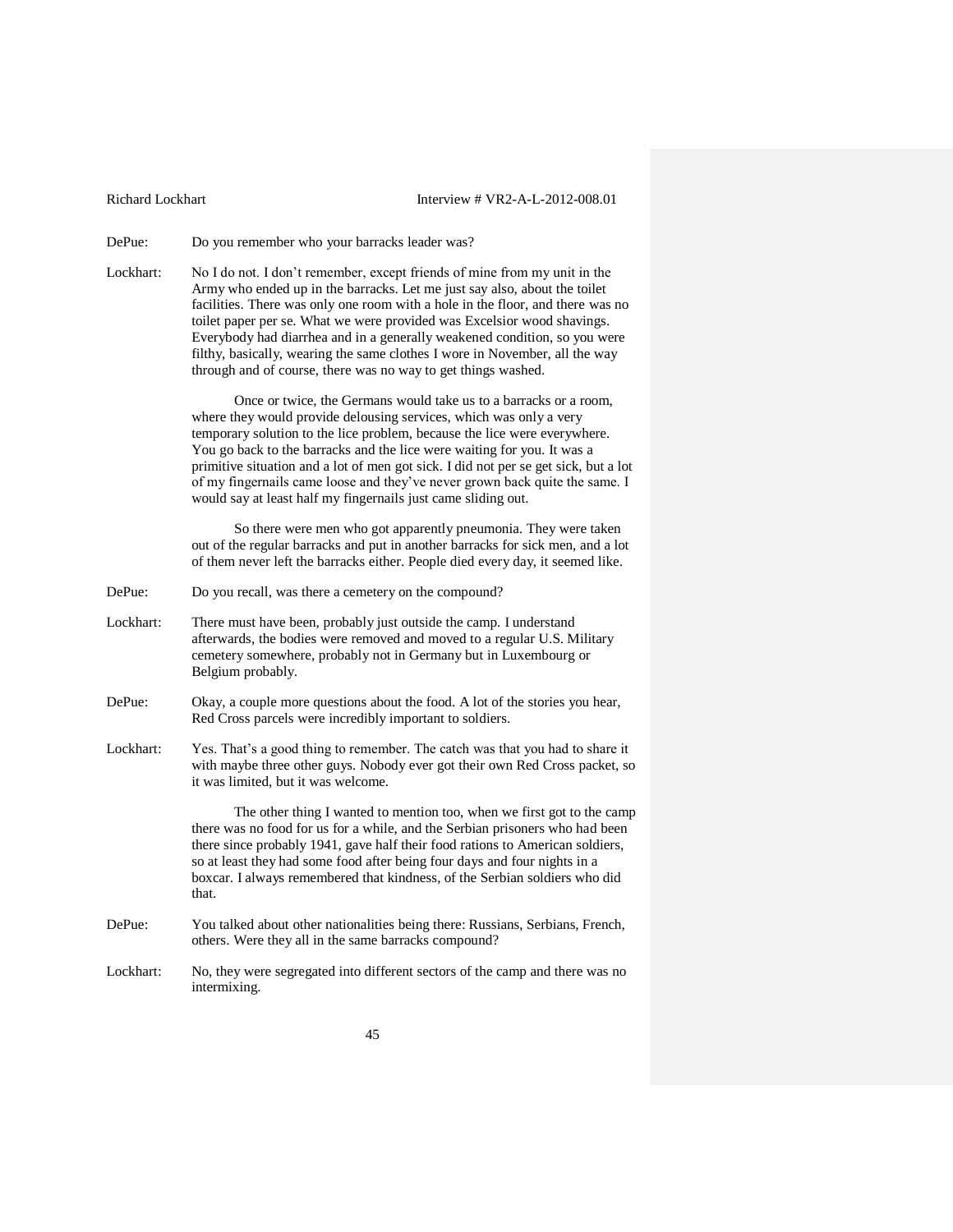DePue: Do you remember who your barracks leader was?

Lockhart: No I do not. I don't remember, except friends of mine from my unit in the Army who ended up in the barracks. Let me just say also, about the toilet facilities. There was only one room with a hole in the floor, and there was no toilet paper per se. What we were provided was Excelsior wood shavings. Everybody had diarrhea and in a generally weakened condition, so you were filthy, basically, wearing the same clothes I wore in November, all the way through and of course, there was no way to get things washed.

Once or twice, the Germans would take us to a barracks or a room, where they would provide delousing services, which was only a very temporary solution to the lice problem, because the lice were everywhere. You go back to the barracks and the lice were waiting for you. It was a primitive situation and a lot of men got sick. I did not per se get sick, but a lot of my fingernails came loose and they've never grown back quite the same. I would say at least half my fingernails just came sliding out.

So there were men who got apparently pneumonia. They were taken out of the regular barracks and put in another barracks for sick men, and a lot of them never left the barracks either. People died every day, it seemed like.

DePue: Do you recall, was there a cemetery on the compound?

Lockhart: There must have been, probably just outside the camp. I understand afterwards, the bodies were removed and moved to a regular U.S. Military cemetery somewhere, probably not in Germany but in Luxembourg or Belgium probably.

DePue: Okay, a couple more questions about the food. A lot of the stories you hear, Red Cross parcels were incredibly important to soldiers.

Lockhart: Yes. That's a good thing to remember. The catch was that you had to share it with maybe three other guys. Nobody ever got their own Red Cross packet, so it was limited, but it was welcome.

The other thing I wanted to mention too, when we first got to the camp there was no food for us for a while, and the Serbian prisoners who had been there since probably 1941, gave half their food rations to American soldiers, so at least they had some food after being four days and four nights in a boxcar. I always remembered that kindness, of the Serbian soldiers who did that.

DePue: You talked about other nationalities being there: Russians, Serbians, French, others. Were they all in the same barracks compound?

Lockhart: No, they were segregated into different sectors of the camp and there was no intermixing.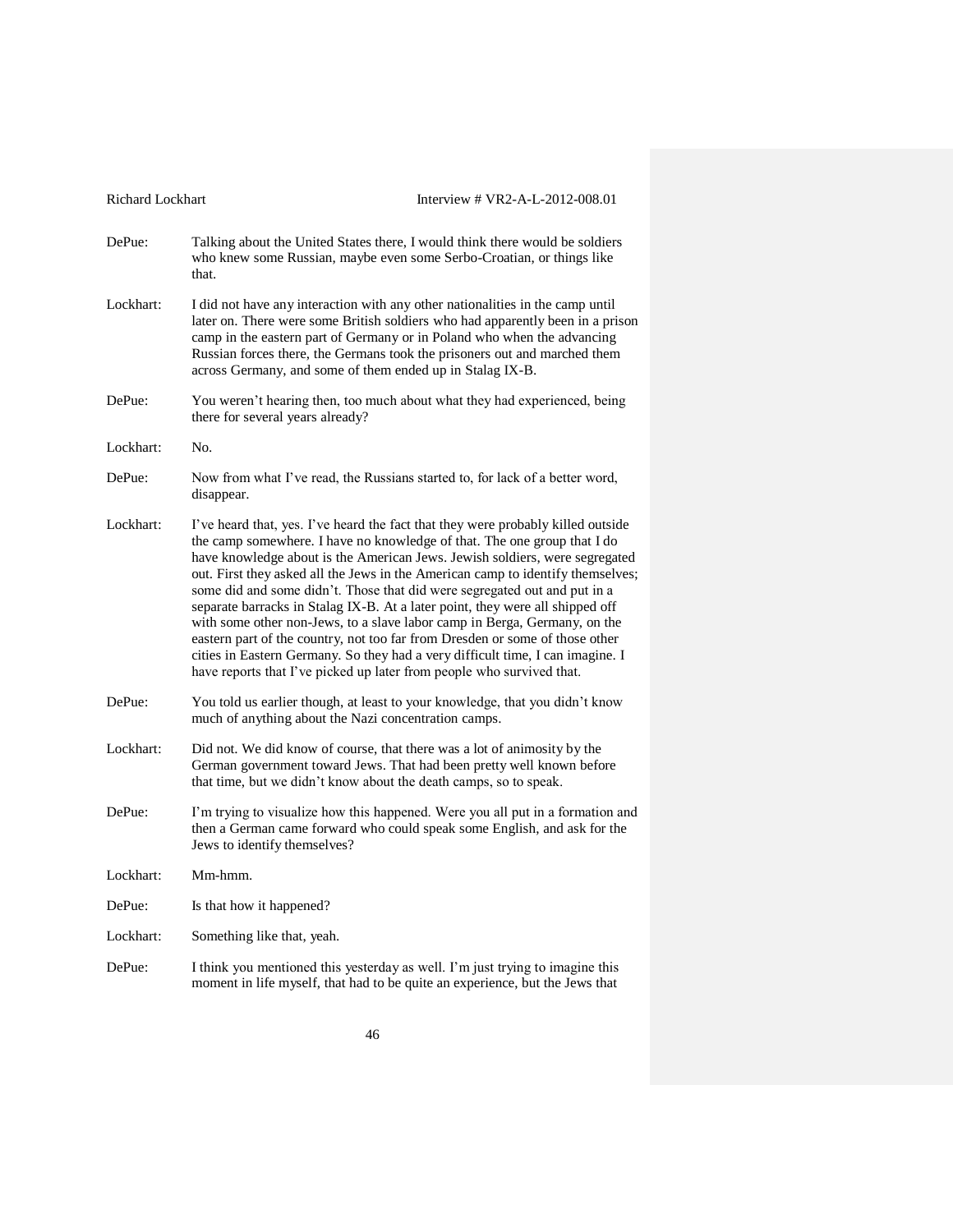DePue: Talking about the United States there, I would think there would be soldiers who knew some Russian, maybe even some Serbo-Croatian, or things like that.

Lockhart: I did not have any interaction with any other nationalities in the camp until later on. There were some British soldiers who had apparently been in a prison camp in the eastern part of Germany or in Poland who when the advancing Russian forces there, the Germans took the prisoners out and marched them across Germany, and some of them ended up in Stalag IX-B.

DePue: You weren't hearing then, too much about what they had experienced, being there for several years already?

Lockhart: No.

DePue: Now from what I've read, the Russians started to, for lack of a better word, disappear.

Lockhart: I've heard that, yes. I've heard the fact that they were probably killed outside the camp somewhere. I have no knowledge of that. The one group that I do have knowledge about is the American Jews. Jewish soldiers, were segregated out. First they asked all the Jews in the American camp to identify themselves; some did and some didn't. Those that did were segregated out and put in a separate barracks in Stalag IX-B. At a later point, they were all shipped off with some other non-Jews, to a slave labor camp in Berga, Germany, on the eastern part of the country, not too far from Dresden or some of those other cities in Eastern Germany. So they had a very difficult time, I can imagine. I have reports that I've picked up later from people who survived that.

DePue: You told us earlier though, at least to your knowledge, that you didn't know much of anything about the Nazi concentration camps.

Lockhart: Did not. We did know of course, that there was a lot of animosity by the German government toward Jews. That had been pretty well known before that time, but we didn't know about the death camps, so to speak.

DePue: I'm trying to visualize how this happened. Were you all put in a formation and then a German came forward who could speak some English, and ask for the Jews to identify themselves?

Lockhart: Mm-hmm.

DePue: Is that how it happened?

Lockhart: Something like that, yeah.

DePue: I think you mentioned this yesterday as well. I'm just trying to imagine this moment in life myself, that had to be quite an experience, but the Jews that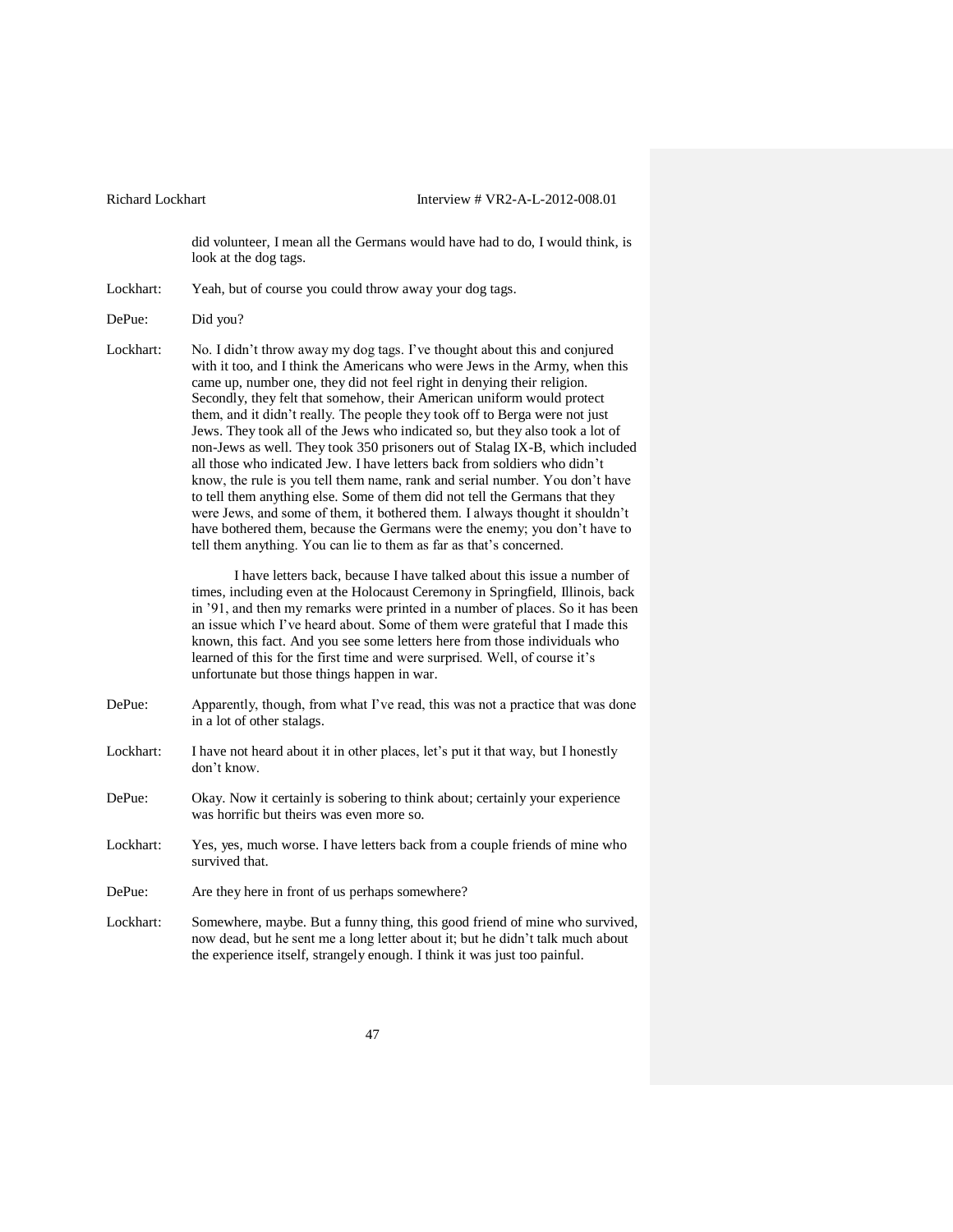did volunteer, I mean all the Germans would have had to do, I would think, is look at the dog tags.

Lockhart: Yeah, but of course you could throw away your dog tags.

DePue: Did you?

Lockhart: No. I didn't throw away my dog tags. I've thought about this and conjured with it too, and I think the Americans who were Jews in the Army, when this came up, number one, they did not feel right in denying their religion. Secondly, they felt that somehow, their American uniform would protect them, and it didn't really. The people they took off to Berga were not just Jews. They took all of the Jews who indicated so, but they also took a lot of non-Jews as well. They took 350 prisoners out of Stalag IX-B, which included all those who indicated Jew. I have letters back from soldiers who didn't know, the rule is you tell them name, rank and serial number. You don't have to tell them anything else. Some of them did not tell the Germans that they were Jews, and some of them, it bothered them. I always thought it shouldn't have bothered them, because the Germans were the enemy; you don't have to tell them anything. You can lie to them as far as that's concerned.

I have letters back, because I have talked about this issue a number of times, including even at the Holocaust Ceremony in Springfield, Illinois, back in '91, and then my remarks were printed in a number of places. So it has been an issue which I've heard about. Some of them were grateful that I made this known, this fact. And you see some letters here from those individuals who learned of this for the first time and were surprised. Well, of course it's unfortunate but those things happen in war.

DePue: Apparently, though, from what I've read, this was not a practice that was done in a lot of other stalags.

Lockhart: I have not heard about it in other places, let's put it that way, but I honestly don't know.

DePue: Okay. Now it certainly is sobering to think about; certainly your experience was horrific but theirs was even more so.

Lockhart: Yes, yes, much worse. I have letters back from a couple friends of mine who survived that.

DePue: Are they here in front of us perhaps somewhere?

Lockhart: Somewhere, maybe. But a funny thing, this good friend of mine who survived, now dead, but he sent me a long letter about it; but he didn't talk much about the experience itself, strangely enough. I think it was just too painful.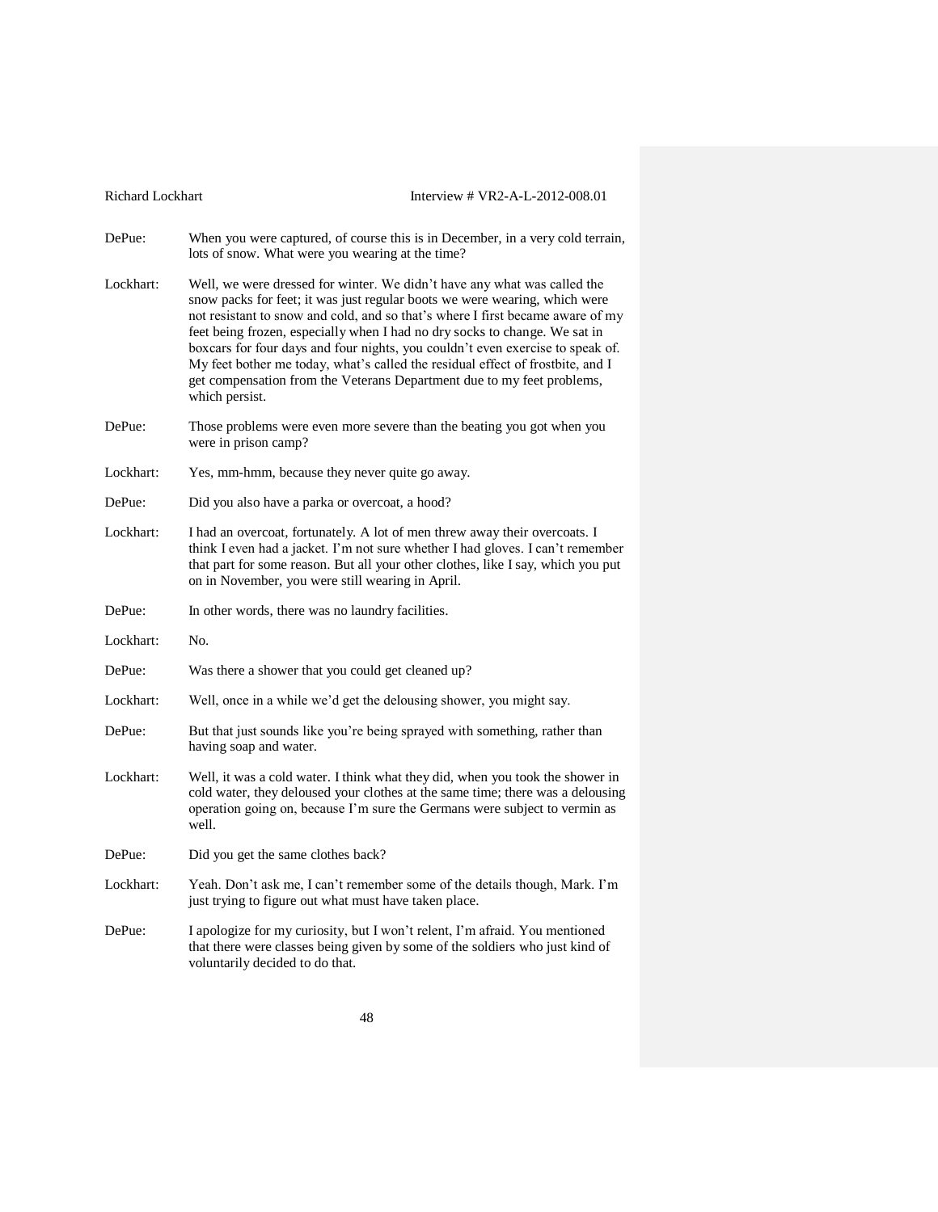DePue: When you were captured, of course this is in December, in a very cold terrain, lots of snow. What were you wearing at the time?

Lockhart: Well, we were dressed for winter. We didn't have any what was called the snow packs for feet; it was just regular boots we were wearing, which were not resistant to snow and cold, and so that's where I first became aware of my feet being frozen, especially when I had no dry socks to change. We sat in boxcars for four days and four nights, you couldn't even exercise to speak of. My feet bother me today, what's called the residual effect of frostbite, and I get compensation from the Veterans Department due to my feet problems, which persist.

DePue: Those problems were even more severe than the beating you got when you were in prison camp?

Lockhart: Yes, mm-hmm, because they never quite go away.

DePue: Did you also have a parka or overcoat, a hood?

Lockhart: I had an overcoat, fortunately. A lot of men threw away their overcoats. I think I even had a jacket. I'm not sure whether I had gloves. I can't remember that part for some reason. But all your other clothes, like I say, which you put on in November, you were still wearing in April.

DePue: In other words, there was no laundry facilities.

Lockhart: No.

DePue: Was there a shower that you could get cleaned up?

Lockhart: Well, once in a while we'd get the delousing shower, you might say.

DePue: But that just sounds like you're being sprayed with something, rather than having soap and water.

Lockhart: Well, it was a cold water. I think what they did, when you took the shower in cold water, they deloused your clothes at the same time; there was a delousing operation going on, because I'm sure the Germans were subject to vermin as well.

DePue: Did you get the same clothes back?

Lockhart: Yeah. Don't ask me, I can't remember some of the details though, Mark. I'm just trying to figure out what must have taken place.

DePue: I apologize for my curiosity, but I won't relent, I'm afraid. You mentioned that there were classes being given by some of the soldiers who just kind of voluntarily decided to do that.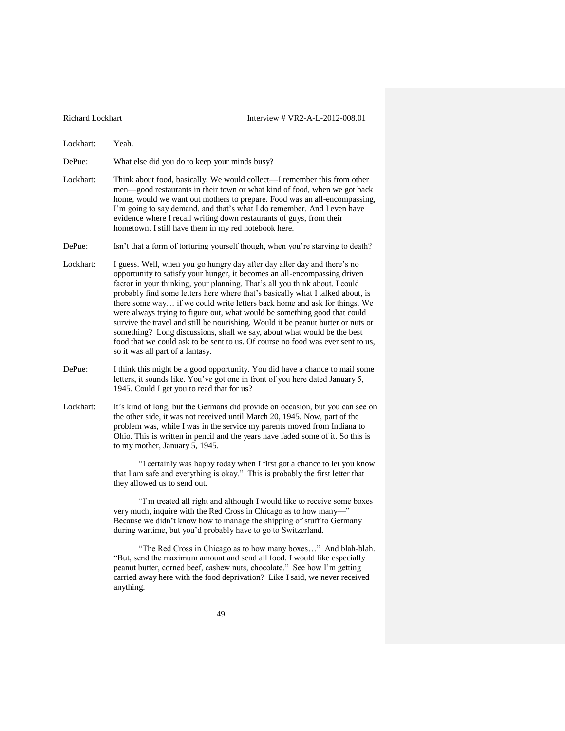Lockhart: Yeah.

DePue: What else did you do to keep your minds busy?

Lockhart: Think about food, basically. We would collect—I remember this from other men—good restaurants in their town or what kind of food, when we got back home, would we want out mothers to prepare. Food was an all-encompassing, I'm going to say demand, and that's what I do remember. And I even have evidence where I recall writing down restaurants of guys, from their hometown. I still have them in my red notebook here.

DePue: Isn't that a form of torturing yourself though, when you're starving to death?

Lockhart: I guess. Well, when you go hungry day after day after day and there's no opportunity to satisfy your hunger, it becomes an all-encompassing driven factor in your thinking, your planning. That's all you think about. I could probably find some letters here where that's basically what I talked about, is there some way… if we could write letters back home and ask for things. We were always trying to figure out, what would be something good that could survive the travel and still be nourishing. Would it be peanut butter or nuts or something? Long discussions, shall we say, about what would be the best food that we could ask to be sent to us. Of course no food was ever sent to us, so it was all part of a fantasy.

DePue: I think this might be a good opportunity. You did have a chance to mail some letters, it sounds like. You've got one in front of you here dated January 5, 1945. Could I get you to read that for us?

Lockhart: It's kind of long, but the Germans did provide on occasion, but you can see on the other side, it was not received until March 20, 1945. Now, part of the problem was, while I was in the service my parents moved from Indiana to Ohio. This is written in pencil and the years have faded some of it. So this is to my mother, January 5, 1945.

> "I certainly was happy today when I first got a chance to let you know that I am safe and everything is okay." This is probably the first letter that they allowed us to send out.
>
> "I'm treated all right and although I would like to receive some boxes very much, inquire with the Red Cross in Chicago as to how many—" Because we didn't know how to manage the shipping of stuff to Germany during wartime, but you'd probably have to go to Switzerland.
>
> "The Red Cross in Chicago as to how many boxes…" And blah-blah. "But, send the maximum amount and send all food. I would like especially peanut butter, corned beef, cashew nuts, chocolate." See how I'm getting carried away here with the food deprivation? Like I said, we never received anything.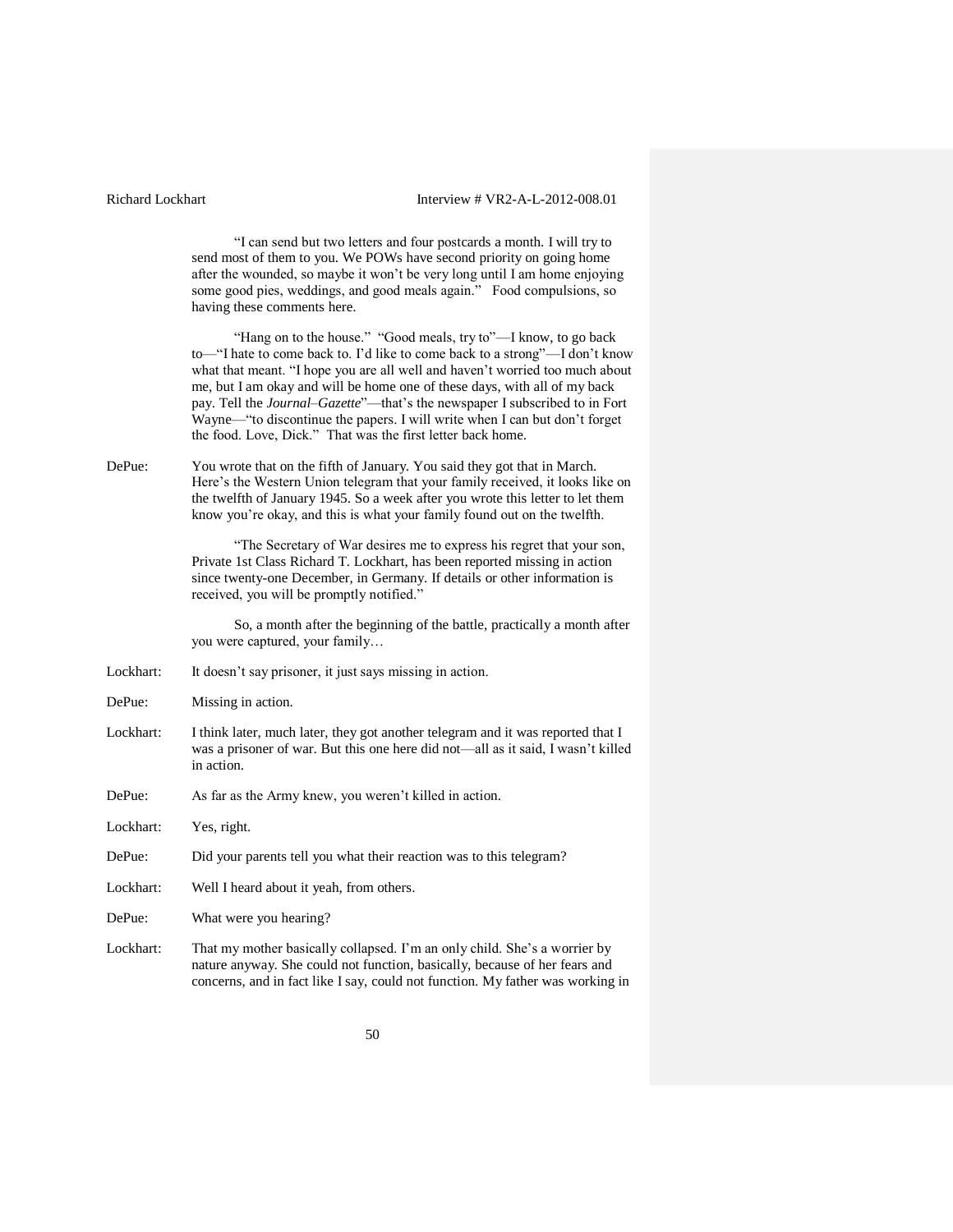"I can send but two letters and four postcards a month. I will try to send most of them to you. We POWs have second priority on going home after the wounded, so maybe it won't be very long until I am home enjoying some good pies, weddings, and good meals again." Food compulsions, so having these comments here.

"Hang on to the house." "Good meals, try to"—I know, to go back to—"I hate to come back to. I'd like to come back to a strong"—I don't know what that meant. "I hope you are all well and haven't worried too much about me, but I am okay and will be home one of these days, with all of my back pay. Tell the *Journal–Gazette*"—that's the newspaper I subscribed to in Fort Wayne—"to discontinue the papers. I will write when I can but don't forget the food. Love, Dick." That was the first letter back home.

DePue: You wrote that on the fifth of January. You said they got that in March. Here's the Western Union telegram that your family received, it looks like on the twelfth of January 1945. So a week after you wrote this letter to let them know you're okay, and this is what your family found out on the twelfth.

"The Secretary of War desires me to express his regret that your son, Private 1st Class Richard T. Lockhart, has been reported missing in action since twenty-one December, in Germany. If details or other information is received, you will be promptly notified."

So, a month after the beginning of the battle, practically a month after you were captured, your family…

Lockhart: It doesn't say prisoner, it just says missing in action.

DePue: Missing in action.

Lockhart: I think later, much later, they got another telegram and it was reported that I was a prisoner of war. But this one here did not—all as it said, I wasn't killed in action.

DePue: As far as the Army knew, you weren't killed in action.

Lockhart: Yes, right.

DePue: Did your parents tell you what their reaction was to this telegram?

Lockhart: Well I heard about it yeah, from others.

DePue: What were you hearing?

Lockhart: That my mother basically collapsed. I'm an only child. She's a worrier by nature anyway. She could not function, basically, because of her fears and concerns, and in fact like I say, could not function. My father was working in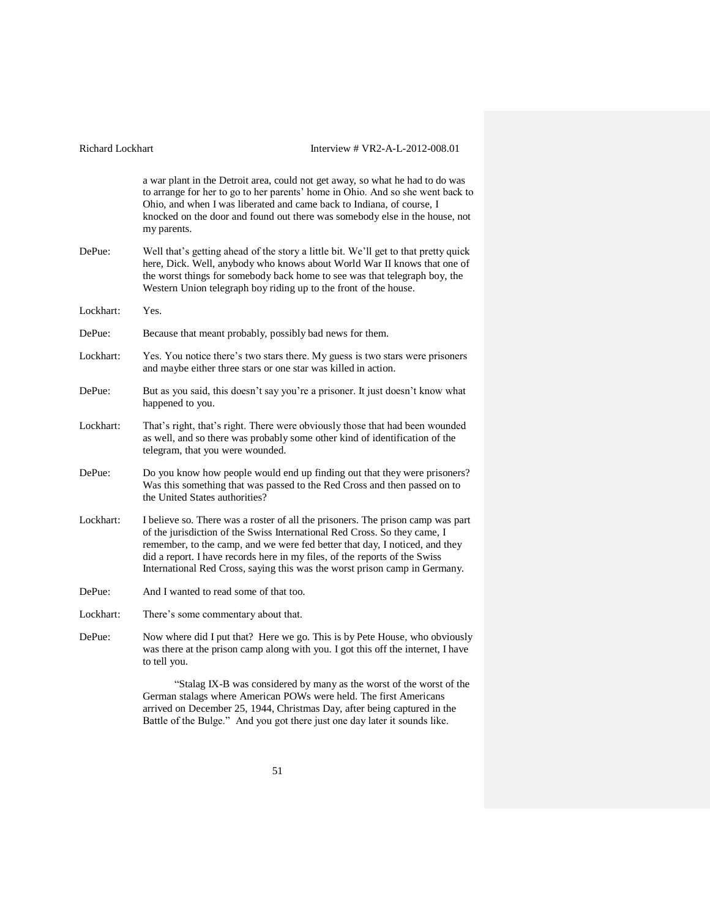a war plant in the Detroit area, could not get away, so what he had to do was to arrange for her to go to her parents' home in Ohio. And so she went back to Ohio, and when I was liberated and came back to Indiana, of course, I knocked on the door and found out there was somebody else in the house, not my parents.

DePue: Well that's getting ahead of the story a little bit. We'll get to that pretty quick here, Dick. Well, anybody who knows about World War II knows that one of the worst things for somebody back home to see was that telegraph boy, the Western Union telegraph boy riding up to the front of the house.

Lockhart: Yes.

DePue: Because that meant probably, possibly bad news for them.

Lockhart: Yes. You notice there's two stars there. My guess is two stars were prisoners and maybe either three stars or one star was killed in action.

DePue: But as you said, this doesn't say you're a prisoner. It just doesn't know what happened to you.

Lockhart: That's right, that's right. There were obviously those that had been wounded as well, and so there was probably some other kind of identification of the telegram, that you were wounded.

DePue: Do you know how people would end up finding out that they were prisoners? Was this something that was passed to the Red Cross and then passed on to the United States authorities?

Lockhart: I believe so. There was a roster of all the prisoners. The prison camp was part of the jurisdiction of the Swiss International Red Cross. So they came, I remember, to the camp, and we were fed better that day, I noticed, and they did a report. I have records here in my files, of the reports of the Swiss International Red Cross, saying this was the worst prison camp in Germany.

DePue: And I wanted to read some of that too.

Lockhart: There's some commentary about that.

DePue: Now where did I put that? Here we go. This is by Pete House, who obviously was there at the prison camp along with you. I got this off the internet, I have to tell you.

"Stalag IX-B was considered by many as the worst of the worst of the German stalags where American POWs were held. The first Americans arrived on December 25, 1944, Christmas Day, after being captured in the Battle of the Bulge." And you got there just one day later it sounds like.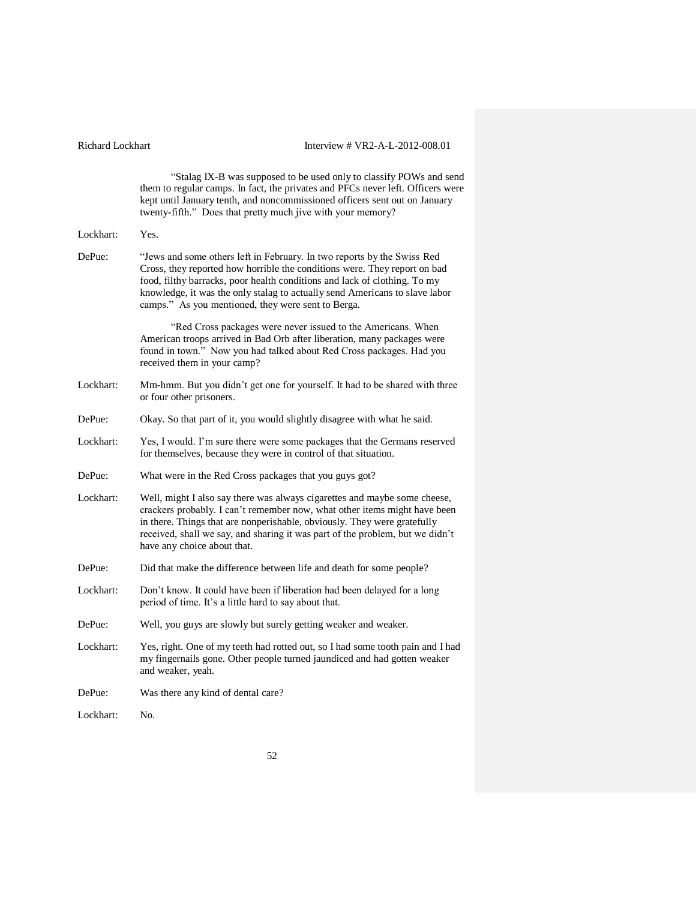"Stalag IX-B was supposed to be used only to classify POWs and send them to regular camps. In fact, the privates and PFCs never left. Officers were kept until January tenth, and noncommissioned officers sent out on January twenty-fifth." Does that pretty much jive with your memory?

**Lockhart:** Yes.

**DePue:** "Jews and some others left in February. In two reports by the Swiss Red Cross, they reported how horrible the conditions were. They report on bad food, filthy barracks, poor health conditions and lack of clothing. To my knowledge, it was the only stalag to actually send Americans to slave labor camps." As you mentioned, they were sent to Berga.

"Red Cross packages were never issued to the Americans. When American troops arrived in Bad Orb after liberation, many packages were found in town." Now you had talked about Red Cross packages. Had you received them in your camp?

**Lockhart:** Mm-hmm. But you didn't get one for yourself. It had to be shared with three or four other prisoners.

**DePue:** Okay. So that part of it, you would slightly disagree with what he said.

**Lockhart:** Yes, I would. I'm sure there were some packages that the Germans reserved for themselves, because they were in control of that situation.

**DePue:** What were in the Red Cross packages that you guys got?

**Lockhart:** Well, might I also say there was always cigarettes and maybe some cheese, crackers probably. I can't remember now, what other items might have been in there. Things that are nonperishable, obviously. They were gratefully received, shall we say, and sharing it was part of the problem, but we didn't have any choice about that.

**DePue:** Did that make the difference between life and death for some people?

**Lockhart:** Don't know. It could have been if liberation had been delayed for a long period of time. It's a little hard to say about that.

**DePue:** Well, you guys are slowly but surely getting weaker and weaker.

**Lockhart:** Yes, right. One of my teeth had rotted out, so I had some tooth pain and I had my fingernails gone. Other people turned jaundiced and had gotten weaker and weaker, yeah.

**DePue:** Was there any kind of dental care?

**Lockhart:** No.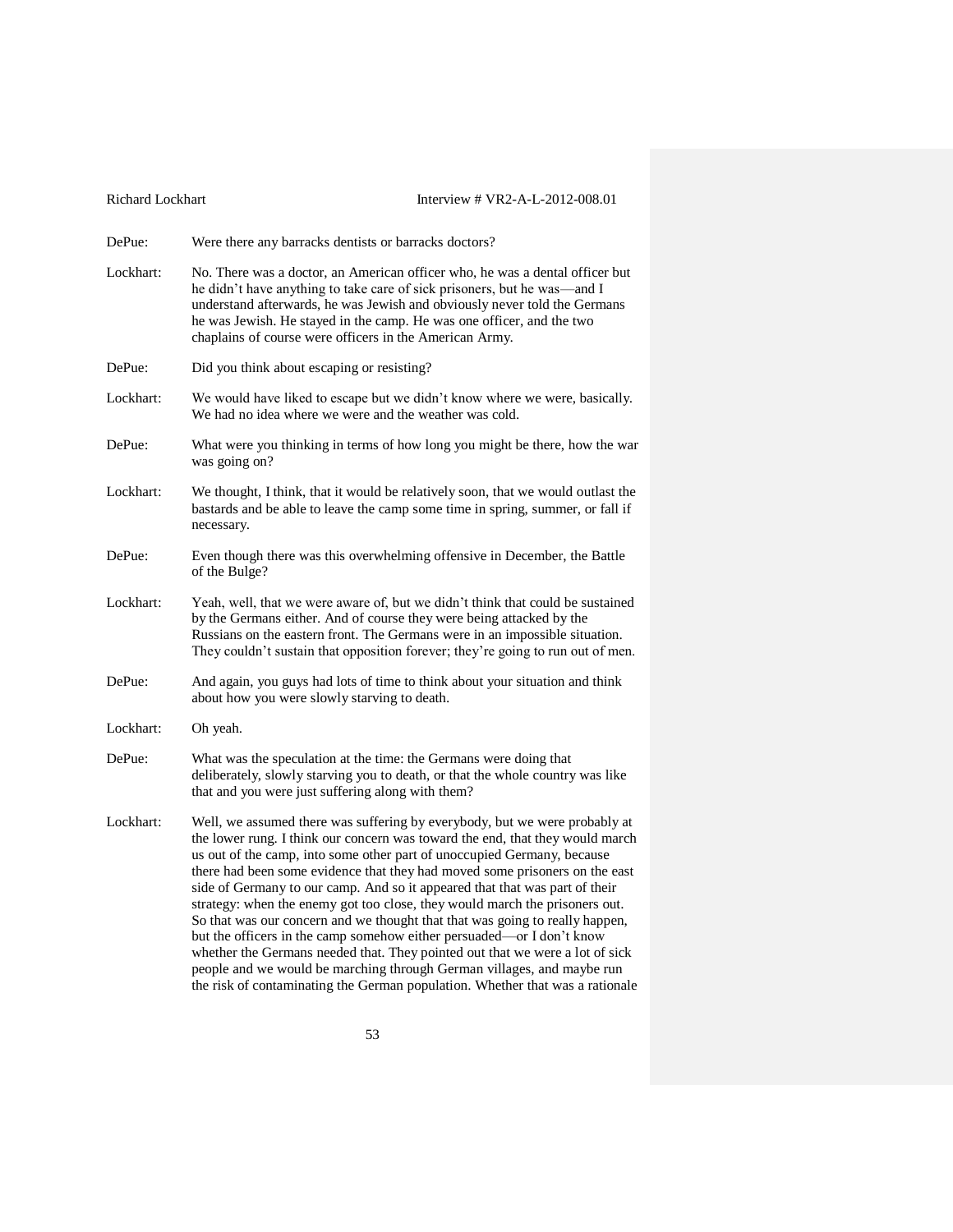DePue: Were there any barracks dentists or barracks doctors?

Lockhart: No. There was a doctor, an American officer who, he was a dental officer but he didn't have anything to take care of sick prisoners, but he was—and I understand afterwards, he was Jewish and obviously never told the Germans he was Jewish. He stayed in the camp. He was one officer, and the two chaplains of course were officers in the American Army.

DePue: Did you think about escaping or resisting?

Lockhart: We would have liked to escape but we didn't know where we were, basically. We had no idea where we were and the weather was cold.

DePue: What were you thinking in terms of how long you might be there, how the war was going on?

Lockhart: We thought, I think, that it would be relatively soon, that we would outlast the bastards and be able to leave the camp some time in spring, summer, or fall if necessary.

DePue: Even though there was this overwhelming offensive in December, the Battle of the Bulge?

Lockhart: Yeah, well, that we were aware of, but we didn't think that could be sustained by the Germans either. And of course they were being attacked by the Russians on the eastern front. The Germans were in an impossible situation. They couldn't sustain that opposition forever; they're going to run out of men.

DePue: And again, you guys had lots of time to think about your situation and think about how you were slowly starving to death.

Lockhart: Oh yeah.

DePue: What was the speculation at the time: the Germans were doing that deliberately, slowly starving you to death, or that the whole country was like that and you were just suffering along with them?

Lockhart: Well, we assumed there was suffering by everybody, but we were probably at the lower rung. I think our concern was toward the end, that they would march us out of the camp, into some other part of unoccupied Germany, because there had been some evidence that they had moved some prisoners on the east side of Germany to our camp. And so it appeared that that was part of their strategy: when the enemy got too close, they would march the prisoners out. So that was our concern and we thought that that was going to really happen, but the officers in the camp somehow either persuaded—or I don't know whether the Germans needed that. They pointed out that we were a lot of sick people and we would be marching through German villages, and maybe run the risk of contaminating the German population. Whether that was a rationale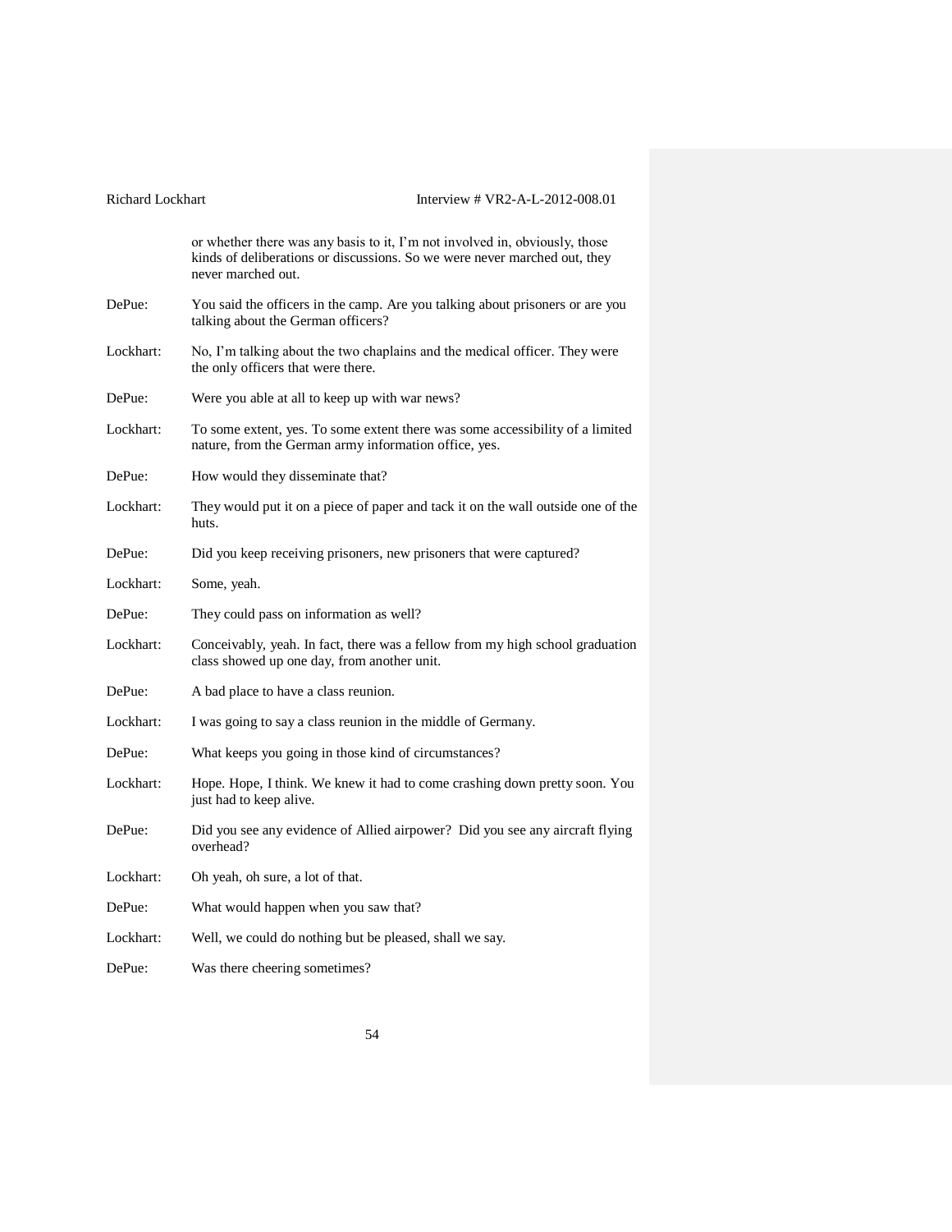or whether there was any basis to it, I'm not involved in, obviously, those kinds of deliberations or discussions. So we were never marched out, they never marched out.

DePue: You said the officers in the camp. Are you talking about prisoners or are you talking about the German officers?

Lockhart: No, I'm talking about the two chaplains and the medical officer. They were the only officers that were there.

DePue: Were you able at all to keep up with war news?

Lockhart: To some extent, yes. To some extent there was some accessibility of a limited nature, from the German army information office, yes.

DePue: How would they disseminate that?

Lockhart: They would put it on a piece of paper and tack it on the wall outside one of the huts.

DePue: Did you keep receiving prisoners, new prisoners that were captured?

Lockhart: Some, yeah.

DePue: They could pass on information as well?

Lockhart: Conceivably, yeah. In fact, there was a fellow from my high school graduation class showed up one day, from another unit.

DePue: A bad place to have a class reunion.

Lockhart: I was going to say a class reunion in the middle of Germany.

DePue: What keeps you going in those kind of circumstances?

Lockhart: Hope. Hope, I think. We knew it had to come crashing down pretty soon. You just had to keep alive.

DePue: Did you see any evidence of Allied airpower? Did you see any aircraft flying overhead?

Lockhart: Oh yeah, oh sure, a lot of that.

DePue: What would happen when you saw that?

Lockhart: Well, we could do nothing but be pleased, shall we say.

DePue: Was there cheering sometimes?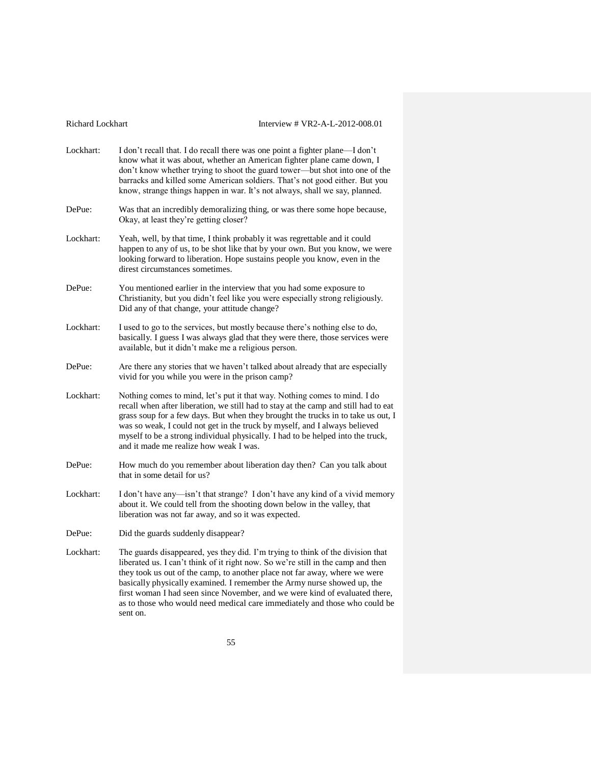Lockhart: I don't recall that. I do recall there was one point a fighter plane—I don't know what it was about, whether an American fighter plane came down, I don't know whether trying to shoot the guard tower—but shot into one of the barracks and killed some American soldiers. That's not good either. But you know, strange things happen in war. It's not always, shall we say, planned.

DePue: Was that an incredibly demoralizing thing, or was there some hope because, Okay, at least they're getting closer?

Lockhart: Yeah, well, by that time, I think probably it was regrettable and it could happen to any of us, to be shot like that by your own. But you know, we were looking forward to liberation. Hope sustains people you know, even in the direst circumstances sometimes.

DePue: You mentioned earlier in the interview that you had some exposure to Christianity, but you didn't feel like you were especially strong religiously. Did any of that change, your attitude change?

Lockhart: I used to go to the services, but mostly because there's nothing else to do, basically. I guess I was always glad that they were there, those services were available, but it didn't make me a religious person.

DePue: Are there any stories that we haven't talked about already that are especially vivid for you while you were in the prison camp?

Lockhart: Nothing comes to mind, let's put it that way. Nothing comes to mind. I do recall when after liberation, we still had to stay at the camp and still had to eat grass soup for a few days. But when they brought the trucks in to take us out, I was so weak, I could not get in the truck by myself, and I always believed myself to be a strong individual physically. I had to be helped into the truck, and it made me realize how weak I was.

DePue: How much do you remember about liberation day then? Can you talk about that in some detail for us?

Lockhart: I don't have any—isn't that strange? I don't have any kind of a vivid memory about it. We could tell from the shooting down below in the valley, that liberation was not far away, and so it was expected.

DePue: Did the guards suddenly disappear?

Lockhart: The guards disappeared, yes they did. I'm trying to think of the division that liberated us. I can't think of it right now. So we're still in the camp and then they took us out of the camp, to another place not far away, where we were basically physically examined. I remember the Army nurse showed up, the first woman I had seen since November, and we were kind of evaluated there, as to those who would need medical care immediately and those who could be sent on.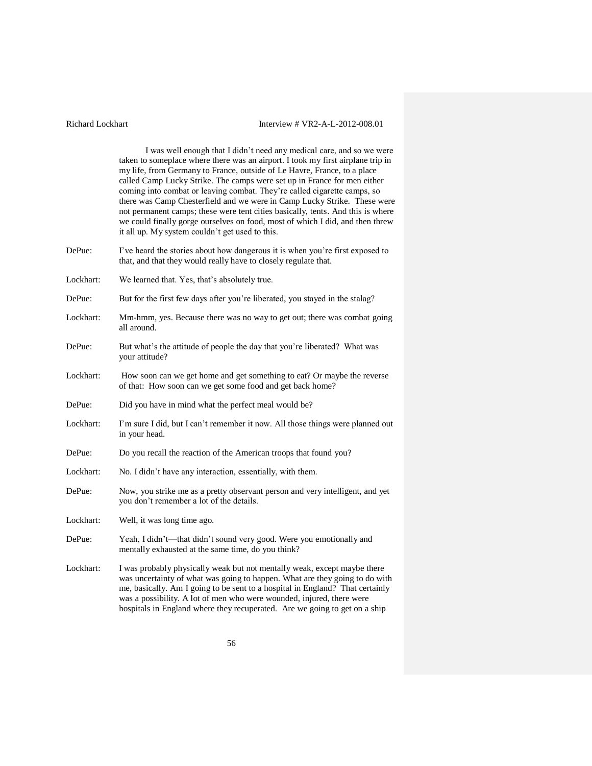I was well enough that I didn't need any medical care, and so we were taken to someplace where there was an airport. I took my first airplane trip in my life, from Germany to France, outside of Le Havre, France, to a place called Camp Lucky Strike. The camps were set up in France for men either coming into combat or leaving combat. They're called cigarette camps, so there was Camp Chesterfield and we were in Camp Lucky Strike. These were not permanent camps; these were tent cities basically, tents. And this is where we could finally gorge ourselves on food, most of which I did, and then threw it all up. My system couldn't get used to this.

DePue: I've heard the stories about how dangerous it is when you're first exposed to that, and that they would really have to closely regulate that.

Lockhart: We learned that. Yes, that's absolutely true.

DePue: But for the first few days after you're liberated, you stayed in the stalag?

Lockhart: Mm-hmm, yes. Because there was no way to get out; there was combat going all around.

DePue: But what's the attitude of people the day that you're liberated? What was your attitude?

Lockhart: How soon can we get home and get something to eat? Or maybe the reverse of that: How soon can we get some food and get back home?

DePue: Did you have in mind what the perfect meal would be?

Lockhart: I'm sure I did, but I can't remember it now. All those things were planned out in your head.

DePue: Do you recall the reaction of the American troops that found you?

Lockhart: No. I didn't have any interaction, essentially, with them.

DePue: Now, you strike me as a pretty observant person and very intelligent, and yet you don't remember a lot of the details.

Lockhart: Well, it was long time ago.

DePue: Yeah, I didn't—that didn't sound very good. Were you emotionally and mentally exhausted at the same time, do you think?

Lockhart: I was probably physically weak but not mentally weak, except maybe there was uncertainty of what was going to happen. What are they going to do with me, basically. Am I going to be sent to a hospital in England? That certainly was a possibility. A lot of men who were wounded, injured, there were hospitals in England where they recuperated. Are we going to get on a ship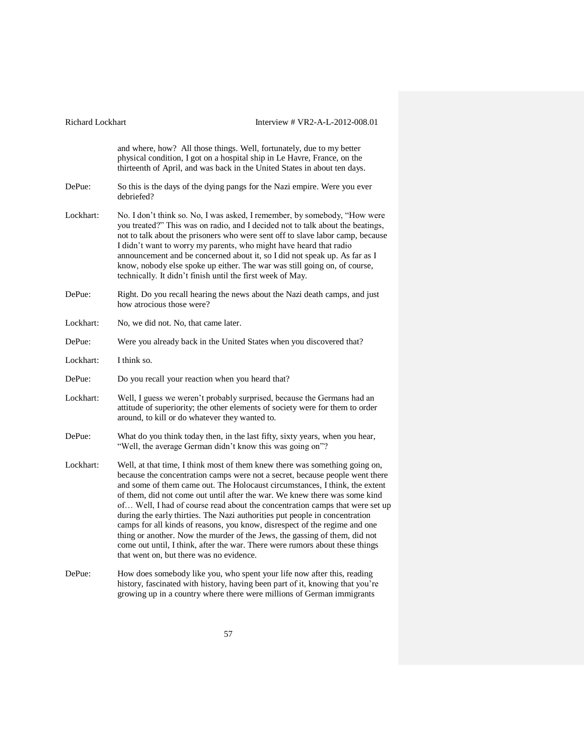and where, how? All those things. Well, fortunately, due to my better physical condition, I got on a hospital ship in Le Havre, France, on the thirteenth of April, and was back in the United States in about ten days.

DePue: So this is the days of the dying pangs for the Nazi empire. Were you ever debriefed?

Lockhart: No. I don't think so. No, I was asked, I remember, by somebody, "How were you treated?" This was on radio, and I decided not to talk about the beatings, not to talk about the prisoners who were sent off to slave labor camp, because I didn't want to worry my parents, who might have heard that radio announcement and be concerned about it, so I did not speak up. As far as I know, nobody else spoke up either. The war was still going on, of course, technically. It didn't finish until the first week of May.

DePue: Right. Do you recall hearing the news about the Nazi death camps, and just how atrocious those were?

Lockhart: No, we did not. No, that came later.

DePue: Were you already back in the United States when you discovered that?

Lockhart: I think so.

DePue: Do you recall your reaction when you heard that?

Lockhart: Well, I guess we weren't probably surprised, because the Germans had an attitude of superiority; the other elements of society were for them to order around, to kill or do whatever they wanted to.

DePue: What do you think today then, in the last fifty, sixty years, when you hear, "Well, the average German didn't know this was going on"?

Lockhart: Well, at that time, I think most of them knew there was something going on, because the concentration camps were not a secret, because people went there and some of them came out. The Holocaust circumstances, I think, the extent of them, did not come out until after the war. We knew there was some kind of… Well, I had of course read about the concentration camps that were set up during the early thirties. The Nazi authorities put people in concentration camps for all kinds of reasons, you know, disrespect of the regime and one thing or another. Now the murder of the Jews, the gassing of them, did not come out until, I think, after the war. There were rumors about these things that went on, but there was no evidence.

DePue: How does somebody like you, who spent your life now after this, reading history, fascinated with history, having been part of it, knowing that you're growing up in a country where there were millions of German immigrants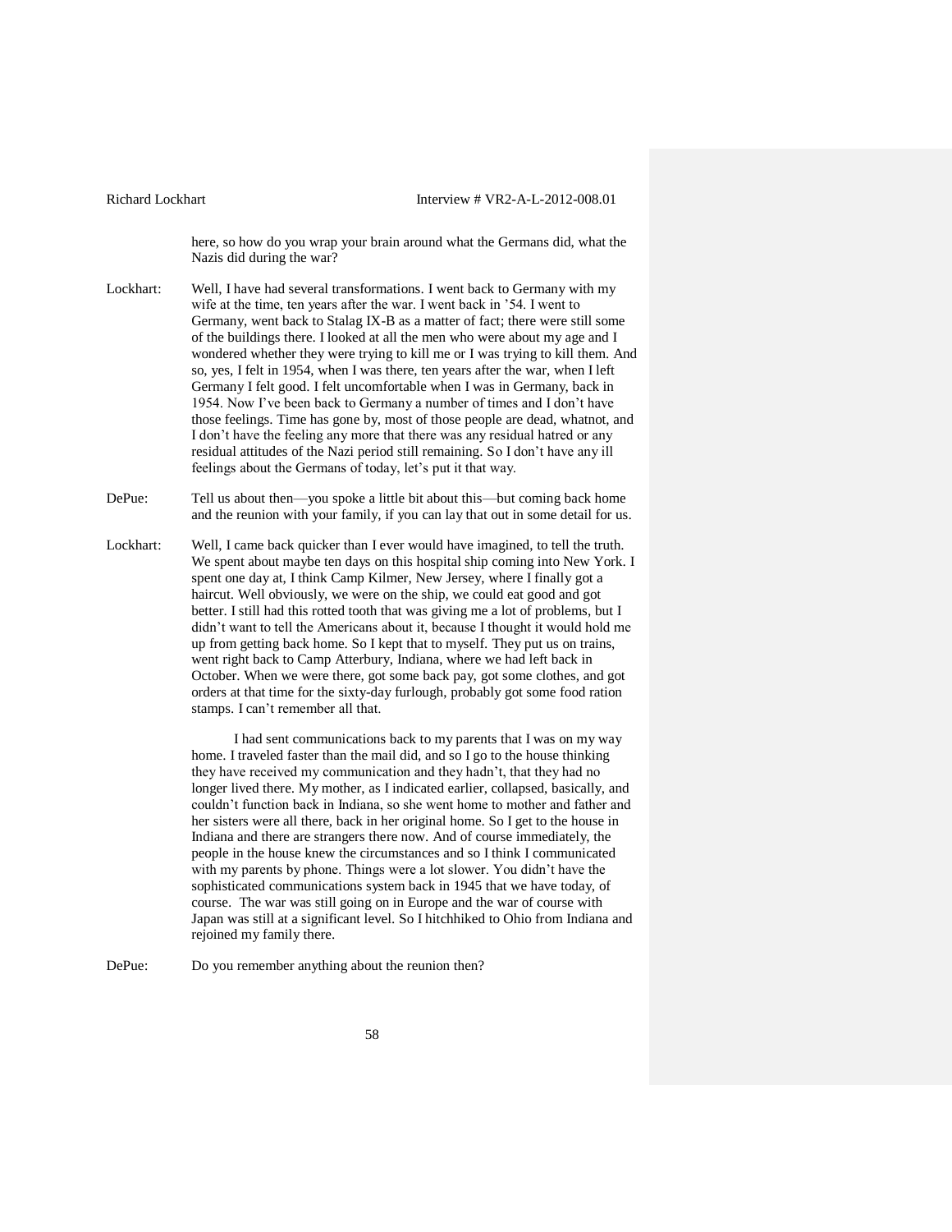here, so how do you wrap your brain around what the Germans did, what the Nazis did during the war?

Lockhart: Well, I have had several transformations. I went back to Germany with my wife at the time, ten years after the war. I went back in '54. I went to Germany, went back to Stalag IX-B as a matter of fact; there were still some of the buildings there. I looked at all the men who were about my age and I wondered whether they were trying to kill me or I was trying to kill them. And so, yes, I felt in 1954, when I was there, ten years after the war, when I left Germany I felt good. I felt uncomfortable when I was in Germany, back in 1954. Now I've been back to Germany a number of times and I don't have those feelings. Time has gone by, most of those people are dead, whatnot, and I don't have the feeling any more that there was any residual hatred or any residual attitudes of the Nazi period still remaining. So I don't have any ill feelings about the Germans of today, let's put it that way.

DePue: Tell us about then—you spoke a little bit about this—but coming back home and the reunion with your family, if you can lay that out in some detail for us.

Lockhart: Well, I came back quicker than I ever would have imagined, to tell the truth. We spent about maybe ten days on this hospital ship coming into New York. I spent one day at, I think Camp Kilmer, New Jersey, where I finally got a haircut. Well obviously, we were on the ship, we could eat good and got better. I still had this rotted tooth that was giving me a lot of problems, but I didn't want to tell the Americans about it, because I thought it would hold me up from getting back home. So I kept that to myself. They put us on trains, went right back to Camp Atterbury, Indiana, where we had left back in October. When we were there, got some back pay, got some clothes, and got orders at that time for the sixty-day furlough, probably got some food ration stamps. I can't remember all that.

I had sent communications back to my parents that I was on my way home. I traveled faster than the mail did, and so I go to the house thinking they have received my communication and they hadn't, that they had no longer lived there. My mother, as I indicated earlier, collapsed, basically, and couldn't function back in Indiana, so she went home to mother and father and her sisters were all there, back in her original home. So I get to the house in Indiana and there are strangers there now. And of course immediately, the people in the house knew the circumstances and so I think I communicated with my parents by phone. Things were a lot slower. You didn't have the sophisticated communications system back in 1945 that we have today, of course. The war was still going on in Europe and the war of course with Japan was still at a significant level. So I hitchhiked to Ohio from Indiana and rejoined my family there.

DePue: Do you remember anything about the reunion then?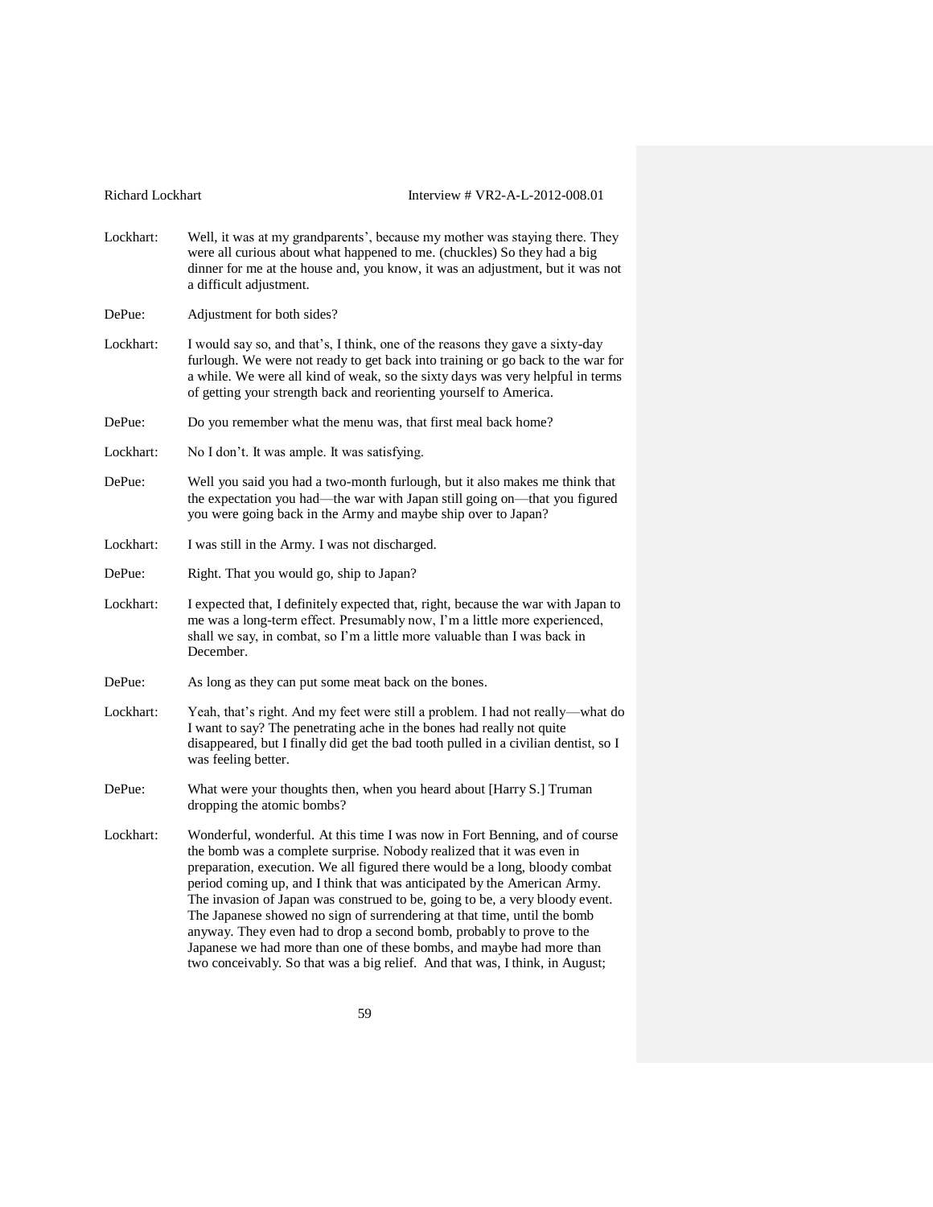Lockhart: Well, it was at my grandparents', because my mother was staying there. They were all curious about what happened to me. (chuckles) So they had a big dinner for me at the house and, you know, it was an adjustment, but it was not a difficult adjustment.

DePue: Adjustment for both sides?

Lockhart: I would say so, and that's, I think, one of the reasons they gave a sixty-day furlough. We were not ready to get back into training or go back to the war for a while. We were all kind of weak, so the sixty days was very helpful in terms of getting your strength back and reorienting yourself to America.

DePue: Do you remember what the menu was, that first meal back home?

Lockhart: No I don't. It was ample. It was satisfying.

DePue: Well you said you had a two-month furlough, but it also makes me think that the expectation you had—the war with Japan still going on—that you figured you were going back in the Army and maybe ship over to Japan?

Lockhart: I was still in the Army. I was not discharged.

DePue: Right. That you would go, ship to Japan?

Lockhart: I expected that, I definitely expected that, right, because the war with Japan to me was a long-term effect. Presumably now, I'm a little more experienced, shall we say, in combat, so I'm a little more valuable than I was back in December.

DePue: As long as they can put some meat back on the bones.

Lockhart: Yeah, that's right. And my feet were still a problem. I had not really—what do I want to say? The penetrating ache in the bones had really not quite disappeared, but I finally did get the bad tooth pulled in a civilian dentist, so I was feeling better.

DePue: What were your thoughts then, when you heard about [Harry S.] Truman dropping the atomic bombs?

Lockhart: Wonderful, wonderful. At this time I was now in Fort Benning, and of course the bomb was a complete surprise. Nobody realized that it was even in preparation, execution. We all figured there would be a long, bloody combat period coming up, and I think that was anticipated by the American Army. The invasion of Japan was construed to be, going to be, a very bloody event. The Japanese showed no sign of surrendering at that time, until the bomb anyway. They even had to drop a second bomb, probably to prove to the Japanese we had more than one of these bombs, and maybe had more than two conceivably. So that was a big relief. And that was, I think, in August;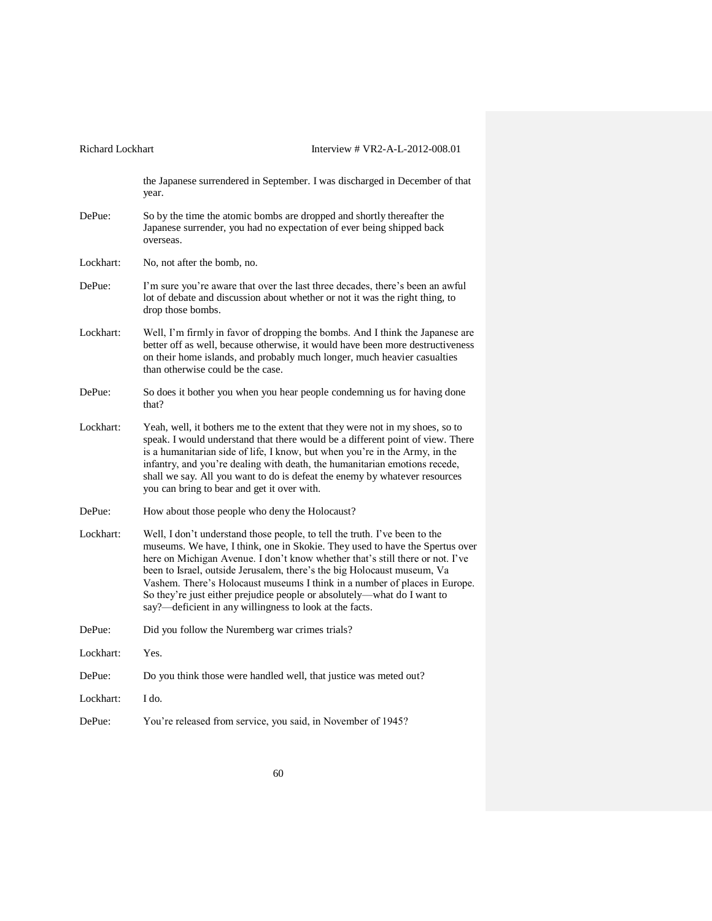the Japanese surrendered in September. I was discharged in December of that year.

DePue: So by the time the atomic bombs are dropped and shortly thereafter the Japanese surrender, you had no expectation of ever being shipped back overseas.

Lockhart: No, not after the bomb, no.

DePue: I'm sure you're aware that over the last three decades, there's been an awful lot of debate and discussion about whether or not it was the right thing, to drop those bombs.

Lockhart: Well, I'm firmly in favor of dropping the bombs. And I think the Japanese are better off as well, because otherwise, it would have been more destructiveness on their home islands, and probably much longer, much heavier casualties than otherwise could be the case.

DePue: So does it bother you when you hear people condemning us for having done that?

Lockhart: Yeah, well, it bothers me to the extent that they were not in my shoes, so to speak. I would understand that there would be a different point of view. There is a humanitarian side of life, I know, but when you're in the Army, in the infantry, and you're dealing with death, the humanitarian emotions recede, shall we say. All you want to do is defeat the enemy by whatever resources you can bring to bear and get it over with.

DePue: How about those people who deny the Holocaust?

Lockhart: Well, I don't understand those people, to tell the truth. I've been to the museums. We have, I think, one in Skokie. They used to have the Spertus over here on Michigan Avenue. I don't know whether that's still there or not. I've been to Israel, outside Jerusalem, there's the big Holocaust museum, Va Vashem. There's Holocaust museums I think in a number of places in Europe. So they're just either prejudice people or absolutely—what do I want to say?—deficient in any willingness to look at the facts.

DePue: Did you follow the Nuremberg war crimes trials?

Lockhart: Yes.

DePue: Do you think those were handled well, that justice was meted out?

Lockhart: I do.

DePue: You're released from service, you said, in November of 1945?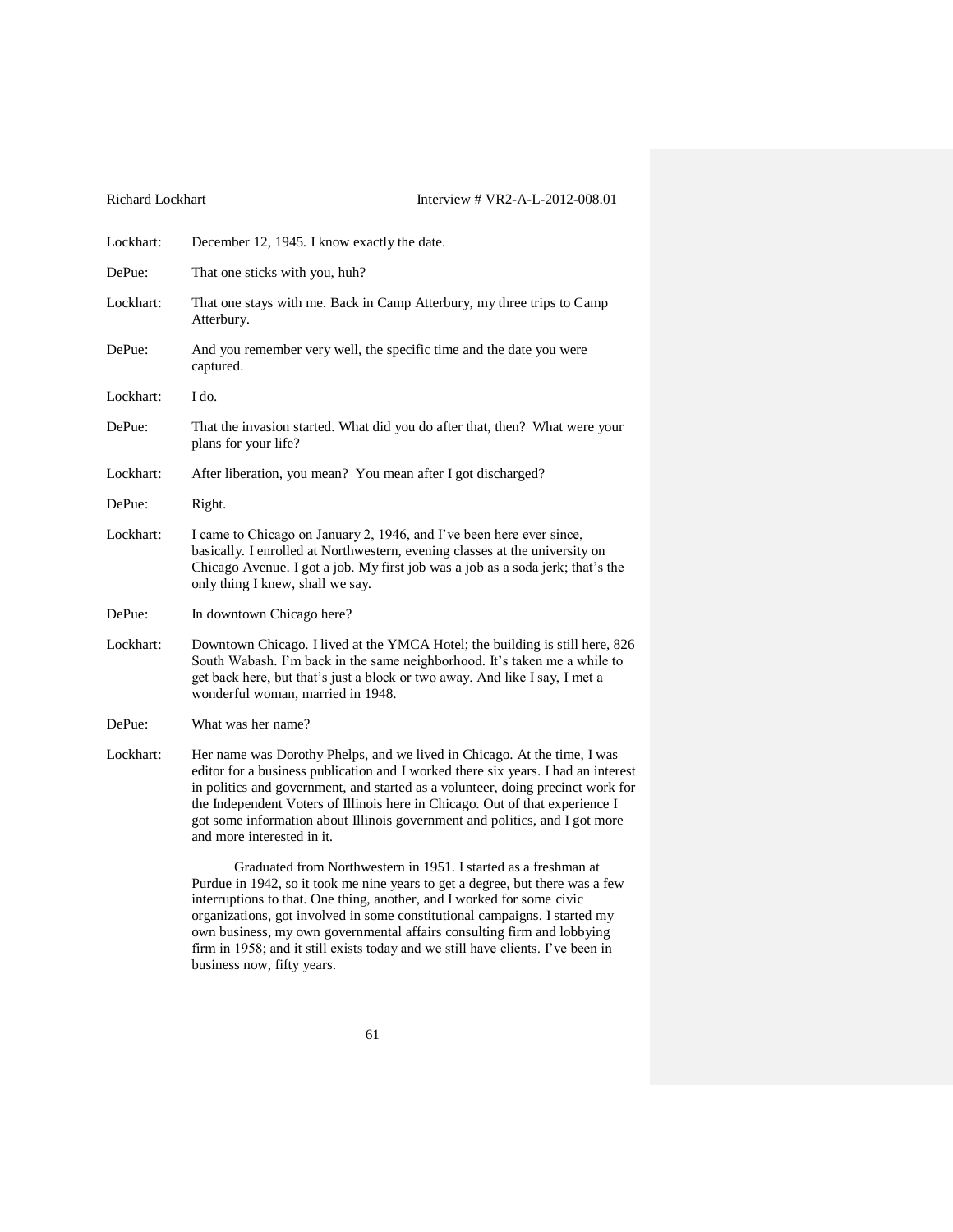Lockhart: December 12, 1945. I know exactly the date.

DePue: That one sticks with you, huh?

Lockhart: That one stays with me. Back in Camp Atterbury, my three trips to Camp Atterbury.

DePue: And you remember very well, the specific time and the date you were captured.

Lockhart: I do.

DePue: That the invasion started. What did you do after that, then? What were your plans for your life?

Lockhart: After liberation, you mean? You mean after I got discharged?

DePue: Right.

Lockhart: I came to Chicago on January 2, 1946, and I've been here ever since, basically. I enrolled at Northwestern, evening classes at the university on Chicago Avenue. I got a job. My first job was a job as a soda jerk; that's the only thing I knew, shall we say.

DePue: In downtown Chicago here?

Lockhart: Downtown Chicago. I lived at the YMCA Hotel; the building is still here, 826 South Wabash. I'm back in the same neighborhood. It's taken me a while to get back here, but that's just a block or two away. And like I say, I met a wonderful woman, married in 1948.

DePue: What was her name?

Lockhart: Her name was Dorothy Phelps, and we lived in Chicago. At the time, I was editor for a business publication and I worked there six years. I had an interest in politics and government, and started as a volunteer, doing precinct work for the Independent Voters of Illinois here in Chicago. Out of that experience I got some information about Illinois government and politics, and I got more and more interested in it.

Graduated from Northwestern in 1951. I started as a freshman at Purdue in 1942, so it took me nine years to get a degree, but there was a few interruptions to that. One thing, another, and I worked for some civic organizations, got involved in some constitutional campaigns. I started my own business, my own governmental affairs consulting firm and lobbying firm in 1958; and it still exists today and we still have clients. I've been in business now, fifty years.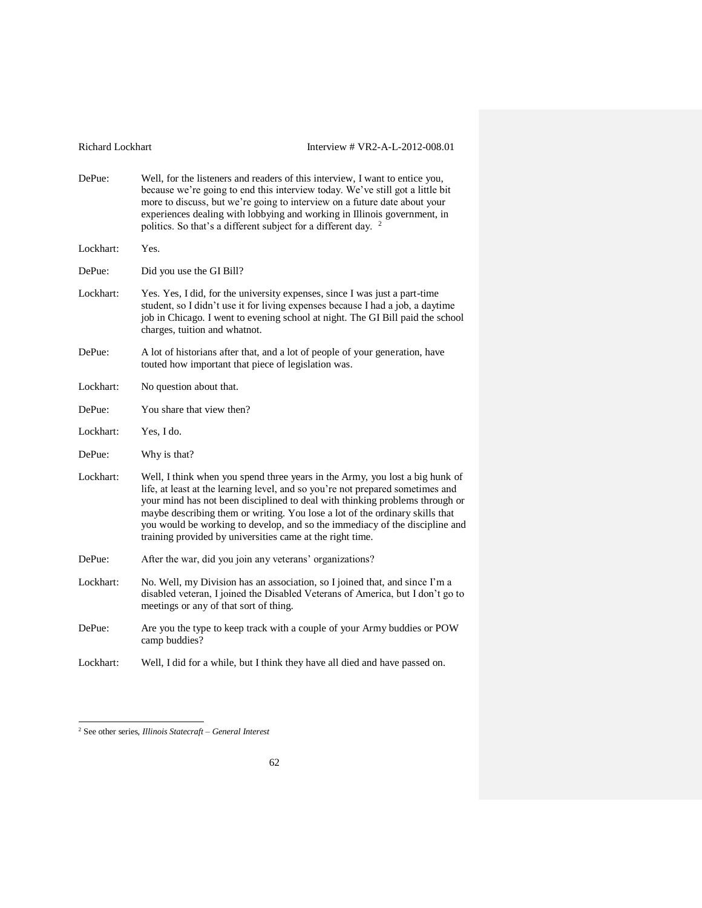DePue: Well, for the listeners and readers of this interview, I want to entice you, because we're going to end this interview today. We've still got a little bit more to discuss, but we're going to interview on a future date about your experiences dealing with lobbying and working in Illinois government, in politics. So that's a different subject for a different day. [2]

Lockhart: Yes.

DePue: Did you use the GI Bill?

Lockhart: Yes. Yes, I did, for the university expenses, since I was just a part-time student, so I didn't use it for living expenses because I had a job, a daytime job in Chicago. I went to evening school at night. The GI Bill paid the school charges, tuition and whatnot.

DePue: A lot of historians after that, and a lot of people of your generation, have touted how important that piece of legislation was.

Lockhart: No question about that.

DePue: You share that view then?

Lockhart: Yes, I do.

DePue: Why is that?

Lockhart: Well, I think when you spend three years in the Army, you lost a big hunk of life, at least at the learning level, and so you're not prepared sometimes and your mind has not been disciplined to deal with thinking problems through or maybe describing them or writing. You lose a lot of the ordinary skills that you would be working to develop, and so the immediacy of the discipline and training provided by universities came at the right time.

DePue: After the war, did you join any veterans' organizations?

Lockhart: No. Well, my Division has an association, so I joined that, and since I'm a disabled veteran, I joined the Disabled Veterans of America, but I don't go to meetings or any of that sort of thing.

DePue: Are you the type to keep track with a couple of your Army buddies or POW camp buddies?

Lockhart: Well, I did for a while, but I think they have all died and have passed on.

---

[2] See other series, *Illinois Statecraft – General Interest*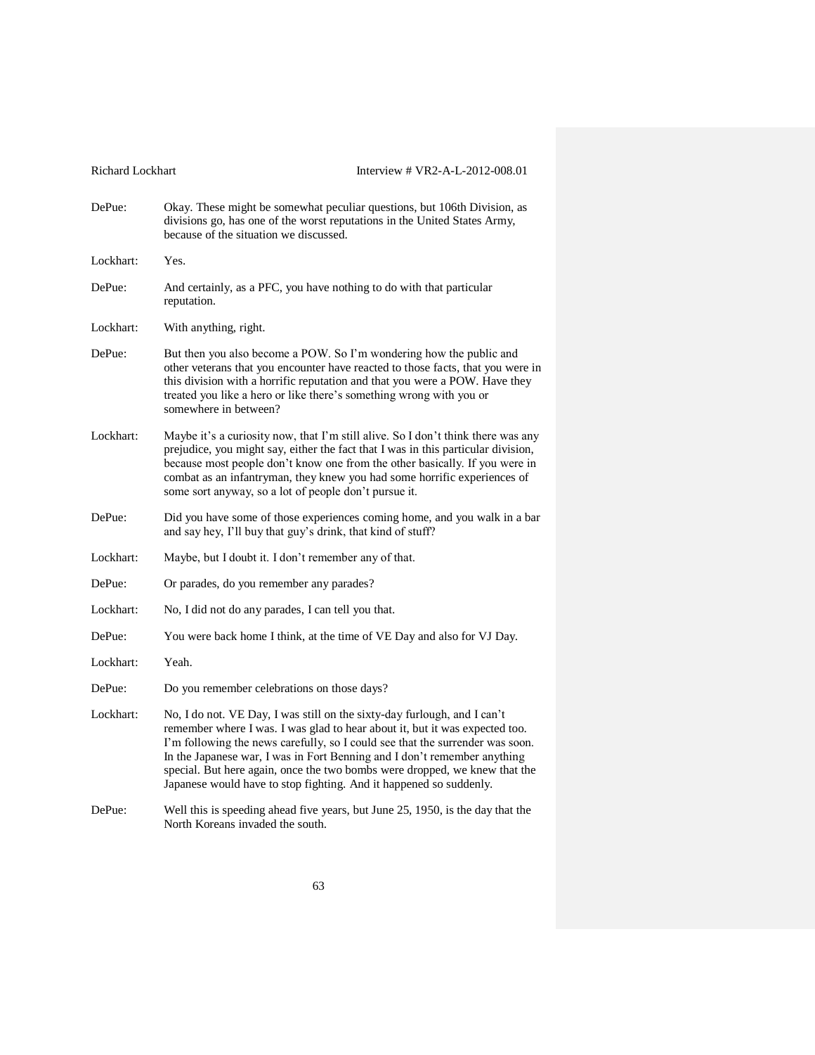DePue: Okay. These might be somewhat peculiar questions, but 106th Division, as divisions go, has one of the worst reputations in the United States Army, because of the situation we discussed.

Lockhart: Yes.

DePue: And certainly, as a PFC, you have nothing to do with that particular reputation.

Lockhart: With anything, right.

DePue: But then you also become a POW. So I'm wondering how the public and other veterans that you encounter have reacted to those facts, that you were in this division with a horrific reputation and that you were a POW. Have they treated you like a hero or like there's something wrong with you or somewhere in between?

Lockhart: Maybe it's a curiosity now, that I'm still alive. So I don't think there was any prejudice, you might say, either the fact that I was in this particular division, because most people don't know one from the other basically. If you were in combat as an infantryman, they knew you had some horrific experiences of some sort anyway, so a lot of people don't pursue it.

DePue: Did you have some of those experiences coming home, and you walk in a bar and say hey, I'll buy that guy's drink, that kind of stuff?

Lockhart: Maybe, but I doubt it. I don't remember any of that.

DePue: Or parades, do you remember any parades?

Lockhart: No, I did not do any parades, I can tell you that.

DePue: You were back home I think, at the time of VE Day and also for VJ Day.

Lockhart: Yeah.

DePue: Do you remember celebrations on those days?

Lockhart: No, I do not. VE Day, I was still on the sixty-day furlough, and I can't remember where I was. I was glad to hear about it, but it was expected too. I'm following the news carefully, so I could see that the surrender was soon. In the Japanese war, I was in Fort Benning and I don't remember anything special. But here again, once the two bombs were dropped, we knew that the Japanese would have to stop fighting. And it happened so suddenly.

DePue: Well this is speeding ahead five years, but June 25, 1950, is the day that the North Koreans invaded the south.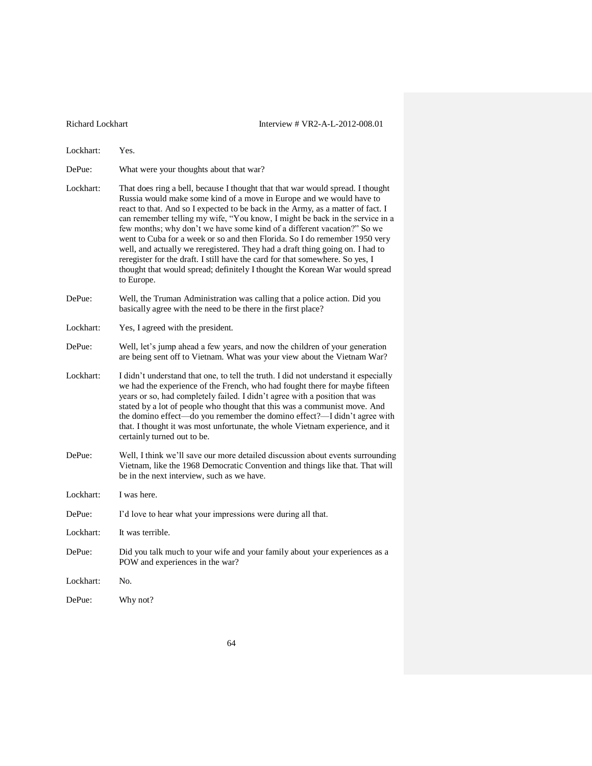Lockhart: Yes.

DePue: What were your thoughts about that war?

Lockhart: That does ring a bell, because I thought that that war would spread. I thought Russia would make some kind of a move in Europe and we would have to react to that. And so I expected to be back in the Army, as a matter of fact. I can remember telling my wife, "You know, I might be back in the service in a few months; why don't we have some kind of a different vacation?" So we went to Cuba for a week or so and then Florida. So I do remember 1950 very well, and actually we reregistered. They had a draft thing going on. I had to reregister for the draft. I still have the card for that somewhere. So yes, I thought that would spread; definitely I thought the Korean War would spread to Europe.

DePue: Well, the Truman Administration was calling that a police action. Did you basically agree with the need to be there in the first place?

Lockhart: Yes, I agreed with the president.

DePue: Well, let's jump ahead a few years, and now the children of your generation are being sent off to Vietnam. What was your view about the Vietnam War?

Lockhart: I didn't understand that one, to tell the truth. I did not understand it especially we had the experience of the French, who had fought there for maybe fifteen years or so, had completely failed. I didn't agree with a position that was stated by a lot of people who thought that this was a communist move. And the domino effect—do you remember the domino effect?—I didn't agree with that. I thought it was most unfortunate, the whole Vietnam experience, and it certainly turned out to be.

DePue: Well, I think we'll save our more detailed discussion about events surrounding Vietnam, like the 1968 Democratic Convention and things like that. That will be in the next interview, such as we have.

Lockhart: I was here.

DePue: I'd love to hear what your impressions were during all that.

Lockhart: It was terrible.

DePue: Did you talk much to your wife and your family about your experiences as a POW and experiences in the war?

Lockhart: No.

DePue: Why not?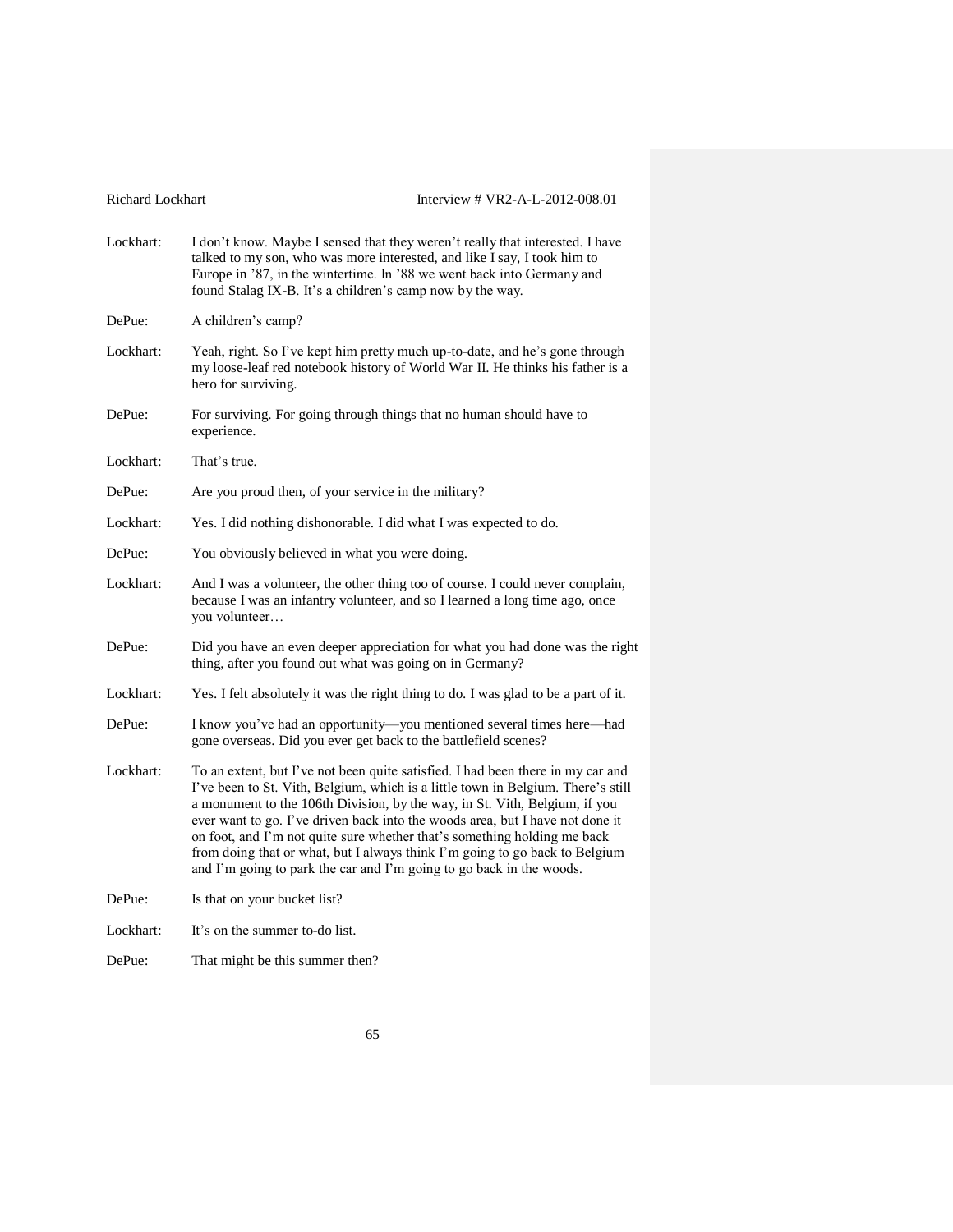Lockhart: I don't know. Maybe I sensed that they weren't really that interested. I have talked to my son, who was more interested, and like I say, I took him to Europe in '87, in the wintertime. In '88 we went back into Germany and found Stalag IX-B. It's a children's camp now by the way.

DePue: A children's camp?

Lockhart: Yeah, right. So I've kept him pretty much up-to-date, and he's gone through my loose-leaf red notebook history of World War II. He thinks his father is a hero for surviving.

DePue: For surviving. For going through things that no human should have to experience.

Lockhart: That's true.

DePue: Are you proud then, of your service in the military?

Lockhart: Yes. I did nothing dishonorable. I did what I was expected to do.

DePue: You obviously believed in what you were doing.

Lockhart: And I was a volunteer, the other thing too of course. I could never complain, because I was an infantry volunteer, and so I learned a long time ago, once you volunteer…

DePue: Did you have an even deeper appreciation for what you had done was the right thing, after you found out what was going on in Germany?

Lockhart: Yes. I felt absolutely it was the right thing to do. I was glad to be a part of it.

DePue: I know you've had an opportunity—you mentioned several times here—had gone overseas. Did you ever get back to the battlefield scenes?

Lockhart: To an extent, but I've not been quite satisfied. I had been there in my car and I've been to St. Vith, Belgium, which is a little town in Belgium. There's still a monument to the 106th Division, by the way, in St. Vith, Belgium, if you ever want to go. I've driven back into the woods area, but I have not done it on foot, and I'm not quite sure whether that's something holding me back from doing that or what, but I always think I'm going to go back to Belgium and I'm going to park the car and I'm going to go back in the woods.

DePue: Is that on your bucket list?

Lockhart: It's on the summer to-do list.

DePue: That might be this summer then?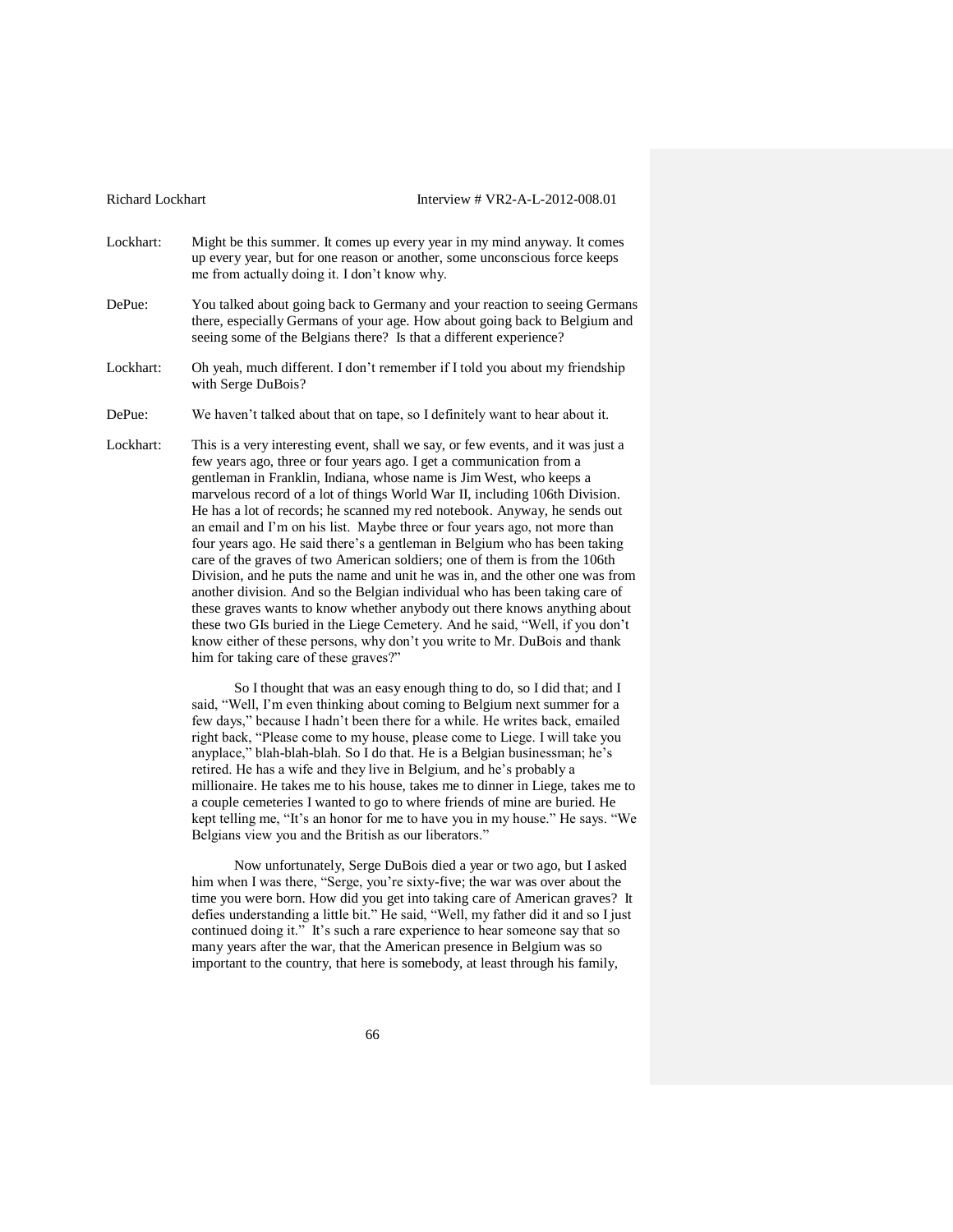Lockhart: Might be this summer. It comes up every year in my mind anyway. It comes up every year, but for one reason or another, some unconscious force keeps me from actually doing it. I don't know why.

DePue: You talked about going back to Germany and your reaction to seeing Germans there, especially Germans of your age. How about going back to Belgium and seeing some of the Belgians there? Is that a different experience?

Lockhart: Oh yeah, much different. I don't remember if I told you about my friendship with Serge DuBois?

DePue: We haven't talked about that on tape, so I definitely want to hear about it.

Lockhart: This is a very interesting event, shall we say, or few events, and it was just a few years ago, three or four years ago. I get a communication from a gentleman in Franklin, Indiana, whose name is Jim West, who keeps a marvelous record of a lot of things World War II, including 106th Division. He has a lot of records; he scanned my red notebook. Anyway, he sends out an email and I'm on his list. Maybe three or four years ago, not more than four years ago. He said there's a gentleman in Belgium who has been taking care of the graves of two American soldiers; one of them is from the 106th Division, and he puts the name and unit he was in, and the other one was from another division. And so the Belgian individual who has been taking care of these graves wants to know whether anybody out there knows anything about these two GIs buried in the Liege Cemetery. And he said, "Well, if you don't know either of these persons, why don't you write to Mr. DuBois and thank him for taking care of these graves?"

So I thought that was an easy enough thing to do, so I did that; and I said, "Well, I'm even thinking about coming to Belgium next summer for a few days," because I hadn't been there for a while. He writes back, emailed right back, "Please come to my house, please come to Liege. I will take you anyplace," blah-blah-blah. So I do that. He is a Belgian businessman; he's retired. He has a wife and they live in Belgium, and he's probably a millionaire. He takes me to his house, takes me to dinner in Liege, takes me to a couple cemeteries I wanted to go to where friends of mine are buried. He kept telling me, "It's an honor for me to have you in my house." He says. "We Belgians view you and the British as our liberators."

Now unfortunately, Serge DuBois died a year or two ago, but I asked him when I was there, "Serge, you're sixty-five; the war was over about the time you were born. How did you get into taking care of American graves? It defies understanding a little bit." He said, "Well, my father did it and so I just continued doing it." It's such a rare experience to hear someone say that so many years after the war, that the American presence in Belgium was so important to the country, that here is somebody, at least through his family,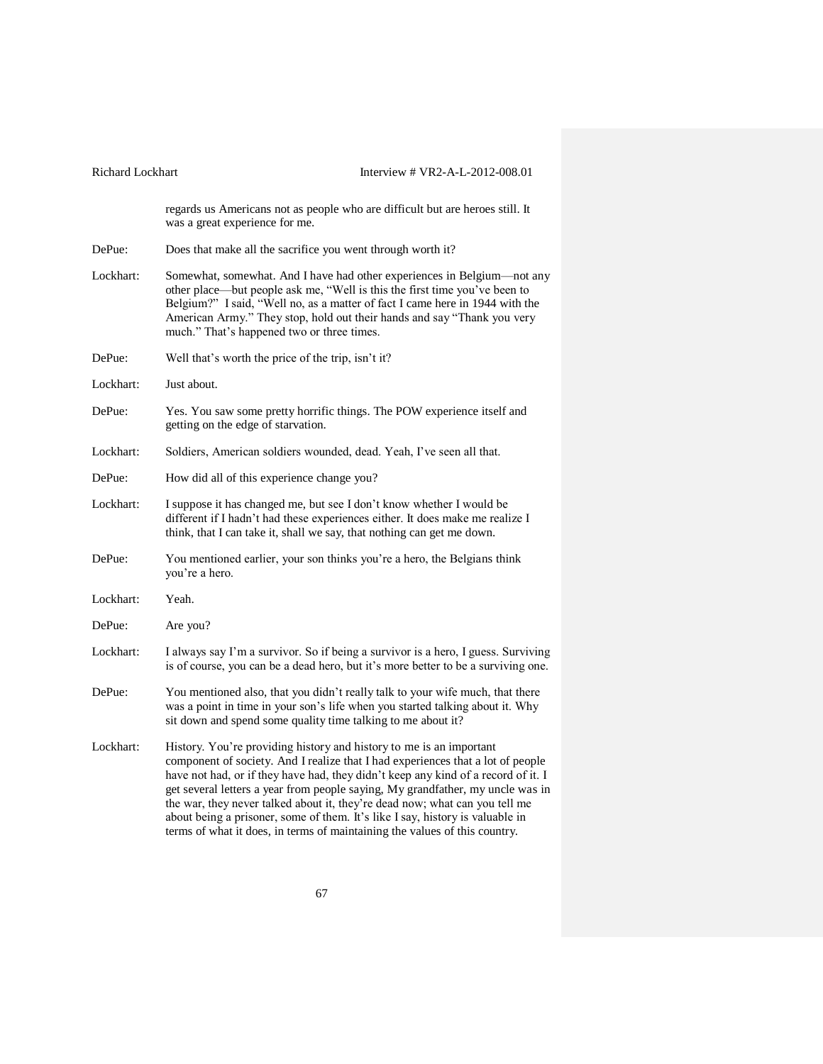regards us Americans not as people who are difficult but are heroes still. It was a great experience for me.

DePue: Does that make all the sacrifice you went through worth it?

Lockhart: Somewhat, somewhat. And I have had other experiences in Belgium—not any other place—but people ask me, "Well is this the first time you've been to Belgium?" I said, "Well no, as a matter of fact I came here in 1944 with the American Army." They stop, hold out their hands and say "Thank you very much." That's happened two or three times.

DePue: Well that's worth the price of the trip, isn't it?

Lockhart: Just about.

DePue: Yes. You saw some pretty horrific things. The POW experience itself and getting on the edge of starvation.

Lockhart: Soldiers, American soldiers wounded, dead. Yeah, I've seen all that.

DePue: How did all of this experience change you?

Lockhart: I suppose it has changed me, but see I don't know whether I would be different if I hadn't had these experiences either. It does make me realize I think, that I can take it, shall we say, that nothing can get me down.

DePue: You mentioned earlier, your son thinks you're a hero, the Belgians think you're a hero.

Lockhart: Yeah.

DePue: Are you?

Lockhart: I always say I'm a survivor. So if being a survivor is a hero, I guess. Surviving is of course, you can be a dead hero, but it's more better to be a surviving one.

DePue: You mentioned also, that you didn't really talk to your wife much, that there was a point in time in your son's life when you started talking about it. Why sit down and spend some quality time talking to me about it?

Lockhart: History. You're providing history and history to me is an important component of society. And I realize that I had experiences that a lot of people have not had, or if they have had, they didn't keep any kind of a record of it. I get several letters a year from people saying, My grandfather, my uncle was in the war, they never talked about it, they're dead now; what can you tell me about being a prisoner, some of them. It's like I say, history is valuable in terms of what it does, in terms of maintaining the values of this country.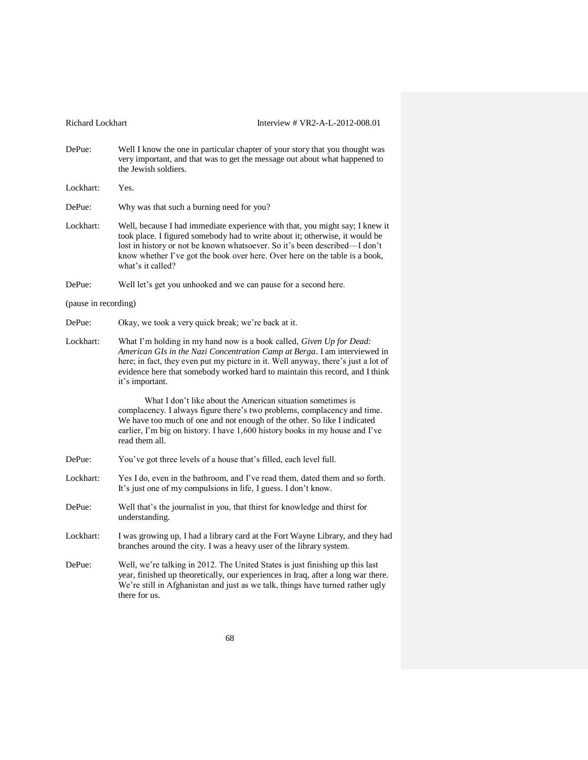DePue: Well I know the one in particular chapter of your story that you thought was very important, and that was to get the message out about what happened to the Jewish soldiers.

Lockhart: Yes.

DePue: Why was that such a burning need for you?

Lockhart: Well, because I had immediate experience with that, you might say; I knew it took place. I figured somebody had to write about it; otherwise, it would be lost in history or not be known whatsoever. So it's been described—I don't know whether I've got the book over here. Over here on the table is a book, what's it called?

DePue: Well let's get you unhooked and we can pause for a second here.

(pause in recording)

DePue: Okay, we took a very quick break; we're back at it.

Lockhart: What I'm holding in my hand now is a book called, *Given Up for Dead: American GIs in the Nazi Concentration Camp at Berga*. I am interviewed in here; in fact, they even put my picture in it. Well anyway, there's just a lot of evidence here that somebody worked hard to maintain this record, and I think it's important.

What I don't like about the American situation sometimes is complacency. I always figure there's two problems, complacency and time. We have too much of one and not enough of the other. So like I indicated earlier, I'm big on history. I have 1,600 history books in my house and I've read them all.

DePue: You've got three levels of a house that's filled, each level full.

Lockhart: Yes I do, even in the bathroom, and I've read them, dated them and so forth. It's just one of my compulsions in life, I guess. I don't know.

DePue: Well that's the journalist in you, that thirst for knowledge and thirst for understanding.

Lockhart: I was growing up, I had a library card at the Fort Wayne Library, and they had branches around the city. I was a heavy user of the library system.

DePue: Well, we're talking in 2012. The United States is just finishing up this last year, finished up theoretically, our experiences in Iraq, after a long war there. We're still in Afghanistan and just as we talk, things have turned rather ugly there for us.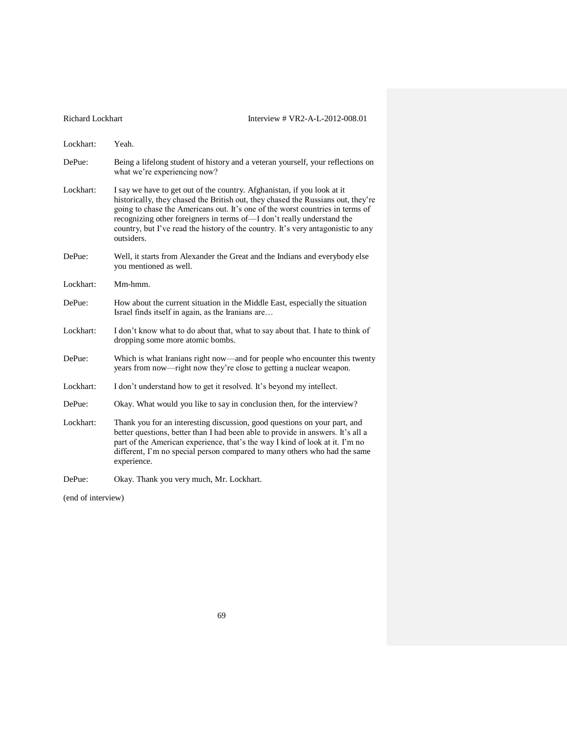Lockhart: Yeah.

DePue: Being a lifelong student of history and a veteran yourself, your reflections on what we're experiencing now?

Lockhart: I say we have to get out of the country. Afghanistan, if you look at it historically, they chased the British out, they chased the Russians out, they're going to chase the Americans out. It's one of the worst countries in terms of recognizing other foreigners in terms of—I don't really understand the country, but I've read the history of the country. It's very antagonistic to any outsiders.

DePue: Well, it starts from Alexander the Great and the Indians and everybody else you mentioned as well.

Lockhart: Mm-hmm.

DePue: How about the current situation in the Middle East, especially the situation Israel finds itself in again, as the Iranians are…

Lockhart: I don't know what to do about that, what to say about that. I hate to think of dropping some more atomic bombs.

DePue: Which is what Iranians right now—and for people who encounter this twenty years from now—right now they're close to getting a nuclear weapon.

Lockhart: I don't understand how to get it resolved. It's beyond my intellect.

DePue: Okay. What would you like to say in conclusion then, for the interview?

Lockhart: Thank you for an interesting discussion, good questions on your part, and better questions, better than I had been able to provide in answers. It's all a part of the American experience, that's the way I kind of look at it. I'm no different, I'm no special person compared to many others who had the same experience.

DePue: Okay. Thank you very much, Mr. Lockhart.

(end of interview)